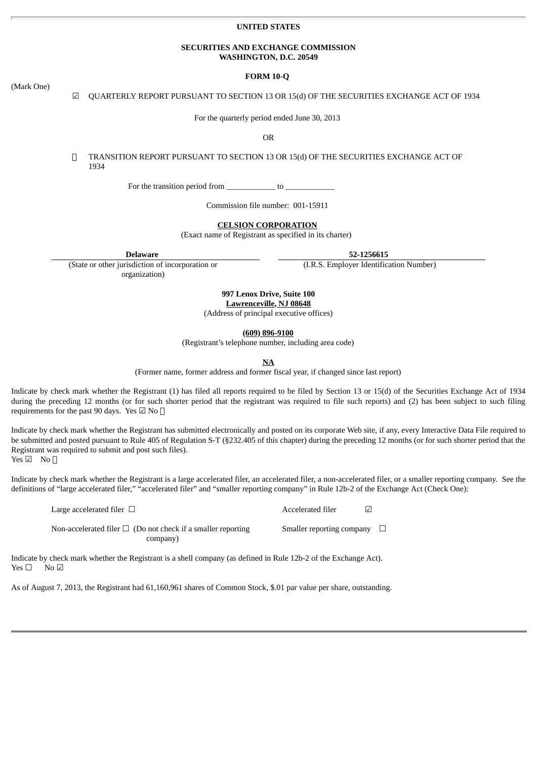**UNITED STATES**

**SECURITIES AND EXCHANGE COMMISSION**
**WASHINGTON, D.C. 20549**

**FORM 10-Q**

(Mark One)

☑ QUARTERLY REPORT PURSUANT TO SECTION 13 OR 15(d) OF THE SECURITIES EXCHANGE ACT OF 1934

For the quarterly period ended June 30, 2013

OR

☐ TRANSITION REPORT PURSUANT TO SECTION 13 OR 15(d) OF THE SECURITIES EXCHANGE ACT OF 1934

For the transition period from ____________ to ____________

Commission file number: 001-15911

**CELSION CORPORATION**
(Exact name of Registrant as specified in its charter)

| **Delaware** | **52-1256615** |
|---|---|
| (State or other jurisdiction of incorporation or organization) | (I.R.S. Employer Identification Number) |

**997 Lenox Drive, Suite 100**
**Lawrenceville, NJ 08648**
(Address of principal executive offices)

**(609) 896-9100**
(Registrant's telephone number, including area code)

**NA**
(Former name, former address and former fiscal year, if changed since last report)

Indicate by check mark whether the Registrant (1) has filed all reports required to be filed by Section 13 or 15(d) of the Securities Exchange Act of 1934 during the preceding 12 months (or for such shorter period that the registrant was required to file such reports) and (2) has been subject to such filing requirements for the past 90 days. Yes ☑ No ☐

Indicate by check mark whether the Registrant has submitted electronically and posted on its corporate Web site, if any, every Interactive Data File required to be submitted and posted pursuant to Rule 405 of Regulation S-T (§232.405 of this chapter) during the preceding 12 months (or for such shorter period that the Registrant was required to submit and post such files).
Yes ☑ No ☐

Indicate by check mark whether the Registrant is a large accelerated filer, an accelerated filer, a non-accelerated filer, or a smaller reporting company. See the definitions of "large accelerated filer," "accelerated filer" and "smaller reporting company" in Rule 12b-2 of the Exchange Act (Check One):

| | |
|---|---|
| Large accelerated filer ☐ | Accelerated filer ☑ |
| Non-accelerated filer ☐ (Do not check if a smaller reporting company) | Smaller reporting company ☐ |

Indicate by check mark whether the Registrant is a shell company (as defined in Rule 12b-2 of the Exchange Act).
Yes ☐ No ☑

As of August 7, 2013, the Registrant had 61,160,961 shares of Common Stock, $.01 par value per share, outstanding.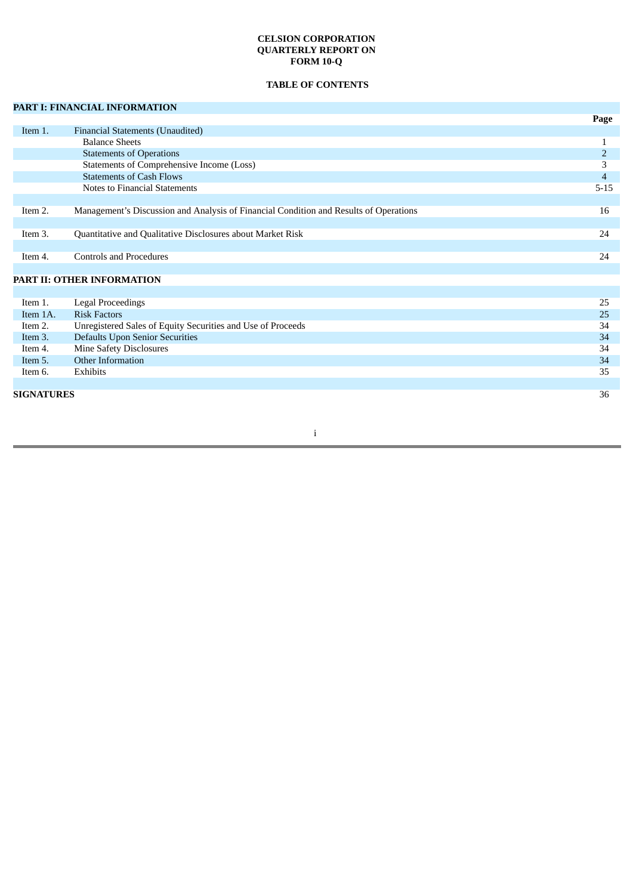**CELSION CORPORATION**
**QUARTERLY REPORT ON**
**FORM 10-Q**

**TABLE OF CONTENTS**

| **PART I: FINANCIAL INFORMATION** | | |
|---|---|---|
| | | **Page** |
| Item 1. | Financial Statements (Unaudited) | |
| | Balance Sheets | 1 |
| | Statements of Operations | 2 |
| | Statements of Comprehensive Income (Loss) | 3 |
| | Statements of Cash Flows | 4 |
| | Notes to Financial Statements | 5-15 |
| Item 2. | Management's Discussion and Analysis of Financial Condition and Results of Operations | 16 |
| Item 3. | Quantitative and Qualitative Disclosures about Market Risk | 24 |
| Item 4. | Controls and Procedures | 24 |
| **PART II: OTHER INFORMATION** | | |
| Item 1. | Legal Proceedings | 25 |
| Item 1A. | Risk Factors | 25 |
| Item 2. | Unregistered Sales of Equity Securities and Use of Proceeds | 34 |
| Item 3. | Defaults Upon Senior Securities | 34 |
| Item 4. | Mine Safety Disclosures | 34 |
| Item 5. | Other Information | 34 |
| Item 6. | Exhibits | 35 |
| **SIGNATURES** | | 36 |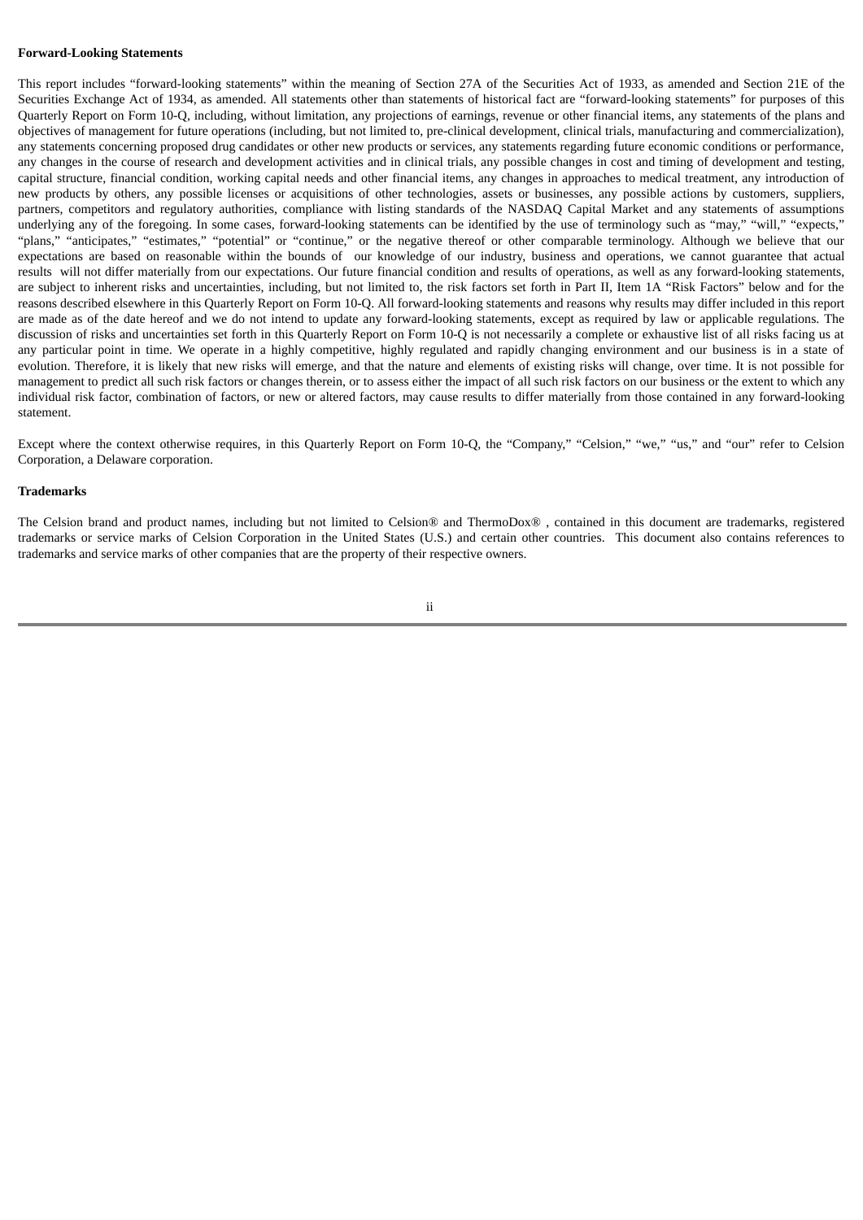**Forward-Looking Statements**

This report includes "forward-looking statements" within the meaning of Section 27A of the Securities Act of 1933, as amended and Section 21E of the Securities Exchange Act of 1934, as amended. All statements other than statements of historical fact are "forward-looking statements" for purposes of this Quarterly Report on Form 10-Q, including, without limitation, any projections of earnings, revenue or other financial items, any statements of the plans and objectives of management for future operations (including, but not limited to, pre-clinical development, clinical trials, manufacturing and commercialization), any statements concerning proposed drug candidates or other new products or services, any statements regarding future economic conditions or performance, any changes in the course of research and development activities and in clinical trials, any possible changes in cost and timing of development and testing, capital structure, financial condition, working capital needs and other financial items, any changes in approaches to medical treatment, any introduction of new products by others, any possible licenses or acquisitions of other technologies, assets or businesses, any possible actions by customers, suppliers, partners, competitors and regulatory authorities, compliance with listing standards of the NASDAQ Capital Market and any statements of assumptions underlying any of the foregoing. In some cases, forward-looking statements can be identified by the use of terminology such as "may," "will," "expects," "plans," "anticipates," "estimates," "potential" or "continue," or the negative thereof or other comparable terminology. Although we believe that our expectations are based on reasonable within the bounds of our knowledge of our industry, business and operations, we cannot guarantee that actual results will not differ materially from our expectations. Our future financial condition and results of operations, as well as any forward-looking statements, are subject to inherent risks and uncertainties, including, but not limited to, the risk factors set forth in Part II, Item 1A "Risk Factors" below and for the reasons described elsewhere in this Quarterly Report on Form 10-Q. All forward-looking statements and reasons why results may differ included in this report are made as of the date hereof and we do not intend to update any forward-looking statements, except as required by law or applicable regulations. The discussion of risks and uncertainties set forth in this Quarterly Report on Form 10-Q is not necessarily a complete or exhaustive list of all risks facing us at any particular point in time. We operate in a highly competitive, highly regulated and rapidly changing environment and our business is in a state of evolution. Therefore, it is likely that new risks will emerge, and that the nature and elements of existing risks will change, over time. It is not possible for management to predict all such risk factors or changes therein, or to assess either the impact of all such risk factors on our business or the extent to which any individual risk factor, combination of factors, or new or altered factors, may cause results to differ materially from those contained in any forward-looking statement.

Except where the context otherwise requires, in this Quarterly Report on Form 10-Q, the "Company," "Celsion," "we," "us," and "our" refer to Celsion Corporation, a Delaware corporation.

**Trademarks**

The Celsion brand and product names, including but not limited to Celsion® and ThermoDox® , contained in this document are trademarks, registered trademarks or service marks of Celsion Corporation in the United States (U.S.) and certain other countries. This document also contains references to trademarks and service marks of other companies that are the property of their respective owners.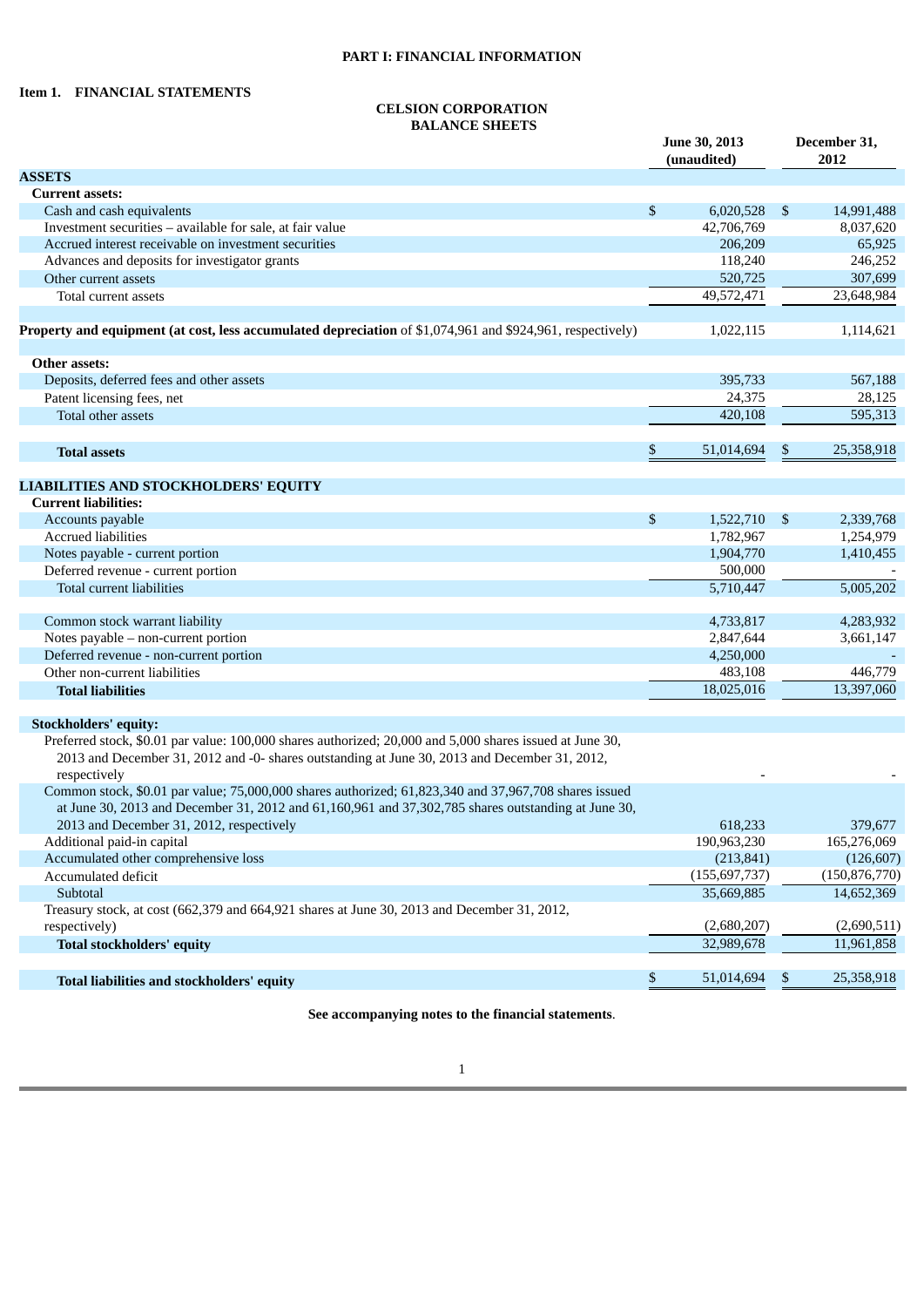## PART I: FINANCIAL INFORMATION

### Item 1. FINANCIAL STATEMENTS

### CELSION CORPORATION
### BALANCE SHEETS

| | June 30, 2013 (unaudited) | December 31, 2012 |
|---|---|---|
| **ASSETS** | | |
| **Current assets:** | | |
| Cash and cash equivalents | $ 6,020,528 | $ 14,991,488 |
| Investment securities – available for sale, at fair value | 42,706,769 | 8,037,620 |
| Accrued interest receivable on investment securities | 206,209 | 65,925 |
| Advances and deposits for investigator grants | 118,240 | 246,252 |
| Other current assets | 520,725 | 307,699 |
| Total current assets | 49,572,471 | 23,648,984 |
| | | |
| **Property and equipment (at cost, less accumulated depreciation** of $1,074,961 and $924,961, respectively) | 1,022,115 | 1,114,621 |
| | | |
| **Other assets:** | | |
| Deposits, deferred fees and other assets | 395,733 | 567,188 |
| Patent licensing fees, net | 24,375 | 28,125 |
| Total other assets | 420,108 | 595,313 |
| | | |
| **Total assets** | $ 51,014,694 | $ 25,358,918 |
| | | |
| **LIABILITIES AND STOCKHOLDERS' EQUITY** | | |
| **Current liabilities:** | | |
| Accounts payable | $ 1,522,710 | $ 2,339,768 |
| Accrued liabilities | 1,782,967 | 1,254,979 |
| Notes payable - current portion | 1,904,770 | 1,410,455 |
| Deferred revenue - current portion | 500,000 | - |
| Total current liabilities | 5,710,447 | 5,005,202 |
| | | |
| Common stock warrant liability | 4,733,817 | 4,283,932 |
| Notes payable – non-current portion | 2,847,644 | 3,661,147 |
| Deferred revenue - non-current portion | 4,250,000 | - |
| Other non-current liabilities | 483,108 | 446,779 |
| **Total liabilities** | 18,025,016 | 13,397,060 |
| | | |
| **Stockholders' equity:** | | |
| Preferred stock, $0.01 par value: 100,000 shares authorized; 20,000 and 5,000 shares issued at June 30, 2013 and December 31, 2012 and -0- shares outstanding at June 30, 2013 and December 31, 2012, respectively | - | - |
| Common stock, $0.01 par value; 75,000,000 shares authorized; 61,823,340 and 37,967,708 shares issued at June 30, 2013 and December 31, 2012 and 61,160,961 and 37,302,785 shares outstanding at June 30, 2013 and December 31, 2012, respectively | 618,233 | 379,677 |
| Additional paid-in capital | 190,963,230 | 165,276,069 |
| Accumulated other comprehensive loss | (213,841) | (126,607) |
| Accumulated deficit | (155,697,737) | (150,876,770) |
| Subtotal | 35,669,885 | 14,652,369 |
| Treasury stock, at cost (662,379 and 664,921 shares at June 30, 2013 and December 31, 2012, respectively) | (2,680,207) | (2,690,511) |
| **Total stockholders' equity** | 32,989,678 | 11,961,858 |
| | | |
| **Total liabilities and stockholders' equity** | $ 51,014,694 | $ 25,358,918 |

**See accompanying notes to the financial statements**.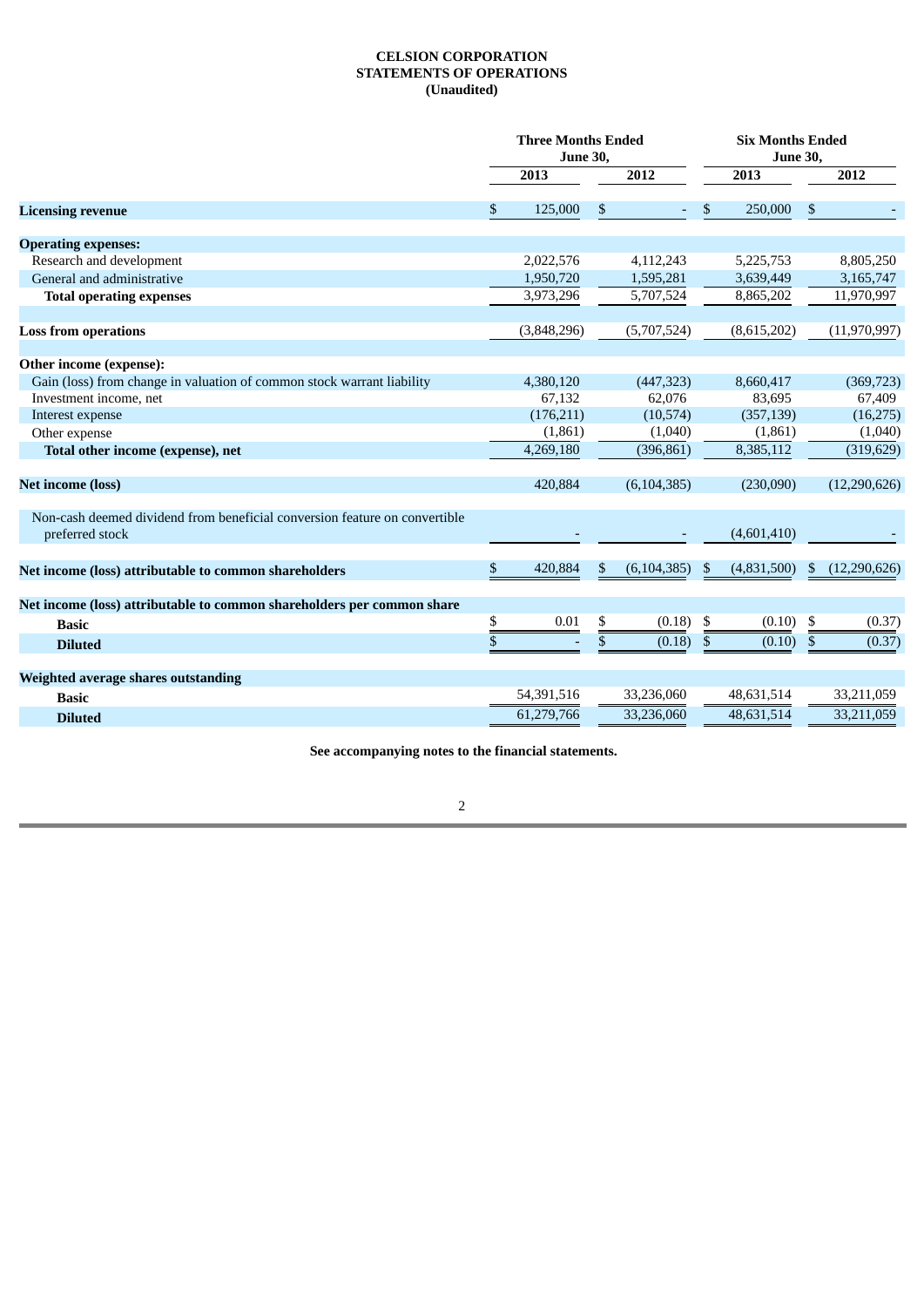**CELSION CORPORATION**
**STATEMENTS OF OPERATIONS**
**(Unaudited)**

| | Three Months Ended June 30, | | Six Months Ended June 30, | |
|---|---|---|---|---|
| | 2013 | 2012 | 2013 | 2012 |
| **Licensing revenue** | $ 125,000 | $ - | $ 250,000 | $ - |
| **Operating expenses:** | | | | |
| Research and development | 2,022,576 | 4,112,243 | 5,225,753 | 8,805,250 |
| General and administrative | 1,950,720 | 1,595,281 | 3,639,449 | 3,165,747 |
| **Total operating expenses** | 3,973,296 | 5,707,524 | 8,865,202 | 11,970,997 |
| **Loss from operations** | (3,848,296) | (5,707,524) | (8,615,202) | (11,970,997) |
| **Other income (expense):** | | | | |
| Gain (loss) from change in valuation of common stock warrant liability | 4,380,120 | (447,323) | 8,660,417 | (369,723) |
| Investment income, net | 67,132 | 62,076 | 83,695 | 67,409 |
| Interest expense | (176,211) | (10,574) | (357,139) | (16,275) |
| Other expense | (1,861) | (1,040) | (1,861) | (1,040) |
| **Total other income (expense), net** | 4,269,180 | (396,861) | 8,385,112 | (319,629) |
| **Net income (loss)** | 420,884 | (6,104,385) | (230,090) | (12,290,626) |
| Non-cash deemed dividend from beneficial conversion feature on convertible preferred stock | - | - | (4,601,410) | - |
| **Net income (loss) attributable to common shareholders** | $ 420,884 | $ (6,104,385) | $ (4,831,500) | $ (12,290,626) |
| **Net income (loss) attributable to common shareholders per common share** | | | | |
| **Basic** | $ 0.01 | $ (0.18) | $ (0.10) | $ (0.37) |
| **Diluted** | $ - | $ (0.18) | $ (0.10) | $ (0.37) |
| **Weighted average shares outstanding** | | | | |
| **Basic** | 54,391,516 | 33,236,060 | 48,631,514 | 33,211,059 |
| **Diluted** | 61,279,766 | 33,236,060 | 48,631,514 | 33,211,059 |

**See accompanying notes to the financial statements.**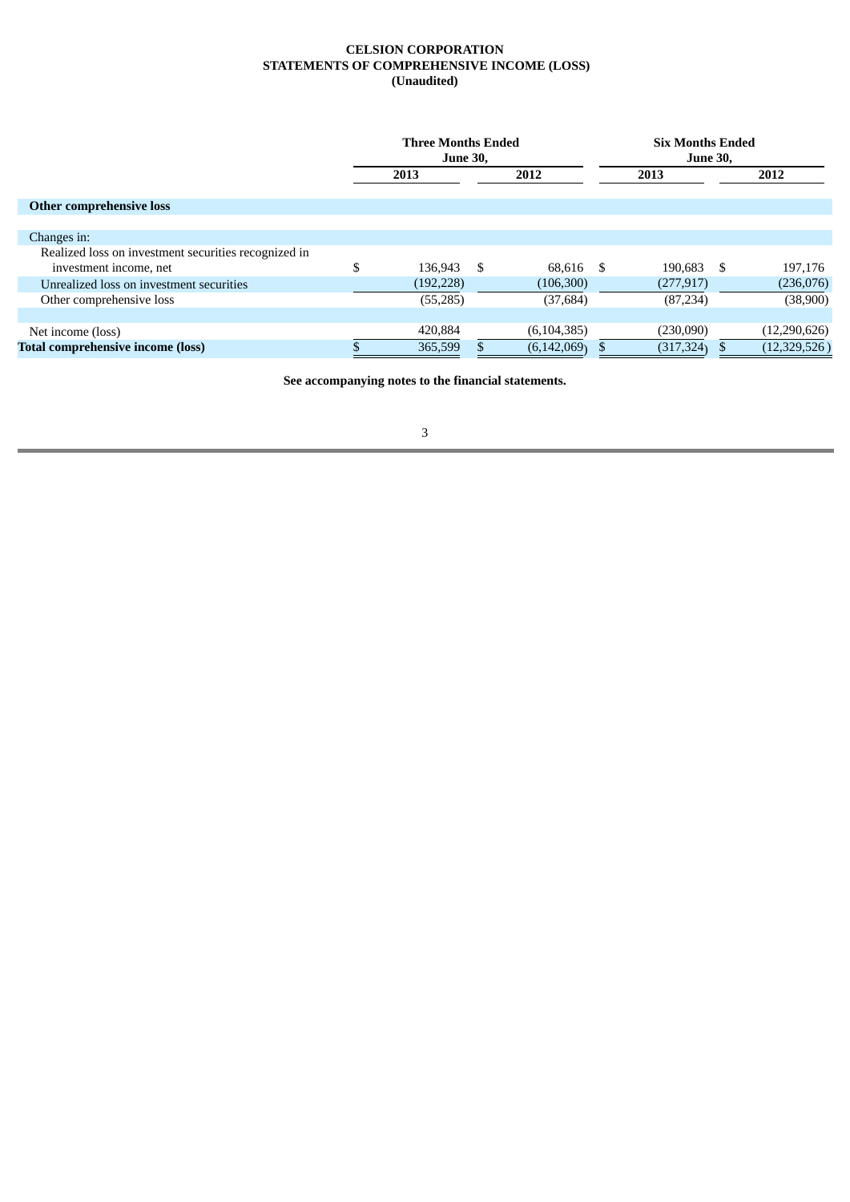**CELSION CORPORATION**
**STATEMENTS OF COMPREHENSIVE INCOME (LOSS)**
**(Unaudited)**

| | Three Months Ended June 30, | | Six Months Ended June 30, | |
|---|---|---|---|---|
| | 2013 | 2012 | 2013 | 2012 |
| **Other comprehensive loss** | | | | |
| Changes in: | | | | |
| Realized loss on investment securities recognized in investment income, net | $ 136,943 | $ 68,616 | $ 190,683 | $ 197,176 |
| Unrealized loss on investment securities | (192,228) | (106,300) | (277,917) | (236,076) |
| Other comprehensive loss | (55,285) | (37,684) | (87,234) | (38,900) |
| | | | | |
| Net income (loss) | 420,884 | (6,104,385) | (230,090) | (12,290,626) |
| **Total comprehensive income (loss)** | $ 365,599 | $ (6,142,069) | $ (317,324) | $ (12,329,526) |

**See accompanying notes to the financial statements.**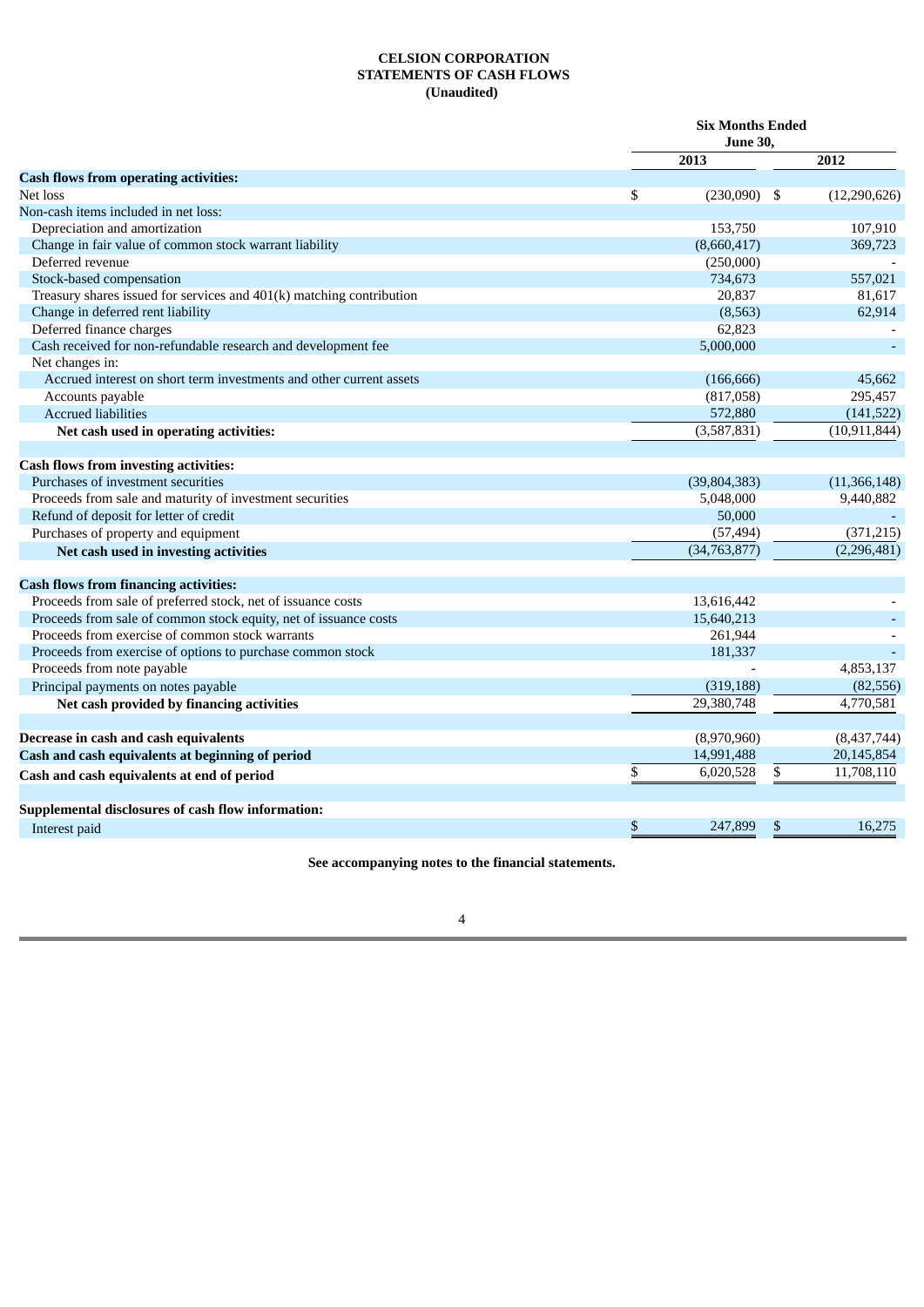**CELSION CORPORATION**
**STATEMENTS OF CASH FLOWS**
**(Unaudited)**

| | Six Months Ended June 30, | |
|---|---|---|
| | 2013 | 2012 |
| **Cash flows from operating activities:** | | |
| Net loss | $ (230,090) | $ (12,290,626) |
| Non-cash items included in net loss: | | |
| Depreciation and amortization | 153,750 | 107,910 |
| Change in fair value of common stock warrant liability | (8,660,417) | 369,723 |
| Deferred revenue | (250,000) | - |
| Stock-based compensation | 734,673 | 557,021 |
| Treasury shares issued for services and 401(k) matching contribution | 20,837 | 81,617 |
| Change in deferred rent liability | (8,563) | 62,914 |
| Deferred finance charges | 62,823 | - |
| Cash received for non-refundable research and development fee | 5,000,000 | - |
| Net changes in: | | |
| Accrued interest on short term investments and other current assets | (166,666) | 45,662 |
| Accounts payable | (817,058) | 295,457 |
| Accrued liabilities | 572,880 | (141,522) |
| **Net cash used in operating activities:** | (3,587,831) | (10,911,844) |
| | | |
| **Cash flows from investing activities:** | | |
| Purchases of investment securities | (39,804,383) | (11,366,148) |
| Proceeds from sale and maturity of investment securities | 5,048,000 | 9,440,882 |
| Refund of deposit for letter of credit | 50,000 | - |
| Purchases of property and equipment | (57,494) | (371,215) |
| **Net cash used in investing activities** | (34,763,877) | (2,296,481) |
| | | |
| **Cash flows from financing activities:** | | |
| Proceeds from sale of preferred stock, net of issuance costs | 13,616,442 | - |
| Proceeds from sale of common stock equity, net of issuance costs | 15,640,213 | - |
| Proceeds from exercise of common stock warrants | 261,944 | - |
| Proceeds from exercise of options to purchase common stock | 181,337 | - |
| Proceeds from note payable | - | 4,853,137 |
| Principal payments on notes payable | (319,188) | (82,556) |
| **Net cash provided by financing activities** | 29,380,748 | 4,770,581 |
| | | |
| **Decrease in cash and cash equivalents** | (8,970,960) | (8,437,744) |
| **Cash and cash equivalents at beginning of period** | 14,991,488 | 20,145,854 |
| **Cash and cash equivalents at end of period** | $ 6,020,528 | $ 11,708,110 |
| | | |
| **Supplemental disclosures of cash flow information:** | | |
| Interest paid | $ 247,899 | $ 16,275 |

**See accompanying notes to the financial statements.**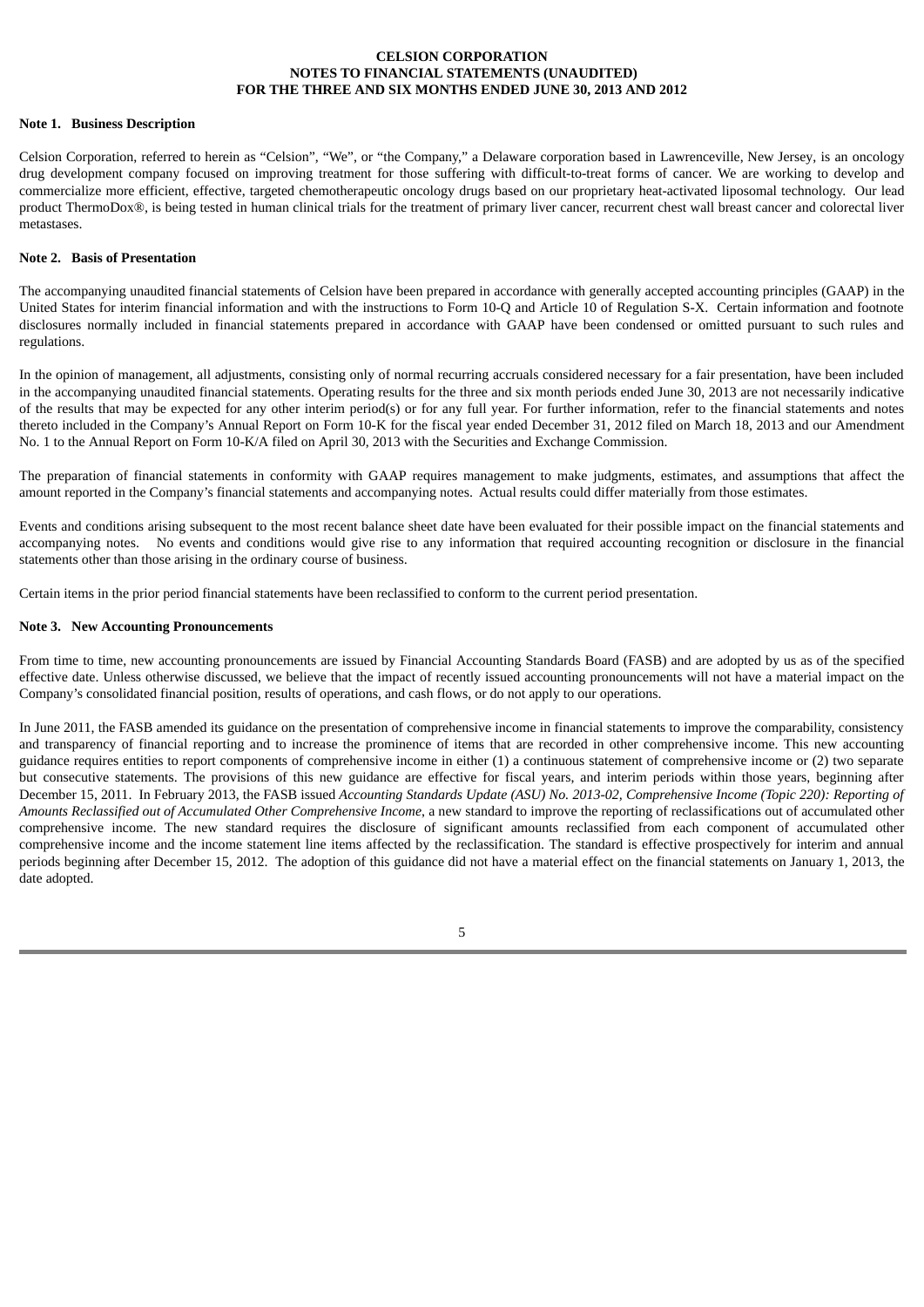**CELSION CORPORATION**
**NOTES TO FINANCIAL STATEMENTS (UNAUDITED)**
**FOR THE THREE AND SIX MONTHS ENDED JUNE 30, 2013 AND 2012**

**Note 1. Business Description**

Celsion Corporation, referred to herein as "Celsion", "We", or "the Company," a Delaware corporation based in Lawrenceville, New Jersey, is an oncology drug development company focused on improving treatment for those suffering with difficult-to-treat forms of cancer. We are working to develop and commercialize more efficient, effective, targeted chemotherapeutic oncology drugs based on our proprietary heat-activated liposomal technology. Our lead product ThermoDox®, is being tested in human clinical trials for the treatment of primary liver cancer, recurrent chest wall breast cancer and colorectal liver metastases.

**Note 2. Basis of Presentation**

The accompanying unaudited financial statements of Celsion have been prepared in accordance with generally accepted accounting principles (GAAP) in the United States for interim financial information and with the instructions to Form 10-Q and Article 10 of Regulation S-X. Certain information and footnote disclosures normally included in financial statements prepared in accordance with GAAP have been condensed or omitted pursuant to such rules and regulations.

In the opinion of management, all adjustments, consisting only of normal recurring accruals considered necessary for a fair presentation, have been included in the accompanying unaudited financial statements. Operating results for the three and six month periods ended June 30, 2013 are not necessarily indicative of the results that may be expected for any other interim period(s) or for any full year. For further information, refer to the financial statements and notes thereto included in the Company's Annual Report on Form 10-K for the fiscal year ended December 31, 2012 filed on March 18, 2013 and our Amendment No. 1 to the Annual Report on Form 10-K/A filed on April 30, 2013 with the Securities and Exchange Commission.

The preparation of financial statements in conformity with GAAP requires management to make judgments, estimates, and assumptions that affect the amount reported in the Company's financial statements and accompanying notes. Actual results could differ materially from those estimates.

Events and conditions arising subsequent to the most recent balance sheet date have been evaluated for their possible impact on the financial statements and accompanying notes. No events and conditions would give rise to any information that required accounting recognition or disclosure in the financial statements other than those arising in the ordinary course of business.

Certain items in the prior period financial statements have been reclassified to conform to the current period presentation.

**Note 3. New Accounting Pronouncements**

From time to time, new accounting pronouncements are issued by Financial Accounting Standards Board (FASB) and are adopted by us as of the specified effective date. Unless otherwise discussed, we believe that the impact of recently issued accounting pronouncements will not have a material impact on the Company's consolidated financial position, results of operations, and cash flows, or do not apply to our operations.

In June 2011, the FASB amended its guidance on the presentation of comprehensive income in financial statements to improve the comparability, consistency and transparency of financial reporting and to increase the prominence of items that are recorded in other comprehensive income. This new accounting guidance requires entities to report components of comprehensive income in either (1) a continuous statement of comprehensive income or (2) two separate but consecutive statements. The provisions of this new guidance are effective for fiscal years, and interim periods within those years, beginning after December 15, 2011. In February 2013, the FASB issued *Accounting Standards Update (ASU) No. 2013-02, Comprehensive Income (Topic 220): Reporting of Amounts Reclassified out of Accumulated Other Comprehensive Income*, a new standard to improve the reporting of reclassifications out of accumulated other comprehensive income. The new standard requires the disclosure of significant amounts reclassified from each component of accumulated other comprehensive income and the income statement line items affected by the reclassification. The standard is effective prospectively for interim and annual periods beginning after December 15, 2012. The adoption of this guidance did not have a material effect on the financial statements on January 1, 2013, the date adopted.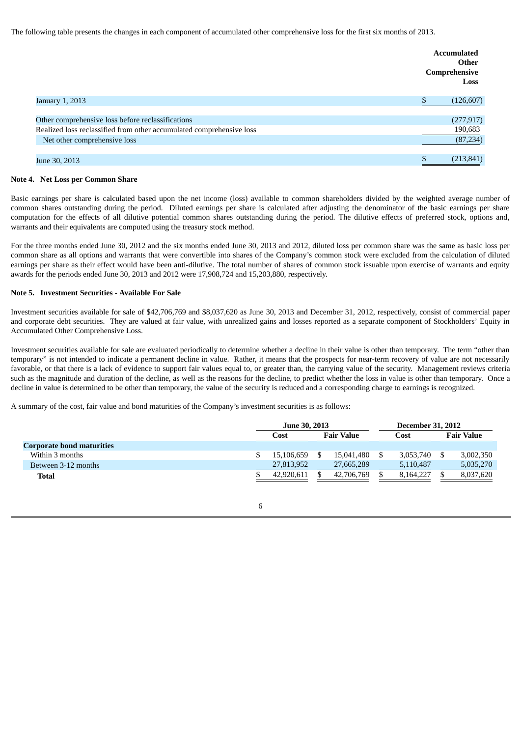The following table presents the changes in each component of accumulated other comprehensive loss for the first six months of 2013.

| | Accumulated Other Comprehensive Loss |
|---|---|
| January 1, 2013 | $ (126,607) |
| Other comprehensive loss before reclassifications | (277,917) |
| Realized loss reclassified from other accumulated comprehensive loss | 190,683 |
| Net other comprehensive loss | (87,234) |
| June 30, 2013 | $ (213,841) |

**Note 4. Net Loss per Common Share**

Basic earnings per share is calculated based upon the net income (loss) available to common shareholders divided by the weighted average number of common shares outstanding during the period. Diluted earnings per share is calculated after adjusting the denominator of the basic earnings per share computation for the effects of all dilutive potential common shares outstanding during the period. The dilutive effects of preferred stock, options and, warrants and their equivalents are computed using the treasury stock method.

For the three months ended June 30, 2012 and the six months ended June 30, 2013 and 2012, diluted loss per common share was the same as basic loss per common share as all options and warrants that were convertible into shares of the Company's common stock were excluded from the calculation of diluted earnings per share as their effect would have been anti-dilutive. The total number of shares of common stock issuable upon exercise of warrants and equity awards for the periods ended June 30, 2013 and 2012 were 17,908,724 and 15,203,880, respectively.

**Note 5. Investment Securities - Available For Sale**

Investment securities available for sale of $42,706,769 and $8,037,620 as June 30, 2013 and December 31, 2012, respectively, consist of commercial paper and corporate debt securities. They are valued at fair value, with unrealized gains and losses reported as a separate component of Stockholders' Equity in Accumulated Other Comprehensive Loss.

Investment securities available for sale are evaluated periodically to determine whether a decline in their value is other than temporary. The term "other than temporary" is not intended to indicate a permanent decline in value. Rather, it means that the prospects for near-term recovery of value are not necessarily favorable, or that there is a lack of evidence to support fair values equal to, or greater than, the carrying value of the security. Management reviews criteria such as the magnitude and duration of the decline, as well as the reasons for the decline, to predict whether the loss in value is other than temporary. Once a decline in value is determined to be other than temporary, the value of the security is reduced and a corresponding charge to earnings is recognized.

A summary of the cost, fair value and bond maturities of the Company's investment securities is as follows:

| | June 30, 2013 | | December 31, 2012 | |
|---|---|---|---|---|
| | Cost | Fair Value | Cost | Fair Value |
| **Corporate bond maturities** | | | | |
| Within 3 months | $ 15,106,659 | $ 15,041,480 | $ 3,053,740 | $ 3,002,350 |
| Between 3-12 months | 27,813,952 | 27,665,289 | 5,110,487 | 5,035,270 |
| **Total** | $ 42,920,611 | $ 42,706,769 | $ 8,164,227 | $ 8,037,620 |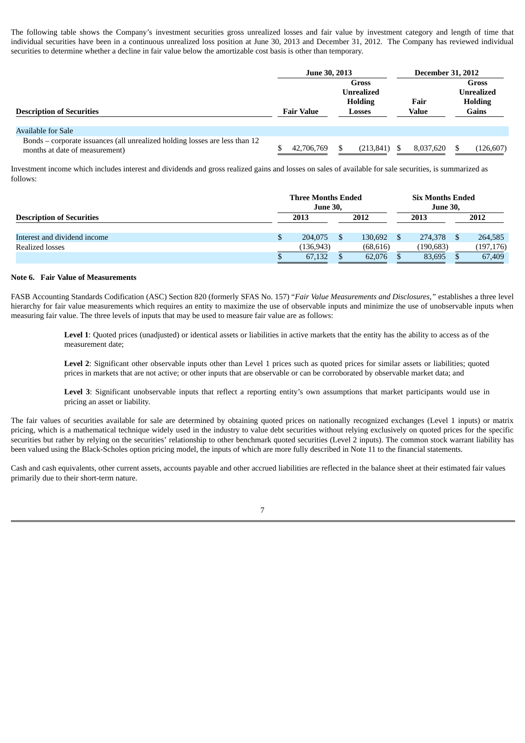The following table shows the Company's investment securities gross unrealized losses and fair value by investment category and length of time that individual securities have been in a continuous unrealized loss position at June 30, 2013 and December 31, 2012. The Company has reviewed individual securities to determine whether a decline in fair value below the amortizable cost basis is other than temporary.

| | June 30, 2013 | | December 31, 2012 | |
|---|---|---|---|---|
| **Description of Securities** | **Fair Value** | **Gross Unrealized Holding Losses** | **Fair Value** | **Gross Unrealized Holding Gains** |
| Available for Sale | | | | |
| Bonds – corporate issuances (all unrealized holding losses are less than 12 months at date of measurement) | $ 42,706,769 | $ (213,841) | $ 8,037,620 | $ (126,607) |

Investment income which includes interest and dividends and gross realized gains and losses on sales of available for sale securities, is summarized as follows:

| | Three Months Ended June 30, | | Six Months Ended June 30, | |
|---|---|---|---|---|
| **Description of Securities** | **2013** | **2012** | **2013** | **2012** |
| Interest and dividend income | $ 204,075 | $ 130,692 | $ 274,378 | $ 264,585 |
| Realized losses | (136,943) | (68,616) | (190,683) | (197,176) |
| | $ 67,132 | $ 62,076 | $ 83,695 | $ 67,409 |

**Note 6. Fair Value of Measurements**

FASB Accounting Standards Codification (ASC) Section 820 (formerly SFAS No. 157) "*Fair Value Measurements and Disclosures,"* establishes a three level hierarchy for fair value measurements which requires an entity to maximize the use of observable inputs and minimize the use of unobservable inputs when measuring fair value. The three levels of inputs that may be used to measure fair value are as follows:

> **Level 1**: Quoted prices (unadjusted) or identical assets or liabilities in active markets that the entity has the ability to access as of the measurement date;
>
> **Level 2**: Significant other observable inputs other than Level 1 prices such as quoted prices for similar assets or liabilities; quoted prices in markets that are not active; or other inputs that are observable or can be corroborated by observable market data; and
>
> **Level 3**: Significant unobservable inputs that reflect a reporting entity's own assumptions that market participants would use in pricing an asset or liability.

The fair values of securities available for sale are determined by obtaining quoted prices on nationally recognized exchanges (Level 1 inputs) or matrix pricing, which is a mathematical technique widely used in the industry to value debt securities without relying exclusively on quoted prices for the specific securities but rather by relying on the securities' relationship to other benchmark quoted securities (Level 2 inputs). The common stock warrant liability has been valued using the Black-Scholes option pricing model, the inputs of which are more fully described in Note 11 to the financial statements.

Cash and cash equivalents, other current assets, accounts payable and other accrued liabilities are reflected in the balance sheet at their estimated fair values primarily due to their short-term nature.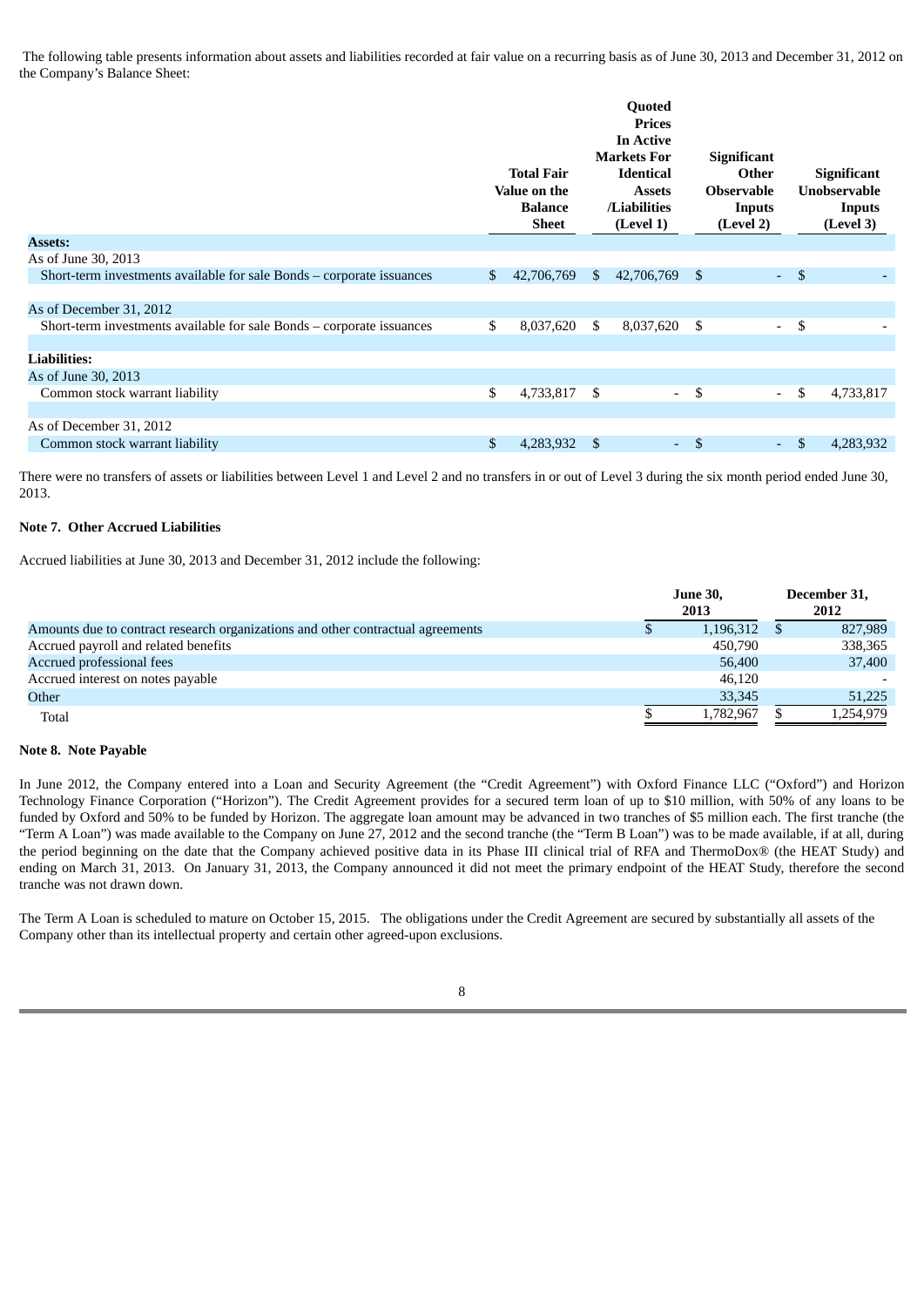The following table presents information about assets and liabilities recorded at fair value on a recurring basis as of June 30, 2013 and December 31, 2012 on the Company's Balance Sheet:

| | Total Fair Value on the Balance Sheet | Quoted Prices In Active Markets For Identical Assets /Liabilities (Level 1) | Significant Other Observable Inputs (Level 2) | Significant Unobservable Inputs (Level 3) |
|---|---|---|---|---|
| **Assets:** | | | | |
| As of June 30, 2013 | | | | |
| Short-term investments available for sale Bonds – corporate issuances | $ 42,706,769 | $ 42,706,769 | $ - | $ - |
| As of December 31, 2012 | | | | |
| Short-term investments available for sale Bonds – corporate issuances | $ 8,037,620 | $ 8,037,620 | $ - | $ - |
| **Liabilities:** | | | | |
| As of June 30, 2013 | | | | |
| Common stock warrant liability | $ 4,733,817 | $ - | $ - | $ 4,733,817 |
| As of December 31, 2012 | | | | |
| Common stock warrant liability | $ 4,283,932 | $ - | $ - | $ 4,283,932 |

There were no transfers of assets or liabilities between Level 1 and Level 2 and no transfers in or out of Level 3 during the six month period ended June 30, 2013.

**Note 7. Other Accrued Liabilities**

Accrued liabilities at June 30, 2013 and December 31, 2012 include the following:

| | June 30, 2013 | December 31, 2012 |
|---|---|---|
| Amounts due to contract research organizations and other contractual agreements | $ 1,196,312 | $ 827,989 |
| Accrued payroll and related benefits | 450,790 | 338,365 |
| Accrued professional fees | 56,400 | 37,400 |
| Accrued interest on notes payable | 46,120 | - |
| Other | 33,345 | 51,225 |
| Total | $ 1,782,967 | $ 1,254,979 |

**Note 8. Note Payable**

In June 2012, the Company entered into a Loan and Security Agreement (the "Credit Agreement") with Oxford Finance LLC ("Oxford") and Horizon Technology Finance Corporation ("Horizon"). The Credit Agreement provides for a secured term loan of up to $10 million, with 50% of any loans to be funded by Oxford and 50% to be funded by Horizon. The aggregate loan amount may be advanced in two tranches of $5 million each. The first tranche (the "Term A Loan") was made available to the Company on June 27, 2012 and the second tranche (the "Term B Loan") was to be made available, if at all, during the period beginning on the date that the Company achieved positive data in its Phase III clinical trial of RFA and ThermoDox® (the HEAT Study) and ending on March 31, 2013. On January 31, 2013, the Company announced it did not meet the primary endpoint of the HEAT Study, therefore the second tranche was not drawn down.

The Term A Loan is scheduled to mature on October 15, 2015. The obligations under the Credit Agreement are secured by substantially all assets of the Company other than its intellectual property and certain other agreed-upon exclusions.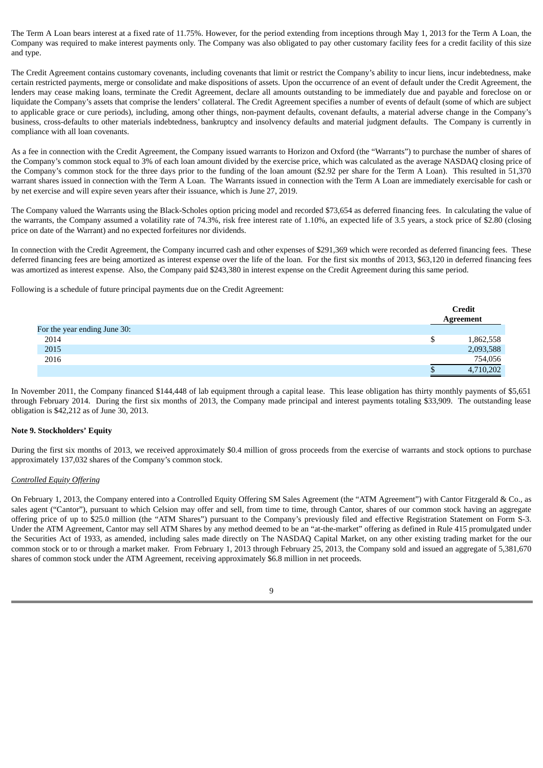The Term A Loan bears interest at a fixed rate of 11.75%. However, for the period extending from inceptions through May 1, 2013 for the Term A Loan, the Company was required to make interest payments only. The Company was also obligated to pay other customary facility fees for a credit facility of this size and type.

The Credit Agreement contains customary covenants, including covenants that limit or restrict the Company's ability to incur liens, incur indebtedness, make certain restricted payments, merge or consolidate and make dispositions of assets. Upon the occurrence of an event of default under the Credit Agreement, the lenders may cease making loans, terminate the Credit Agreement, declare all amounts outstanding to be immediately due and payable and foreclose on or liquidate the Company's assets that comprise the lenders' collateral. The Credit Agreement specifies a number of events of default (some of which are subject to applicable grace or cure periods), including, among other things, non-payment defaults, covenant defaults, a material adverse change in the Company's business, cross-defaults to other materials indebtedness, bankruptcy and insolvency defaults and material judgment defaults. The Company is currently in compliance with all loan covenants.

As a fee in connection with the Credit Agreement, the Company issued warrants to Horizon and Oxford (the "Warrants") to purchase the number of shares of the Company's common stock equal to 3% of each loan amount divided by the exercise price, which was calculated as the average NASDAQ closing price of the Company's common stock for the three days prior to the funding of the loan amount ($2.92 per share for the Term A Loan). This resulted in 51,370 warrant shares issued in connection with the Term A Loan. The Warrants issued in connection with the Term A Loan are immediately exercisable for cash or by net exercise and will expire seven years after their issuance, which is June 27, 2019.

The Company valued the Warrants using the Black-Scholes option pricing model and recorded $73,654 as deferred financing fees. In calculating the value of the warrants, the Company assumed a volatility rate of 74.3%, risk free interest rate of 1.10%, an expected life of 3.5 years, a stock price of $2.80 (closing price on date of the Warrant) and no expected forfeitures nor dividends.

In connection with the Credit Agreement, the Company incurred cash and other expenses of $291,369 which were recorded as deferred financing fees. These deferred financing fees are being amortized as interest expense over the life of the loan. For the first six months of 2013, $63,120 in deferred financing fees was amortized as interest expense. Also, the Company paid $243,380 in interest expense on the Credit Agreement during this same period.

Following is a schedule of future principal payments due on the Credit Agreement:

| | Credit Agreement |
|---|---|
| For the year ending June 30: | |
| 2014 | $ 1,862,558 |
| 2015 | 2,093,588 |
| 2016 | 754,056 |
| | $ 4,710,202 |

In November 2011, the Company financed $144,448 of lab equipment through a capital lease. This lease obligation has thirty monthly payments of $5,651 through February 2014. During the first six months of 2013, the Company made principal and interest payments totaling $33,909. The outstanding lease obligation is $42,212 as of June 30, 2013.

**Note 9. Stockholders' Equity**

During the first six months of 2013, we received approximately $0.4 million of gross proceeds from the exercise of warrants and stock options to purchase approximately 137,032 shares of the Company's common stock.

*Controlled Equity Offering*

On February 1, 2013, the Company entered into a Controlled Equity Offering SM Sales Agreement (the "ATM Agreement") with Cantor Fitzgerald & Co., as sales agent ("Cantor"), pursuant to which Celsion may offer and sell, from time to time, through Cantor, shares of our common stock having an aggregate offering price of up to $25.0 million (the "ATM Shares") pursuant to the Company's previously filed and effective Registration Statement on Form S-3. Under the ATM Agreement, Cantor may sell ATM Shares by any method deemed to be an "at-the-market" offering as defined in Rule 415 promulgated under the Securities Act of 1933, as amended, including sales made directly on The NASDAQ Capital Market, on any other existing trading market for the our common stock or to or through a market maker. From February 1, 2013 through February 25, 2013, the Company sold and issued an aggregate of 5,381,670 shares of common stock under the ATM Agreement, receiving approximately $6.8 million in net proceeds.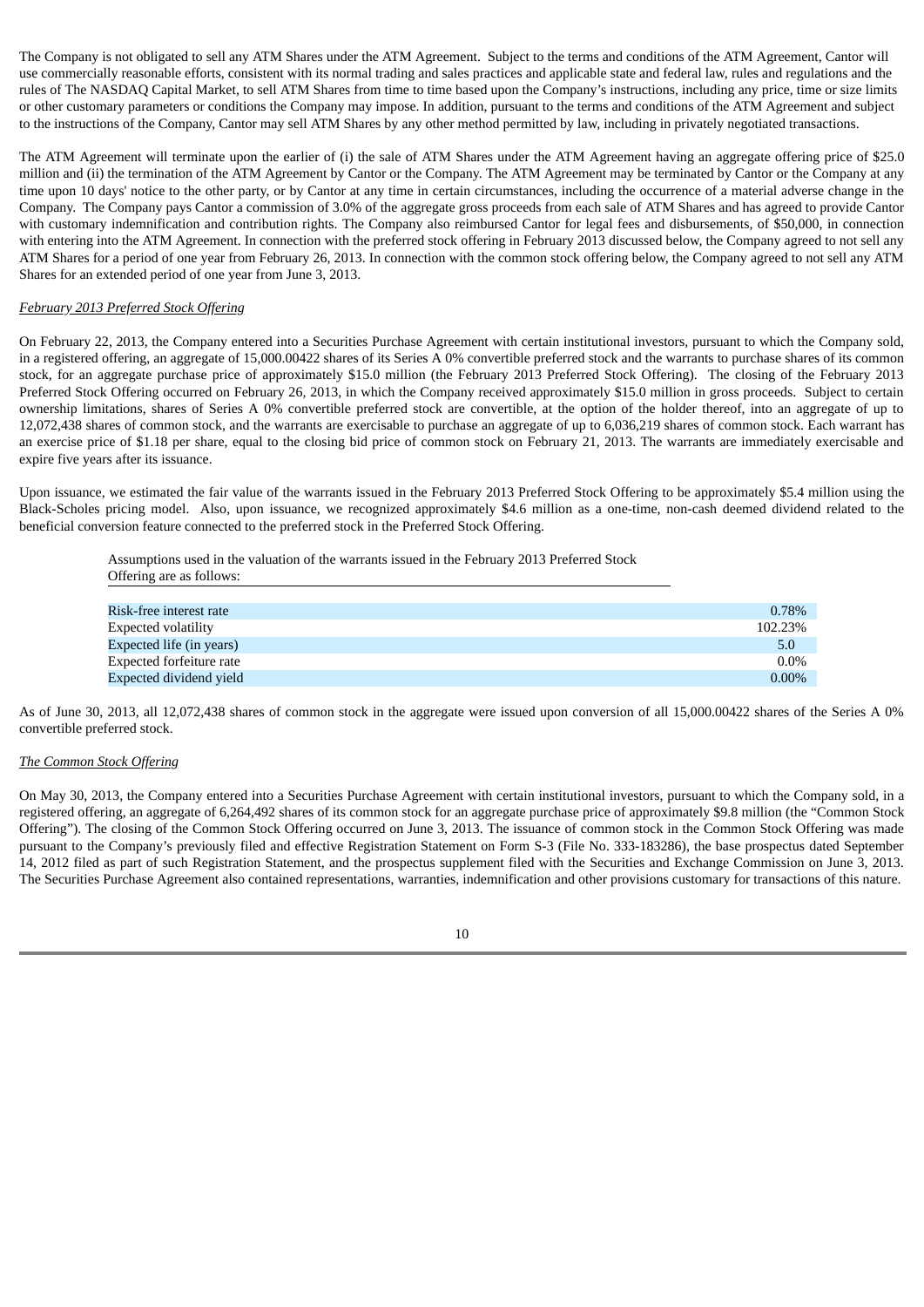The Company is not obligated to sell any ATM Shares under the ATM Agreement. Subject to the terms and conditions of the ATM Agreement, Cantor will use commercially reasonable efforts, consistent with its normal trading and sales practices and applicable state and federal law, rules and regulations and the rules of The NASDAQ Capital Market, to sell ATM Shares from time to time based upon the Company's instructions, including any price, time or size limits or other customary parameters or conditions the Company may impose. In addition, pursuant to the terms and conditions of the ATM Agreement and subject to the instructions of the Company, Cantor may sell ATM Shares by any other method permitted by law, including in privately negotiated transactions.

The ATM Agreement will terminate upon the earlier of (i) the sale of ATM Shares under the ATM Agreement having an aggregate offering price of $25.0 million and (ii) the termination of the ATM Agreement by Cantor or the Company. The ATM Agreement may be terminated by Cantor or the Company at any time upon 10 days' notice to the other party, or by Cantor at any time in certain circumstances, including the occurrence of a material adverse change in the Company. The Company pays Cantor a commission of 3.0% of the aggregate gross proceeds from each sale of ATM Shares and has agreed to provide Cantor with customary indemnification and contribution rights. The Company also reimbursed Cantor for legal fees and disbursements, of $50,000, in connection with entering into the ATM Agreement. In connection with the preferred stock offering in February 2013 discussed below, the Company agreed to not sell any ATM Shares for a period of one year from February 26, 2013. In connection with the common stock offering below, the Company agreed to not sell any ATM Shares for an extended period of one year from June 3, 2013.

*February 2013 Preferred Stock Offering*

On February 22, 2013, the Company entered into a Securities Purchase Agreement with certain institutional investors, pursuant to which the Company sold, in a registered offering, an aggregate of 15,000.00422 shares of its Series A 0% convertible preferred stock and the warrants to purchase shares of its common stock, for an aggregate purchase price of approximately $15.0 million (the February 2013 Preferred Stock Offering). The closing of the February 2013 Preferred Stock Offering occurred on February 26, 2013, in which the Company received approximately $15.0 million in gross proceeds. Subject to certain ownership limitations, shares of Series A 0% convertible preferred stock are convertible, at the option of the holder thereof, into an aggregate of up to 12,072,438 shares of common stock, and the warrants are exercisable to purchase an aggregate of up to 6,036,219 shares of common stock. Each warrant has an exercise price of $1.18 per share, equal to the closing bid price of common stock on February 21, 2013. The warrants are immediately exercisable and expire five years after its issuance.

Upon issuance, we estimated the fair value of the warrants issued in the February 2013 Preferred Stock Offering to be approximately $5.4 million using the Black-Scholes pricing model. Also, upon issuance, we recognized approximately $4.6 million as a one-time, non-cash deemed dividend related to the beneficial conversion feature connected to the preferred stock in the Preferred Stock Offering.

| Assumptions used in the valuation of the warrants issued in the February 2013 Preferred Stock Offering are as follows: | |
|---|---|
| Risk-free interest rate | 0.78% |
| Expected volatility | 102.23% |
| Expected life (in years) | 5.0 |
| Expected forfeiture rate | 0.0% |
| Expected dividend yield | 0.00% |

As of June 30, 2013, all 12,072,438 shares of common stock in the aggregate were issued upon conversion of all 15,000.00422 shares of the Series A 0% convertible preferred stock.

*The Common Stock Offering*

On May 30, 2013, the Company entered into a Securities Purchase Agreement with certain institutional investors, pursuant to which the Company sold, in a registered offering, an aggregate of 6,264,492 shares of its common stock for an aggregate purchase price of approximately $9.8 million (the "Common Stock Offering"). The closing of the Common Stock Offering occurred on June 3, 2013. The issuance of common stock in the Common Stock Offering was made pursuant to the Company's previously filed and effective Registration Statement on Form S-3 (File No. 333-183286), the base prospectus dated September 14, 2012 filed as part of such Registration Statement, and the prospectus supplement filed with the Securities and Exchange Commission on June 3, 2013. The Securities Purchase Agreement also contained representations, warranties, indemnification and other provisions customary for transactions of this nature.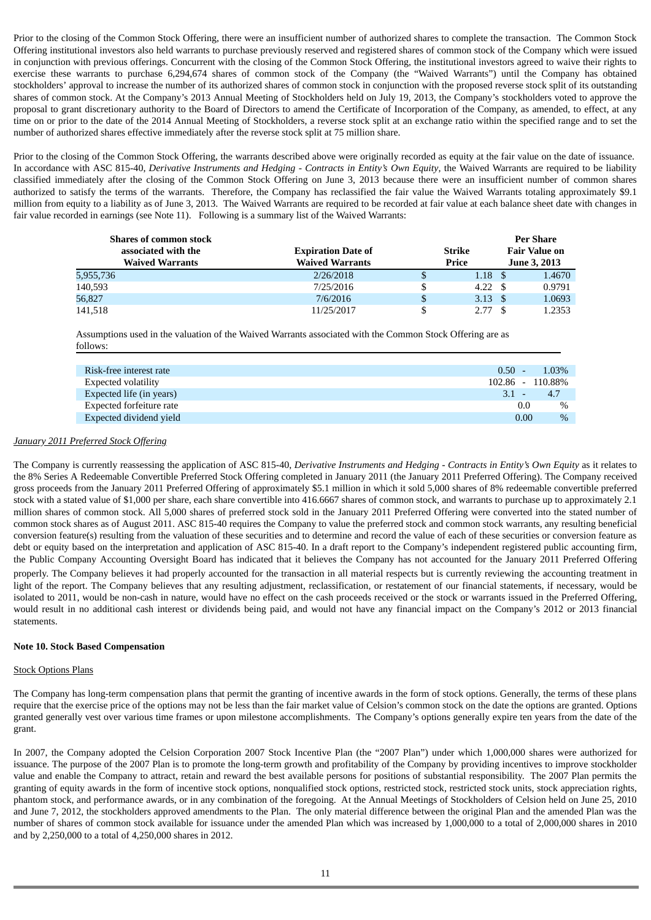Prior to the closing of the Common Stock Offering, there were an insufficient number of authorized shares to complete the transaction. The Common Stock Offering institutional investors also held warrants to purchase previously reserved and registered shares of common stock of the Company which were issued in conjunction with previous offerings. Concurrent with the closing of the Common Stock Offering, the institutional investors agreed to waive their rights to exercise these warrants to purchase 6,294,674 shares of common stock of the Company (the "Waived Warrants") until the Company has obtained stockholders' approval to increase the number of its authorized shares of common stock in conjunction with the proposed reverse stock split of its outstanding shares of common stock. At the Company's 2013 Annual Meeting of Stockholders held on July 19, 2013, the Company's stockholders voted to approve the proposal to grant discretionary authority to the Board of Directors to amend the Certificate of Incorporation of the Company, as amended, to effect, at any time on or prior to the date of the 2014 Annual Meeting of Stockholders, a reverse stock split at an exchange ratio within the specified range and to set the number of authorized shares effective immediately after the reverse stock split at 75 million share.

Prior to the closing of the Common Stock Offering, the warrants described above were originally recorded as equity at the fair value on the date of issuance. In accordance with ASC 815-40, *Derivative Instruments and Hedging - Contracts in Entity's Own Equity*, the Waived Warrants are required to be liability classified immediately after the closing of the Common Stock Offering on June 3, 2013 because there were an insufficient number of common shares authorized to satisfy the terms of the warrants. Therefore, the Company has reclassified the fair value the Waived Warrants totaling approximately $9.1 million from equity to a liability as of June 3, 2013. The Waived Warrants are required to be recorded at fair value at each balance sheet date with changes in fair value recorded in earnings (see Note 11). Following is a summary list of the Waived Warrants:

| Shares of common stock associated with the Waived Warrants | Expiration Date of Waived Warrants | Strike Price | Per Share Fair Value on June 3, 2013 |
|---|---|---|---|
| 5,955,736 | 2/26/2018 | $ 1.18 | $ 1.4670 |
| 140,593 | 7/25/2016 | $ 4.22 | $ 0.9791 |
| 56,827 | 7/6/2016 | $ 3.13 | $ 1.0693 |
| 141,518 | 11/25/2017 | $ 2.77 | $ 1.2353 |

Assumptions used in the valuation of the Waived Warrants associated with the Common Stock Offering are as follows:

| | |
|---|---|
| Risk-free interest rate | 0.50 - 1.03% |
| Expected volatility | 102.86 - 110.88% |
| Expected life (in years) | 3.1 - 4.7 |
| Expected forfeiture rate | 0.0 % |
| Expected dividend yield | 0.00 % |

*January 2011 Preferred Stock Offering*

The Company is currently reassessing the application of ASC 815-40, *Derivative Instruments and Hedging - Contracts in Entity's Own Equity* as it relates to the 8% Series A Redeemable Convertible Preferred Stock Offering completed in January 2011 (the January 2011 Preferred Offering). The Company received gross proceeds from the January 2011 Preferred Offering of approximately $5.1 million in which it sold 5,000 shares of 8% redeemable convertible preferred stock with a stated value of $1,000 per share, each share convertible into 416.6667 shares of common stock, and warrants to purchase up to approximately 2.1 million shares of common stock. All 5,000 shares of preferred stock sold in the January 2011 Preferred Offering were converted into the stated number of common stock shares as of August 2011. ASC 815-40 requires the Company to value the preferred stock and common stock warrants, any resulting beneficial conversion feature(s) resulting from the valuation of these securities and to determine and record the value of each of these securities or conversion feature as debt or equity based on the interpretation and application of ASC 815-40. In a draft report to the Company's independent registered public accounting firm, the Public Company Accounting Oversight Board has indicated that it believes the Company has not accounted for the January 2011 Preferred Offering properly. The Company believes it had properly accounted for the transaction in all material respects but is currently reviewing the accounting treatment in light of the report. The Company believes that any resulting adjustment, reclassification, or restatement of our financial statements, if necessary, would be isolated to 2011, would be non-cash in nature, would have no effect on the cash proceeds received or the stock or warrants issued in the Preferred Offering, would result in no additional cash interest or dividends being paid, and would not have any financial impact on the Company's 2012 or 2013 financial statements.

**Note 10. Stock Based Compensation**

Stock Options Plans

The Company has long-term compensation plans that permit the granting of incentive awards in the form of stock options. Generally, the terms of these plans require that the exercise price of the options may not be less than the fair market value of Celsion's common stock on the date the options are granted. Options granted generally vest over various time frames or upon milestone accomplishments. The Company's options generally expire ten years from the date of the grant.

In 2007, the Company adopted the Celsion Corporation 2007 Stock Incentive Plan (the "2007 Plan") under which 1,000,000 shares were authorized for issuance. The purpose of the 2007 Plan is to promote the long-term growth and profitability of the Company by providing incentives to improve stockholder value and enable the Company to attract, retain and reward the best available persons for positions of substantial responsibility. The 2007 Plan permits the granting of equity awards in the form of incentive stock options, nonqualified stock options, restricted stock, restricted stock units, stock appreciation rights, phantom stock, and performance awards, or in any combination of the foregoing. At the Annual Meetings of Stockholders of Celsion held on June 25, 2010 and June 7, 2012, the stockholders approved amendments to the Plan. The only material difference between the original Plan and the amended Plan was the number of shares of common stock available for issuance under the amended Plan which was increased by 1,000,000 to a total of 2,000,000 shares in 2010 and by 2,250,000 to a total of 4,250,000 shares in 2012.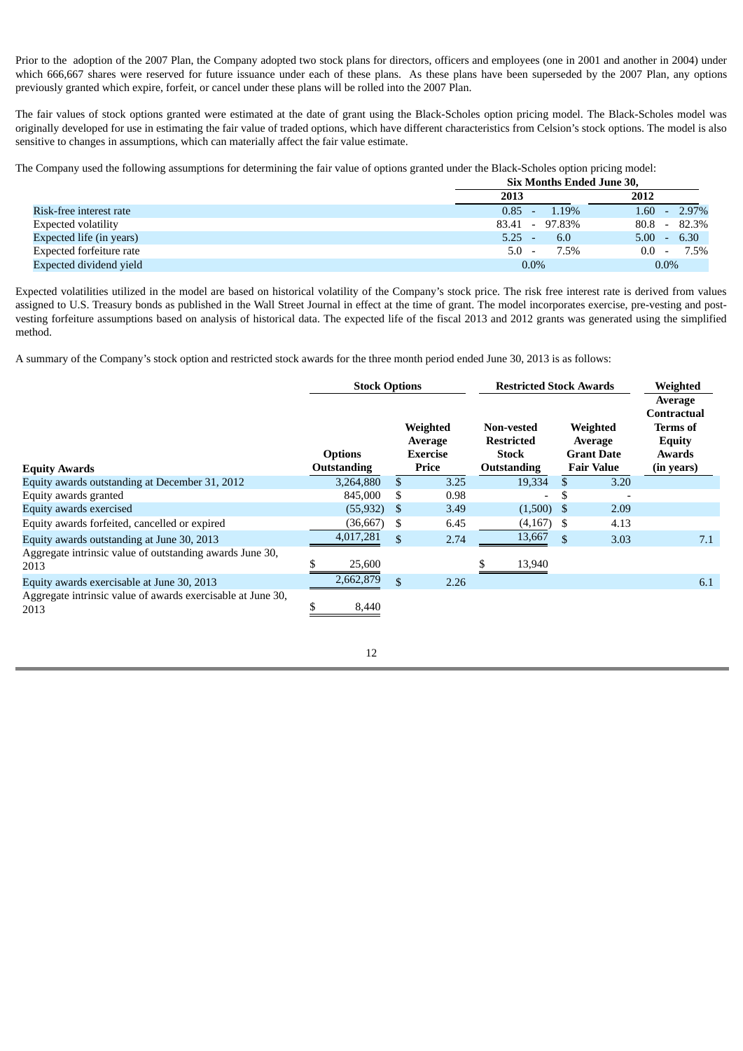Prior to the adoption of the 2007 Plan, the Company adopted two stock plans for directors, officers and employees (one in 2001 and another in 2004) under which 666,667 shares were reserved for future issuance under each of these plans. As these plans have been superseded by the 2007 Plan, any options previously granted which expire, forfeit, or cancel under these plans will be rolled into the 2007 Plan.

The fair values of stock options granted were estimated at the date of grant using the Black-Scholes option pricing model. The Black-Scholes model was originally developed for use in estimating the fair value of traded options, which have different characteristics from Celsion's stock options. The model is also sensitive to changes in assumptions, which can materially affect the fair value estimate.

The Company used the following assumptions for determining the fair value of options granted under the Black-Scholes option pricing model:

| | Six Months Ended June 30, | |
|---|---|---|
| | 2013 | 2012 |
| Risk-free interest rate | 0.85 - 1.19% | 1.60 - 2.97% |
| Expected volatility | 83.41 - 97.83% | 80.8 - 82.3% |
| Expected life (in years) | 5.25 - 6.0 | 5.00 - 6.30 |
| Expected forfeiture rate | 5.0 - 7.5% | 0.0 - 7.5% |
| Expected dividend yield | 0.0% | 0.0% |

Expected volatilities utilized in the model are based on historical volatility of the Company's stock price. The risk free interest rate is derived from values assigned to U.S. Treasury bonds as published in the Wall Street Journal in effect at the time of grant. The model incorporates exercise, pre-vesting and post-vesting forfeiture assumptions based on analysis of historical data. The expected life of the fiscal 2013 and 2012 grants was generated using the simplified method.

A summary of the Company's stock option and restricted stock awards for the three month period ended June 30, 2013 is as follows:

| | Stock Options | | Restricted Stock Awards | | Weighted |
|---|---|---|---|---|---|
| Equity Awards | Options Outstanding | Weighted Average Exercise Price | Non-vested Restricted Stock Outstanding | Weighted Average Grant Date Fair Value | Average Contractual Terms of Equity Awards (in years) |
| Equity awards outstanding at December 31, 2012 | 3,264,880 | $ 3.25 | 19,334 | $ 3.20 | |
| Equity awards granted | 845,000 | $ 0.98 | - | $ - | |
| Equity awards exercised | (55,932) | $ 3.49 | (1,500) | $ 2.09 | |
| Equity awards forfeited, cancelled or expired | (36,667) | $ 6.45 | (4,167) | $ 4.13 | |
| Equity awards outstanding at June 30, 2013 | 4,017,281 | $ 2.74 | 13,667 | $ 3.03 | 7.1 |
| Aggregate intrinsic value of outstanding awards June 30, 2013 | $ 25,600 | | $ 13,940 | | |
| Equity awards exercisable at June 30, 2013 | 2,662,879 | $ 2.26 | | | 6.1 |
| Aggregate intrinsic value of awards exercisable at June 30, 2013 | $ 8,440 | | | | |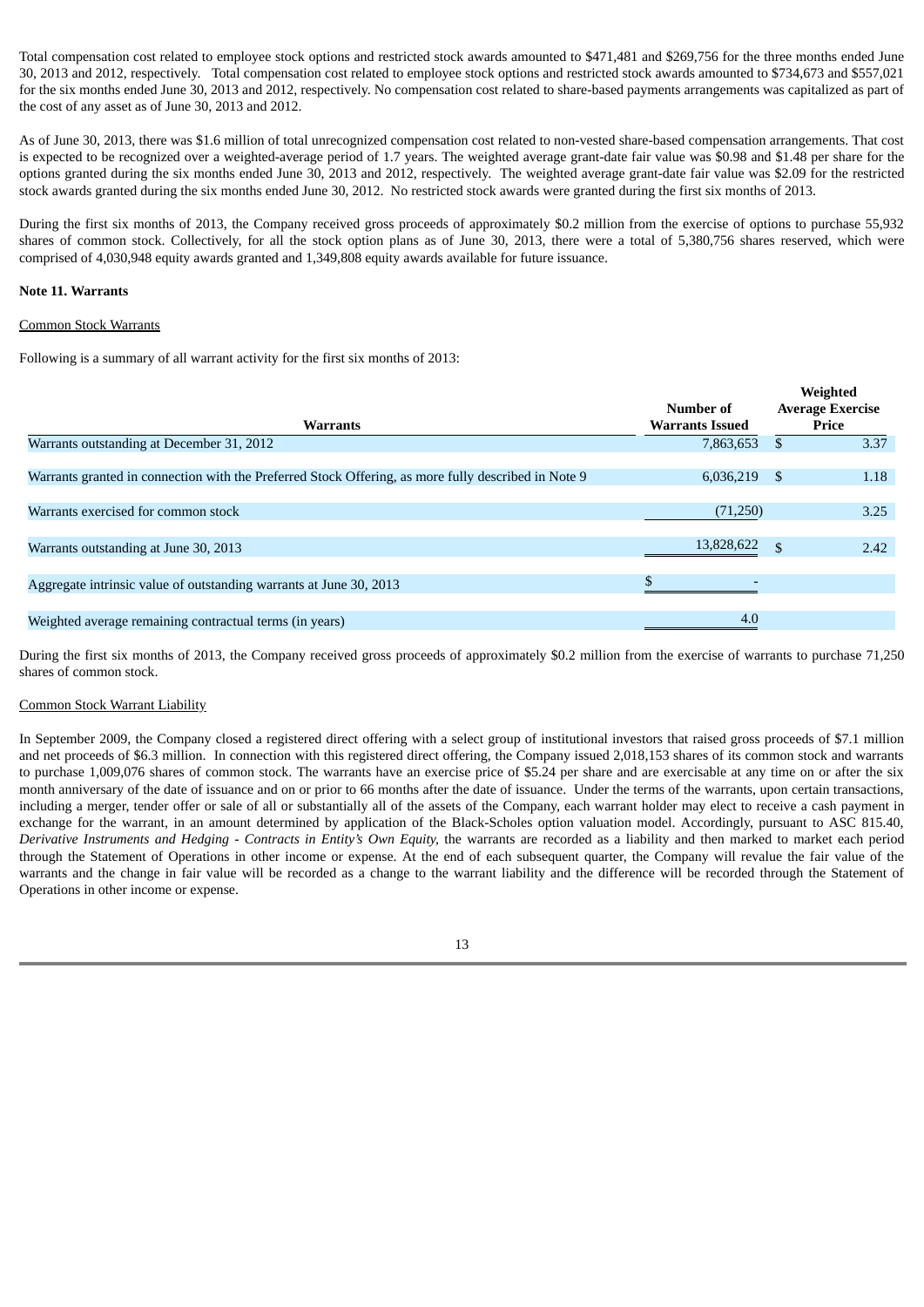Total compensation cost related to employee stock options and restricted stock awards amounted to $471,481 and $269,756 for the three months ended June 30, 2013 and 2012, respectively. Total compensation cost related to employee stock options and restricted stock awards amounted to $734,673 and $557,021 for the six months ended June 30, 2013 and 2012, respectively. No compensation cost related to share-based payments arrangements was capitalized as part of the cost of any asset as of June 30, 2013 and 2012.

As of June 30, 2013, there was $1.6 million of total unrecognized compensation cost related to non-vested share-based compensation arrangements. That cost is expected to be recognized over a weighted-average period of 1.7 years. The weighted average grant-date fair value was $0.98 and $1.48 per share for the options granted during the six months ended June 30, 2013 and 2012, respectively. The weighted average grant-date fair value was $2.09 for the restricted stock awards granted during the six months ended June 30, 2012. No restricted stock awards were granted during the first six months of 2013.

During the first six months of 2013, the Company received gross proceeds of approximately $0.2 million from the exercise of options to purchase 55,932 shares of common stock. Collectively, for all the stock option plans as of June 30, 2013, there were a total of 5,380,756 shares reserved, which were comprised of 4,030,948 equity awards granted and 1,349,808 equity awards available for future issuance.

**Note 11. Warrants**

Common Stock Warrants

Following is a summary of all warrant activity for the first six months of 2013:

| Warrants | Number of Warrants Issued | Weighted Average Exercise Price |
|---|---|---|
| Warrants outstanding at December 31, 2012 | 7,863,653 | $ 3.37 |
| Warrants granted in connection with the Preferred Stock Offering, as more fully described in Note 9 | 6,036,219 | $ 1.18 |
| Warrants exercised for common stock | (71,250) | 3.25 |
| Warrants outstanding at June 30, 2013 | 13,828,622 | $ 2.42 |
| Aggregate intrinsic value of outstanding warrants at June 30, 2013 | $ - | |
| Weighted average remaining contractual terms (in years) | 4.0 | |

During the first six months of 2013, the Company received gross proceeds of approximately $0.2 million from the exercise of warrants to purchase 71,250 shares of common stock.

Common Stock Warrant Liability

In September 2009, the Company closed a registered direct offering with a select group of institutional investors that raised gross proceeds of $7.1 million and net proceeds of $6.3 million. In connection with this registered direct offering, the Company issued 2,018,153 shares of its common stock and warrants to purchase 1,009,076 shares of common stock. The warrants have an exercise price of $5.24 per share and are exercisable at any time on or after the six month anniversary of the date of issuance and on or prior to 66 months after the date of issuance. Under the terms of the warrants, upon certain transactions, including a merger, tender offer or sale of all or substantially all of the assets of the Company, each warrant holder may elect to receive a cash payment in exchange for the warrant, in an amount determined by application of the Black-Scholes option valuation model. Accordingly, pursuant to ASC 815.40, *Derivative Instruments and Hedging - Contracts in Entity's Own Equity*, the warrants are recorded as a liability and then marked to market each period through the Statement of Operations in other income or expense. At the end of each subsequent quarter, the Company will revalue the fair value of the warrants and the change in fair value will be recorded as a change to the warrant liability and the difference will be recorded through the Statement of Operations in other income or expense.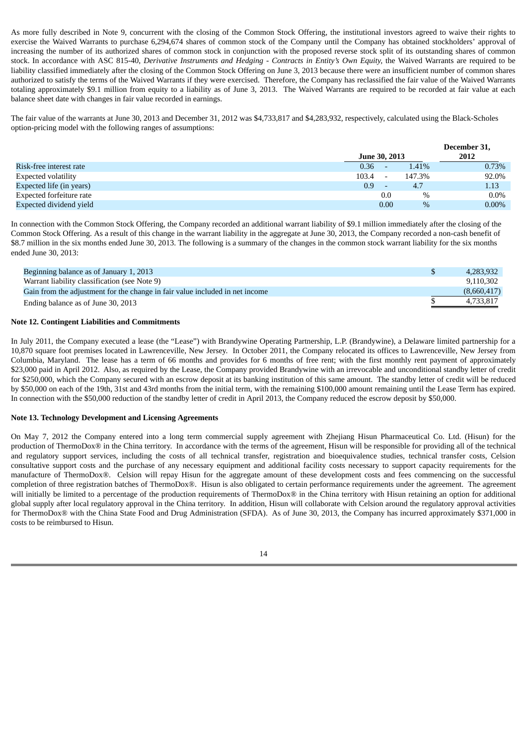As more fully described in Note 9, concurrent with the closing of the Common Stock Offering, the institutional investors agreed to waive their rights to exercise the Waived Warrants to purchase 6,294,674 shares of common stock of the Company until the Company has obtained stockholders' approval of increasing the number of its authorized shares of common stock in conjunction with the proposed reverse stock split of its outstanding shares of common stock. In accordance with ASC 815-40, *Derivative Instruments and Hedging - Contracts in Entity's Own Equity*, the Waived Warrants are required to be liability classified immediately after the closing of the Common Stock Offering on June 3, 2013 because there were an insufficient number of common shares authorized to satisfy the terms of the Waived Warrants if they were exercised. Therefore, the Company has reclassified the fair value of the Waived Warrants totaling approximately $9.1 million from equity to a liability as of June 3, 2013. The Waived Warrants are required to be recorded at fair value at each balance sheet date with changes in fair value recorded in earnings.

The fair value of the warrants at June 30, 2013 and December 31, 2012 was $4,733,817 and $4,283,932, respectively, calculated using the Black-Scholes option-pricing model with the following ranges of assumptions:

| | June 30, 2013 | December 31, 2012 |
|---|---|---|
| Risk-free interest rate | 0.36 - 1.41% | 0.73% |
| Expected volatility | 103.4 - 147.3% | 92.0% |
| Expected life (in years) | 0.9 - 4.7 | 1.13 |
| Expected forfeiture rate | 0.0 % | 0.0% |
| Expected dividend yield | 0.00 % | 0.00% |

In connection with the Common Stock Offering, the Company recorded an additional warrant liability of $9.1 million immediately after the closing of the Common Stock Offering. As a result of this change in the warrant liability in the aggregate at June 30, 2013, the Company recorded a non-cash benefit of $8.7 million in the six months ended June 30, 2013. The following is a summary of the changes in the common stock warrant liability for the six months ended June 30, 2013:

| | |
|---|---|
| Beginning balance as of January 1, 2013 | $ 4,283,932 |
| Warrant liability classification (see Note 9) | 9,110,302 |
| Gain from the adjustment for the change in fair value included in net income | (8,660,417) |
| Ending balance as of June 30, 2013 | $ 4,733,817 |

**Note 12. Contingent Liabilities and Commitments**

In July 2011, the Company executed a lease (the "Lease") with Brandywine Operating Partnership, L.P. (Brandywine), a Delaware limited partnership for a 10,870 square foot premises located in Lawrenceville, New Jersey. In October 2011, the Company relocated its offices to Lawrenceville, New Jersey from Columbia, Maryland. The lease has a term of 66 months and provides for 6 months of free rent; with the first monthly rent payment of approximately $23,000 paid in April 2012. Also, as required by the Lease, the Company provided Brandywine with an irrevocable and unconditional standby letter of credit for $250,000, which the Company secured with an escrow deposit at its banking institution of this same amount. The standby letter of credit will be reduced by $50,000 on each of the 19th, 31st and 43rd months from the initial term, with the remaining $100,000 amount remaining until the Lease Term has expired. In connection with the $50,000 reduction of the standby letter of credit in April 2013, the Company reduced the escrow deposit by $50,000.

**Note 13. Technology Development and Licensing Agreements**

On May 7, 2012 the Company entered into a long term commercial supply agreement with Zhejiang Hisun Pharmaceutical Co. Ltd. (Hisun) for the production of ThermoDox® in the China territory. In accordance with the terms of the agreement, Hisun will be responsible for providing all of the technical and regulatory support services, including the costs of all technical transfer, registration and bioequivalence studies, technical transfer costs, Celsion consultative support costs and the purchase of any necessary equipment and additional facility costs necessary to support capacity requirements for the manufacture of ThermoDox®. Celsion will repay Hisun for the aggregate amount of these development costs and fees commencing on the successful completion of three registration batches of ThermoDox®. Hisun is also obligated to certain performance requirements under the agreement. The agreement will initially be limited to a percentage of the production requirements of ThermoDox® in the China territory with Hisun retaining an option for additional global supply after local regulatory approval in the China territory. In addition, Hisun will collaborate with Celsion around the regulatory approval activities for ThermoDox® with the China State Food and Drug Administration (SFDA). As of June 30, 2013, the Company has incurred approximately $371,000 in costs to be reimbursed to Hisun.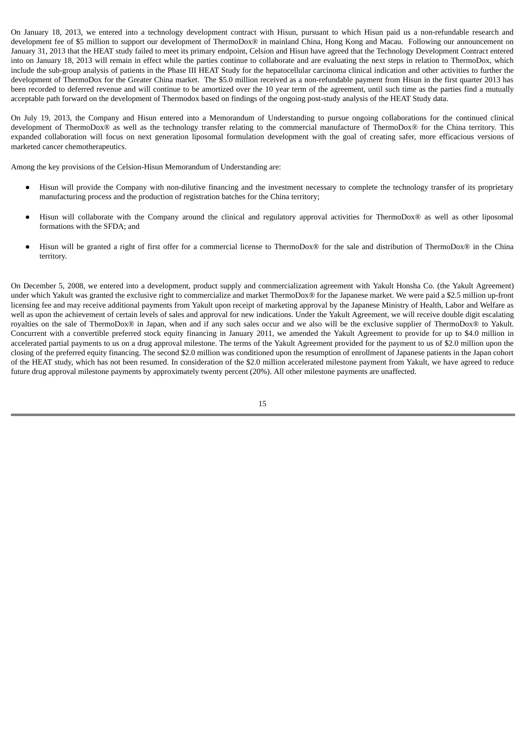On January 18, 2013, we entered into a technology development contract with Hisun, pursuant to which Hisun paid us a non-refundable research and development fee of $5 million to support our development of ThermoDox® in mainland China, Hong Kong and Macau. Following our announcement on January 31, 2013 that the HEAT study failed to meet its primary endpoint, Celsion and Hisun have agreed that the Technology Development Contract entered into on January 18, 2013 will remain in effect while the parties continue to collaborate and are evaluating the next steps in relation to ThermoDox, which include the sub-group analysis of patients in the Phase III HEAT Study for the hepatocellular carcinoma clinical indication and other activities to further the development of ThermoDox for the Greater China market. The $5.0 million received as a non-refundable payment from Hisun in the first quarter 2013 has been recorded to deferred revenue and will continue to be amortized over the 10 year term of the agreement, until such time as the parties find a mutually acceptable path forward on the development of Thermodox based on findings of the ongoing post-study analysis of the HEAT Study data.

On July 19, 2013, the Company and Hisun entered into a Memorandum of Understanding to pursue ongoing collaborations for the continued clinical development of ThermoDox® as well as the technology transfer relating to the commercial manufacture of ThermoDox® for the China territory. This expanded collaboration will focus on next generation liposomal formulation development with the goal of creating safer, more efficacious versions of marketed cancer chemotherapeutics.

Among the key provisions of the Celsion-Hisun Memorandum of Understanding are:

- Hisun will provide the Company with non-dilutive financing and the investment necessary to complete the technology transfer of its proprietary manufacturing process and the production of registration batches for the China territory;
- Hisun will collaborate with the Company around the clinical and regulatory approval activities for ThermoDox® as well as other liposomal formations with the SFDA; and
- Hisun will be granted a right of first offer for a commercial license to ThermoDox® for the sale and distribution of ThermoDox® in the China territory.

On December 5, 2008, we entered into a development, product supply and commercialization agreement with Yakult Honsha Co. (the Yakult Agreement) under which Yakult was granted the exclusive right to commercialize and market ThermoDox® for the Japanese market. We were paid a $2.5 million up-front licensing fee and may receive additional payments from Yakult upon receipt of marketing approval by the Japanese Ministry of Health, Labor and Welfare as well as upon the achievement of certain levels of sales and approval for new indications. Under the Yakult Agreement, we will receive double digit escalating royalties on the sale of ThermoDox® in Japan, when and if any such sales occur and we also will be the exclusive supplier of ThermoDox® to Yakult. Concurrent with a convertible preferred stock equity financing in January 2011, we amended the Yakult Agreement to provide for up to $4.0 million in accelerated partial payments to us on a drug approval milestone. The terms of the Yakult Agreement provided for the payment to us of $2.0 million upon the closing of the preferred equity financing. The second $2.0 million was conditioned upon the resumption of enrollment of Japanese patients in the Japan cohort of the HEAT study, which has not been resumed. In consideration of the $2.0 million accelerated milestone payment from Yakult, we have agreed to reduce future drug approval milestone payments by approximately twenty percent (20%). All other milestone payments are unaffected.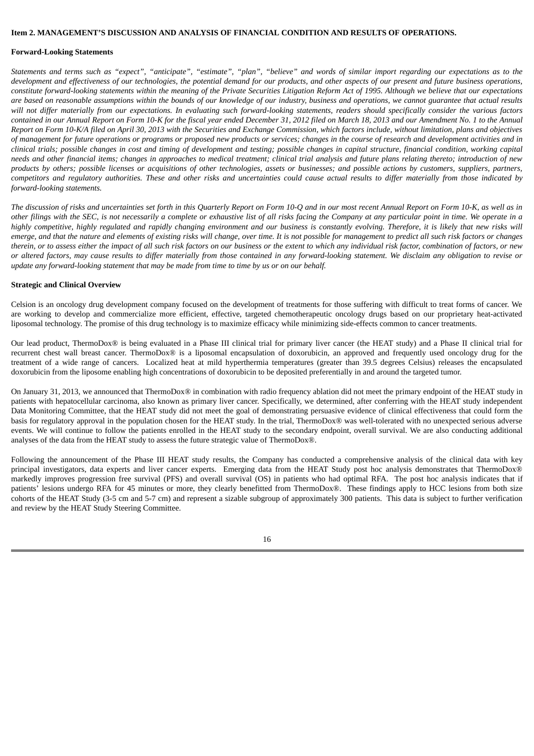**Item 2. MANAGEMENT'S DISCUSSION AND ANALYSIS OF FINANCIAL CONDITION AND RESULTS OF OPERATIONS.**

**Forward-Looking Statements**

*Statements and terms such as "expect", "anticipate", "estimate", "plan", "believe" and words of similar import regarding our expectations as to the development and effectiveness of our technologies, the potential demand for our products, and other aspects of our present and future business operations, constitute forward-looking statements within the meaning of the Private Securities Litigation Reform Act of 1995. Although we believe that our expectations are based on reasonable assumptions within the bounds of our knowledge of our industry, business and operations, we cannot guarantee that actual results will not differ materially from our expectations. In evaluating such forward-looking statements, readers should specifically consider the various factors contained in our Annual Report on Form 10-K for the fiscal year ended December 31, 2012 filed on March 18, 2013 and our Amendment No. 1 to the Annual Report on Form 10-K/A filed on April 30, 2013 with the Securities and Exchange Commission, which factors include, without limitation, plans and objectives of management for future operations or programs or proposed new products or services; changes in the course of research and development activities and in clinical trials; possible changes in cost and timing of development and testing; possible changes in capital structure, financial condition, working capital needs and other financial items; changes in approaches to medical treatment; clinical trial analysis and future plans relating thereto; introduction of new products by others; possible licenses or acquisitions of other technologies, assets or businesses; and possible actions by customers, suppliers, partners, competitors and regulatory authorities. These and other risks and uncertainties could cause actual results to differ materially from those indicated by forward-looking statements.*

*The discussion of risks and uncertainties set forth in this Quarterly Report on Form 10-Q and in our most recent Annual Report on Form 10-K, as well as in other filings with the SEC, is not necessarily a complete or exhaustive list of all risks facing the Company at any particular point in time. We operate in a highly competitive, highly regulated and rapidly changing environment and our business is constantly evolving. Therefore, it is likely that new risks will emerge, and that the nature and elements of existing risks will change, over time. It is not possible for management to predict all such risk factors or changes therein, or to assess either the impact of all such risk factors on our business or the extent to which any individual risk factor, combination of factors, or new or altered factors, may cause results to differ materially from those contained in any forward-looking statement. We disclaim any obligation to revise or update any forward-looking statement that may be made from time to time by us or on our behalf.*

**Strategic and Clinical Overview**

Celsion is an oncology drug development company focused on the development of treatments for those suffering with difficult to treat forms of cancer. We are working to develop and commercialize more efficient, effective, targeted chemotherapeutic oncology drugs based on our proprietary heat-activated liposomal technology. The promise of this drug technology is to maximize efficacy while minimizing side-effects common to cancer treatments.

Our lead product, ThermoDox® is being evaluated in a Phase III clinical trial for primary liver cancer (the HEAT study) and a Phase II clinical trial for recurrent chest wall breast cancer. ThermoDox® is a liposomal encapsulation of doxorubicin, an approved and frequently used oncology drug for the treatment of a wide range of cancers. Localized heat at mild hyperthermia temperatures (greater than 39.5 degrees Celsius) releases the encapsulated doxorubicin from the liposome enabling high concentrations of doxorubicin to be deposited preferentially in and around the targeted tumor.

On January 31, 2013, we announced that ThermoDox® in combination with radio frequency ablation did not meet the primary endpoint of the HEAT study in patients with hepatocellular carcinoma, also known as primary liver cancer. Specifically, we determined, after conferring with the HEAT study independent Data Monitoring Committee, that the HEAT study did not meet the goal of demonstrating persuasive evidence of clinical effectiveness that could form the basis for regulatory approval in the population chosen for the HEAT study. In the trial, ThermoDox® was well-tolerated with no unexpected serious adverse events. We will continue to follow the patients enrolled in the HEAT study to the secondary endpoint, overall survival. We are also conducting additional analyses of the data from the HEAT study to assess the future strategic value of ThermoDox®.

Following the announcement of the Phase III HEAT study results, the Company has conducted a comprehensive analysis of the clinical data with key principal investigators, data experts and liver cancer experts. Emerging data from the HEAT Study post hoc analysis demonstrates that ThermoDox® markedly improves progression free survival (PFS) and overall survival (OS) in patients who had optimal RFA. The post hoc analysis indicates that if patients' lesions undergo RFA for 45 minutes or more, they clearly benefitted from ThermoDox®. These findings apply to HCC lesions from both size cohorts of the HEAT Study (3-5 cm and 5-7 cm) and represent a sizable subgroup of approximately 300 patients. This data is subject to further verification and review by the HEAT Study Steering Committee.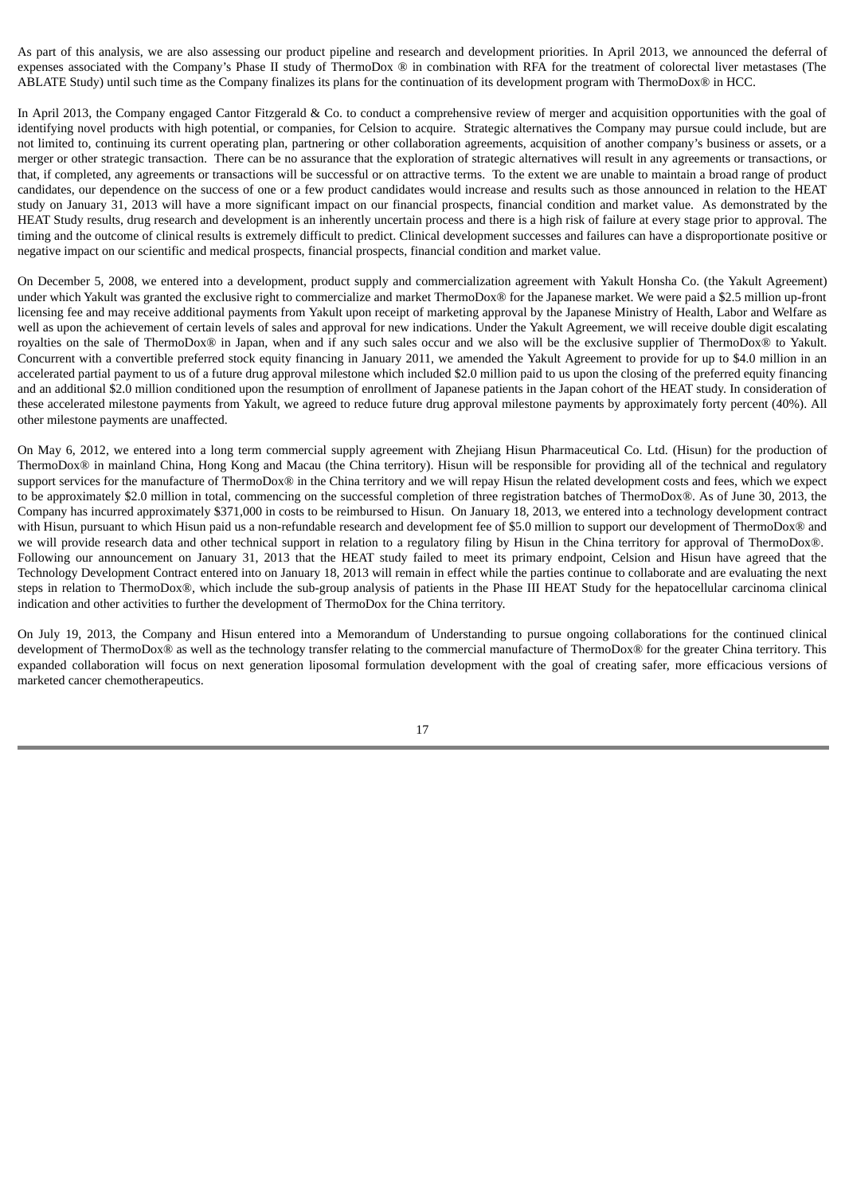As part of this analysis, we are also assessing our product pipeline and research and development priorities. In April 2013, we announced the deferral of expenses associated with the Company's Phase II study of ThermoDox ® in combination with RFA for the treatment of colorectal liver metastases (The ABLATE Study) until such time as the Company finalizes its plans for the continuation of its development program with ThermoDox® in HCC.

In April 2013, the Company engaged Cantor Fitzgerald & Co. to conduct a comprehensive review of merger and acquisition opportunities with the goal of identifying novel products with high potential, or companies, for Celsion to acquire. Strategic alternatives the Company may pursue could include, but are not limited to, continuing its current operating plan, partnering or other collaboration agreements, acquisition of another company's business or assets, or a merger or other strategic transaction. There can be no assurance that the exploration of strategic alternatives will result in any agreements or transactions, or that, if completed, any agreements or transactions will be successful or on attractive terms. To the extent we are unable to maintain a broad range of product candidates, our dependence on the success of one or a few product candidates would increase and results such as those announced in relation to the HEAT study on January 31, 2013 will have a more significant impact on our financial prospects, financial condition and market value. As demonstrated by the HEAT Study results, drug research and development is an inherently uncertain process and there is a high risk of failure at every stage prior to approval. The timing and the outcome of clinical results is extremely difficult to predict. Clinical development successes and failures can have a disproportionate positive or negative impact on our scientific and medical prospects, financial prospects, financial condition and market value.

On December 5, 2008, we entered into a development, product supply and commercialization agreement with Yakult Honsha Co. (the Yakult Agreement) under which Yakult was granted the exclusive right to commercialize and market ThermoDox® for the Japanese market. We were paid a $2.5 million up-front licensing fee and may receive additional payments from Yakult upon receipt of marketing approval by the Japanese Ministry of Health, Labor and Welfare as well as upon the achievement of certain levels of sales and approval for new indications. Under the Yakult Agreement, we will receive double digit escalating royalties on the sale of ThermoDox® in Japan, when and if any such sales occur and we also will be the exclusive supplier of ThermoDox® to Yakult. Concurrent with a convertible preferred stock equity financing in January 2011, we amended the Yakult Agreement to provide for up to $4.0 million in an accelerated partial payment to us of a future drug approval milestone which included $2.0 million paid to us upon the closing of the preferred equity financing and an additional $2.0 million conditioned upon the resumption of enrollment of Japanese patients in the Japan cohort of the HEAT study. In consideration of these accelerated milestone payments from Yakult, we agreed to reduce future drug approval milestone payments by approximately forty percent (40%). All other milestone payments are unaffected.

On May 6, 2012, we entered into a long term commercial supply agreement with Zhejiang Hisun Pharmaceutical Co. Ltd. (Hisun) for the production of ThermoDox® in mainland China, Hong Kong and Macau (the China territory). Hisun will be responsible for providing all of the technical and regulatory support services for the manufacture of ThermoDox® in the China territory and we will repay Hisun the related development costs and fees, which we expect to be approximately $2.0 million in total, commencing on the successful completion of three registration batches of ThermoDox®. As of June 30, 2013, the Company has incurred approximately $371,000 in costs to be reimbursed to Hisun. On January 18, 2013, we entered into a technology development contract with Hisun, pursuant to which Hisun paid us a non-refundable research and development fee of $5.0 million to support our development of ThermoDox® and we will provide research data and other technical support in relation to a regulatory filing by Hisun in the China territory for approval of ThermoDox®. Following our announcement on January 31, 2013 that the HEAT study failed to meet its primary endpoint, Celsion and Hisun have agreed that the Technology Development Contract entered into on January 18, 2013 will remain in effect while the parties continue to collaborate and are evaluating the next steps in relation to ThermoDox®, which include the sub-group analysis of patients in the Phase III HEAT Study for the hepatocellular carcinoma clinical indication and other activities to further the development of ThermoDox for the China territory.

On July 19, 2013, the Company and Hisun entered into a Memorandum of Understanding to pursue ongoing collaborations for the continued clinical development of ThermoDox® as well as the technology transfer relating to the commercial manufacture of ThermoDox® for the greater China territory. This expanded collaboration will focus on next generation liposomal formulation development with the goal of creating safer, more efficacious versions of marketed cancer chemotherapeutics.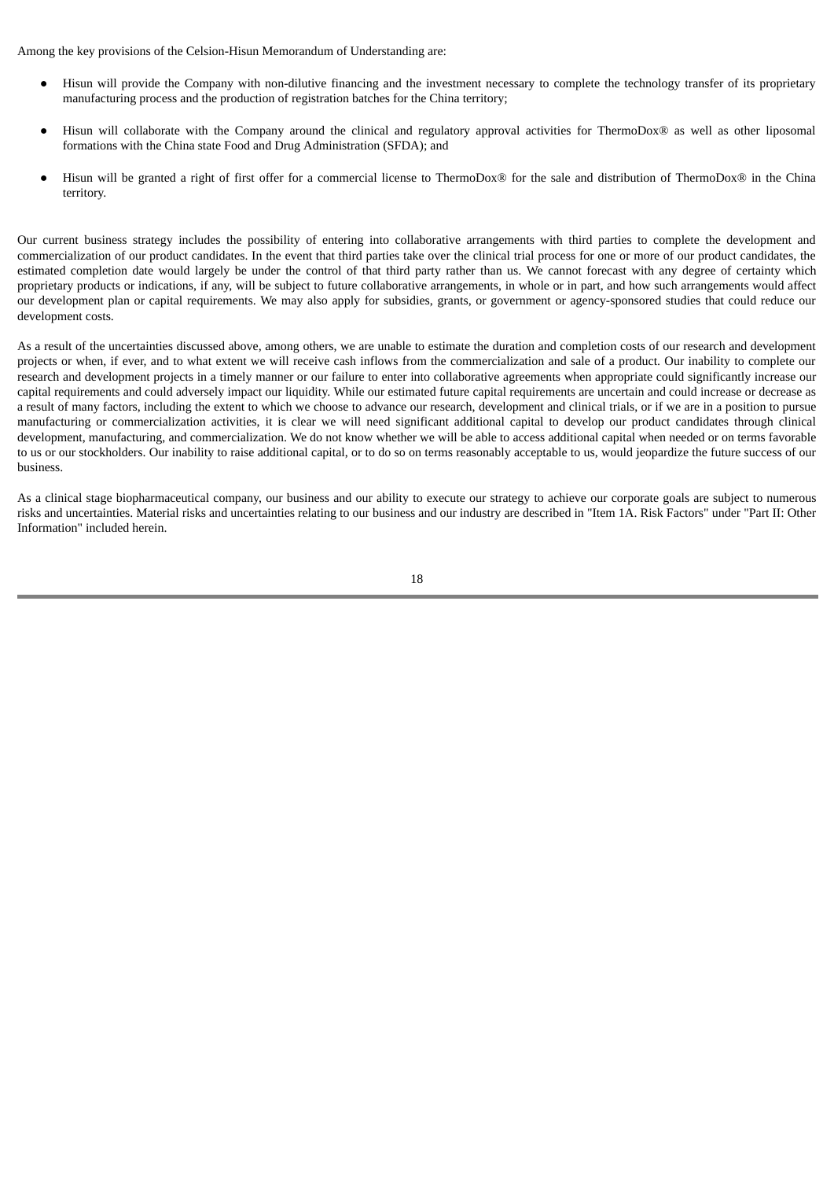Among the key provisions of the Celsion-Hisun Memorandum of Understanding are:

- Hisun will provide the Company with non-dilutive financing and the investment necessary to complete the technology transfer of its proprietary manufacturing process and the production of registration batches for the China territory;
- Hisun will collaborate with the Company around the clinical and regulatory approval activities for ThermoDox® as well as other liposomal formations with the China state Food and Drug Administration (SFDA); and
- Hisun will be granted a right of first offer for a commercial license to ThermoDox® for the sale and distribution of ThermoDox® in the China territory.

Our current business strategy includes the possibility of entering into collaborative arrangements with third parties to complete the development and commercialization of our product candidates. In the event that third parties take over the clinical trial process for one or more of our product candidates, the estimated completion date would largely be under the control of that third party rather than us. We cannot forecast with any degree of certainty which proprietary products or indications, if any, will be subject to future collaborative arrangements, in whole or in part, and how such arrangements would affect our development plan or capital requirements. We may also apply for subsidies, grants, or government or agency-sponsored studies that could reduce our development costs.

As a result of the uncertainties discussed above, among others, we are unable to estimate the duration and completion costs of our research and development projects or when, if ever, and to what extent we will receive cash inflows from the commercialization and sale of a product. Our inability to complete our research and development projects in a timely manner or our failure to enter into collaborative agreements when appropriate could significantly increase our capital requirements and could adversely impact our liquidity. While our estimated future capital requirements are uncertain and could increase or decrease as a result of many factors, including the extent to which we choose to advance our research, development and clinical trials, or if we are in a position to pursue manufacturing or commercialization activities, it is clear we will need significant additional capital to develop our product candidates through clinical development, manufacturing, and commercialization. We do not know whether we will be able to access additional capital when needed or on terms favorable to us or our stockholders. Our inability to raise additional capital, or to do so on terms reasonably acceptable to us, would jeopardize the future success of our business.

As a clinical stage biopharmaceutical company, our business and our ability to execute our strategy to achieve our corporate goals are subject to numerous risks and uncertainties. Material risks and uncertainties relating to our business and our industry are described in "Item 1A. Risk Factors" under "Part II: Other Information" included herein.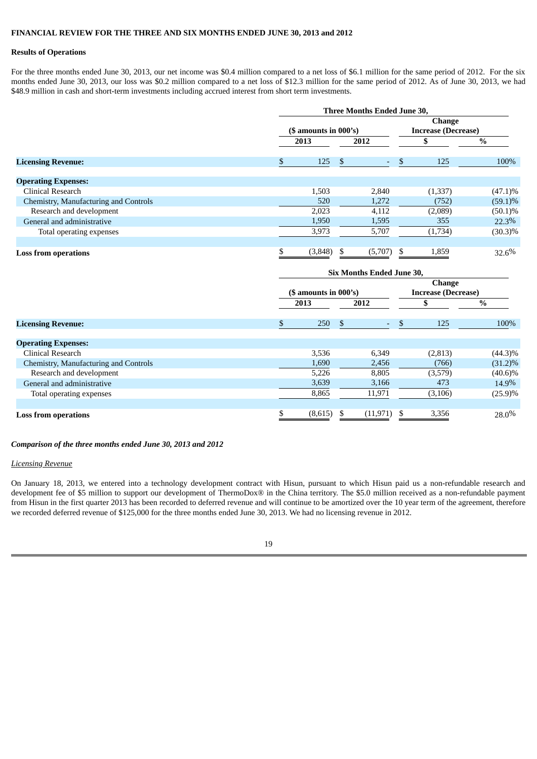**FINANCIAL REVIEW FOR THE THREE AND SIX MONTHS ENDED JUNE 30, 2013 and 2012**

**Results of Operations**

For the three months ended June 30, 2013, our net income was $0.4 million compared to a net loss of $6.1 million for the same period of 2012. For the six months ended June 30, 2013, our loss was $0.2 million compared to a net loss of $12.3 million for the same period of 2012. As of June 30, 2013, we had $48.9 million in cash and short-term investments including accrued interest from short term investments.

| | Three Months Ended June 30, | | | |
|---|---|---|---|---|
| | ($ amounts in 000's) | | Change Increase (Decrease) | |
| | 2013 | 2012 | $ | % |
| **Licensing Revenue:** | $ 125 | $ - | $ 125 | 100% |
| **Operating Expenses:** | | | | |
| Clinical Research | 1,503 | 2,840 | (1,337) | (47.1)% |
| Chemistry, Manufacturing and Controls | 520 | 1,272 | (752) | (59.1)% |
| Research and development | 2,023 | 4,112 | (2,089) | (50.1)% |
| General and administrative | 1,950 | 1,595 | 355 | 22.3% |
| Total operating expenses | 3,973 | 5,707 | (1,734) | (30.3)% |
| **Loss from operations** | $ (3,848) | $ (5,707) | $ 1,859 | 32.6% |

| | Six Months Ended June 30, | | | |
|---|---|---|---|---|
| | ($ amounts in 000's) | | Change Increase (Decrease) | |
| | 2013 | 2012 | $ | % |
| **Licensing Revenue:** | $ 250 | $ - | $ 125 | 100% |
| **Operating Expenses:** | | | | |
| Clinical Research | 3,536 | 6,349 | (2,813) | (44.3)% |
| Chemistry, Manufacturing and Controls | 1,690 | 2,456 | (766) | (31.2)% |
| Research and development | 5,226 | 8,805 | (3,579) | (40.6)% |
| General and administrative | 3,639 | 3,166 | 473 | 14.9% |
| Total operating expenses | 8,865 | 11,971 | (3,106) | (25.9)% |
| **Loss from operations** | $ (8,615) | $ (11,971) | $ 3,356 | 28.0% |

***Comparison of the three months ended June 30, 2013 and 2012***

*Licensing Revenue*

On January 18, 2013, we entered into a technology development contract with Hisun, pursuant to which Hisun paid us a non-refundable research and development fee of $5 million to support our development of ThermoDox® in the China territory. The $5.0 million received as a non-refundable payment from Hisun in the first quarter 2013 has been recorded to deferred revenue and will continue to be amortized over the 10 year term of the agreement, therefore we recorded deferred revenue of $125,000 for the three months ended June 30, 2013. We had no licensing revenue in 2012.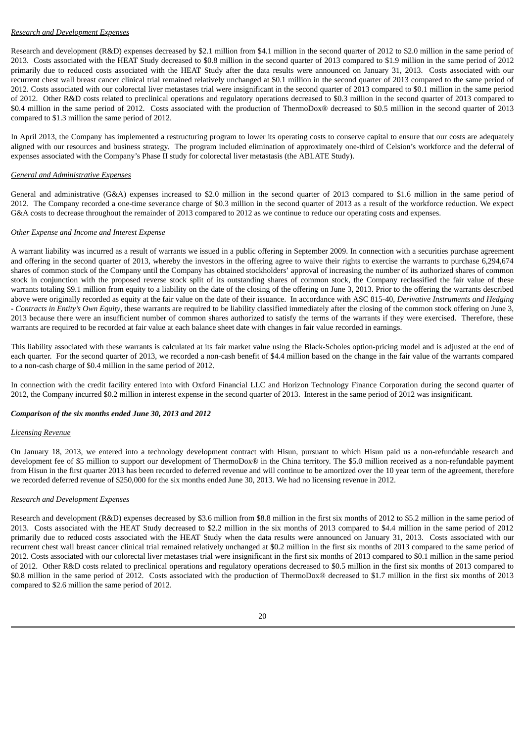*Research and Development Expenses*

Research and development (R&D) expenses decreased by $2.1 million from $4.1 million in the second quarter of 2012 to $2.0 million in the same period of 2013. Costs associated with the HEAT Study decreased to $0.8 million in the second quarter of 2013 compared to $1.9 million in the same period of 2012 primarily due to reduced costs associated with the HEAT Study after the data results were announced on January 31, 2013. Costs associated with our recurrent chest wall breast cancer clinical trial remained relatively unchanged at $0.1 million in the second quarter of 2013 compared to the same period of 2012. Costs associated with our colorectal liver metastases trial were insignificant in the second quarter of 2013 compared to $0.1 million in the same period of 2012. Other R&D costs related to preclinical operations and regulatory operations decreased to $0.3 million in the second quarter of 2013 compared to $0.4 million in the same period of 2012. Costs associated with the production of ThermoDox® decreased to $0.5 million in the second quarter of 2013 compared to $1.3 million the same period of 2012.

In April 2013, the Company has implemented a restructuring program to lower its operating costs to conserve capital to ensure that our costs are adequately aligned with our resources and business strategy. The program included elimination of approximately one-third of Celsion's workforce and the deferral of expenses associated with the Company's Phase II study for colorectal liver metastasis (the ABLATE Study).

*General and Administrative Expenses*

General and administrative (G&A) expenses increased to $2.0 million in the second quarter of 2013 compared to $1.6 million in the same period of 2012. The Company recorded a one-time severance charge of $0.3 million in the second quarter of 2013 as a result of the workforce reduction. We expect G&A costs to decrease throughout the remainder of 2013 compared to 2012 as we continue to reduce our operating costs and expenses.

*Other Expense and Income and Interest Expense*

A warrant liability was incurred as a result of warrants we issued in a public offering in September 2009. In connection with a securities purchase agreement and offering in the second quarter of 2013, whereby the investors in the offering agree to waive their rights to exercise the warrants to purchase 6,294,674 shares of common stock of the Company until the Company has obtained stockholders' approval of increasing the number of its authorized shares of common stock in conjunction with the proposed reverse stock split of its outstanding shares of common stock, the Company reclassified the fair value of these warrants totaling $9.1 million from equity to a liability on the date of the closing of the offering on June 3, 2013. Prior to the offering the warrants described above were originally recorded as equity at the fair value on the date of their issuance. In accordance with ASC 815-40, *Derivative Instruments and Hedging - Contracts in Entity's Own Equity*, these warrants are required to be liability classified immediately after the closing of the common stock offering on June 3, 2013 because there were an insufficient number of common shares authorized to satisfy the terms of the warrants if they were exercised. Therefore, these warrants are required to be recorded at fair value at each balance sheet date with changes in fair value recorded in earnings.

This liability associated with these warrants is calculated at its fair market value using the Black-Scholes option-pricing model and is adjusted at the end of each quarter. For the second quarter of 2013, we recorded a non-cash benefit of $4.4 million based on the change in the fair value of the warrants compared to a non-cash charge of $0.4 million in the same period of 2012.

In connection with the credit facility entered into with Oxford Financial LLC and Horizon Technology Finance Corporation during the second quarter of 2012, the Company incurred $0.2 million in interest expense in the second quarter of 2013. Interest in the same period of 2012 was insignificant.

***Comparison of the six months ended June 30, 2013 and 2012***

*Licensing Revenue*

On January 18, 2013, we entered into a technology development contract with Hisun, pursuant to which Hisun paid us a non-refundable research and development fee of $5 million to support our development of ThermoDox® in the China territory. The $5.0 million received as a non-refundable payment from Hisun in the first quarter 2013 has been recorded to deferred revenue and will continue to be amortized over the 10 year term of the agreement, therefore we recorded deferred revenue of $250,000 for the six months ended June 30, 2013. We had no licensing revenue in 2012.

*Research and Development Expenses*

Research and development (R&D) expenses decreased by $3.6 million from $8.8 million in the first six months of 2012 to $5.2 million in the same period of 2013. Costs associated with the HEAT Study decreased to $2.2 million in the six months of 2013 compared to $4.4 million in the same period of 2012 primarily due to reduced costs associated with the HEAT Study when the data results were announced on January 31, 2013. Costs associated with our recurrent chest wall breast cancer clinical trial remained relatively unchanged at $0.2 million in the first six months of 2013 compared to the same period of 2012. Costs associated with our colorectal liver metastases trial were insignificant in the first six months of 2013 compared to $0.1 million in the same period of 2012. Other R&D costs related to preclinical operations and regulatory operations decreased to $0.5 million in the first six months of 2013 compared to $0.8 million in the same period of 2012. Costs associated with the production of ThermoDox® decreased to $1.7 million in the first six months of 2013 compared to $2.6 million the same period of 2012.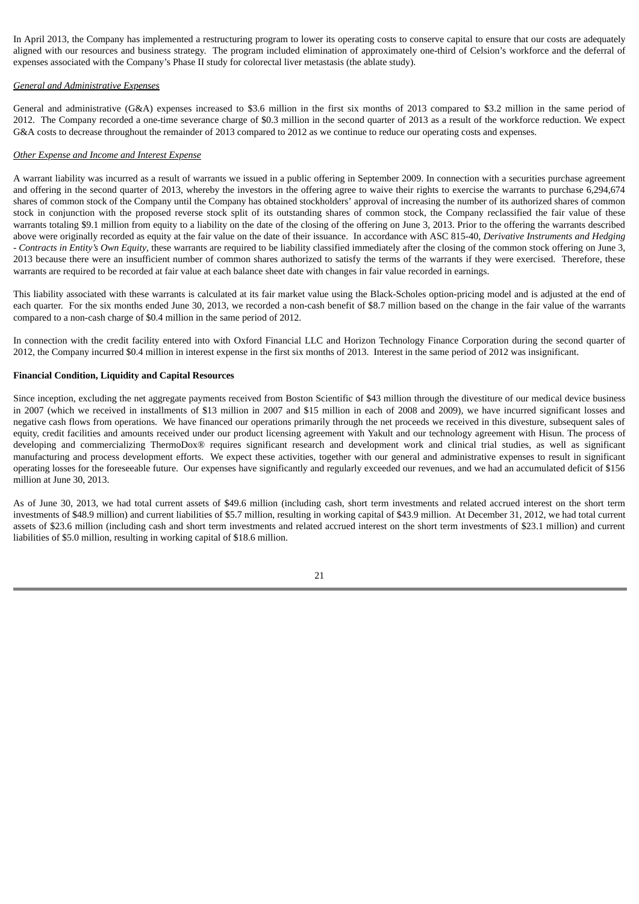In April 2013, the Company has implemented a restructuring program to lower its operating costs to conserve capital to ensure that our costs are adequately aligned with our resources and business strategy. The program included elimination of approximately one-third of Celsion's workforce and the deferral of expenses associated with the Company's Phase II study for colorectal liver metastasis (the ablate study).

*General and Administrative Expenses*

General and administrative (G&A) expenses increased to $3.6 million in the first six months of 2013 compared to $3.2 million in the same period of 2012. The Company recorded a one-time severance charge of $0.3 million in the second quarter of 2013 as a result of the workforce reduction. We expect G&A costs to decrease throughout the remainder of 2013 compared to 2012 as we continue to reduce our operating costs and expenses.

*Other Expense and Income and Interest Expense*

A warrant liability was incurred as a result of warrants we issued in a public offering in September 2009. In connection with a securities purchase agreement and offering in the second quarter of 2013, whereby the investors in the offering agree to waive their rights to exercise the warrants to purchase 6,294,674 shares of common stock of the Company until the Company has obtained stockholders' approval of increasing the number of its authorized shares of common stock in conjunction with the proposed reverse stock split of its outstanding shares of common stock, the Company reclassified the fair value of these warrants totaling $9.1 million from equity to a liability on the date of the closing of the offering on June 3, 2013. Prior to the offering the warrants described above were originally recorded as equity at the fair value on the date of their issuance. In accordance with ASC 815-40, *Derivative Instruments and Hedging - Contracts in Entity's Own Equity*, these warrants are required to be liability classified immediately after the closing of the common stock offering on June 3, 2013 because there were an insufficient number of common shares authorized to satisfy the terms of the warrants if they were exercised. Therefore, these warrants are required to be recorded at fair value at each balance sheet date with changes in fair value recorded in earnings.

This liability associated with these warrants is calculated at its fair market value using the Black-Scholes option-pricing model and is adjusted at the end of each quarter. For the six months ended June 30, 2013, we recorded a non-cash benefit of $8.7 million based on the change in the fair value of the warrants compared to a non-cash charge of $0.4 million in the same period of 2012.

In connection with the credit facility entered into with Oxford Financial LLC and Horizon Technology Finance Corporation during the second quarter of 2012, the Company incurred $0.4 million in interest expense in the first six months of 2013. Interest in the same period of 2012 was insignificant.

**Financial Condition, Liquidity and Capital Resources**

Since inception, excluding the net aggregate payments received from Boston Scientific of $43 million through the divestiture of our medical device business in 2007 (which we received in installments of $13 million in 2007 and $15 million in each of 2008 and 2009), we have incurred significant losses and negative cash flows from operations. We have financed our operations primarily through the net proceeds we received in this divesture, subsequent sales of equity, credit facilities and amounts received under our product licensing agreement with Yakult and our technology agreement with Hisun. The process of developing and commercializing ThermoDox® requires significant research and development work and clinical trial studies, as well as significant manufacturing and process development efforts. We expect these activities, together with our general and administrative expenses to result in significant operating losses for the foreseeable future. Our expenses have significantly and regularly exceeded our revenues, and we had an accumulated deficit of $156 million at June 30, 2013.

As of June 30, 2013, we had total current assets of $49.6 million (including cash, short term investments and related accrued interest on the short term investments of $48.9 million) and current liabilities of $5.7 million, resulting in working capital of $43.9 million. At December 31, 2012, we had total current assets of $23.6 million (including cash and short term investments and related accrued interest on the short term investments of $23.1 million) and current liabilities of $5.0 million, resulting in working capital of $18.6 million.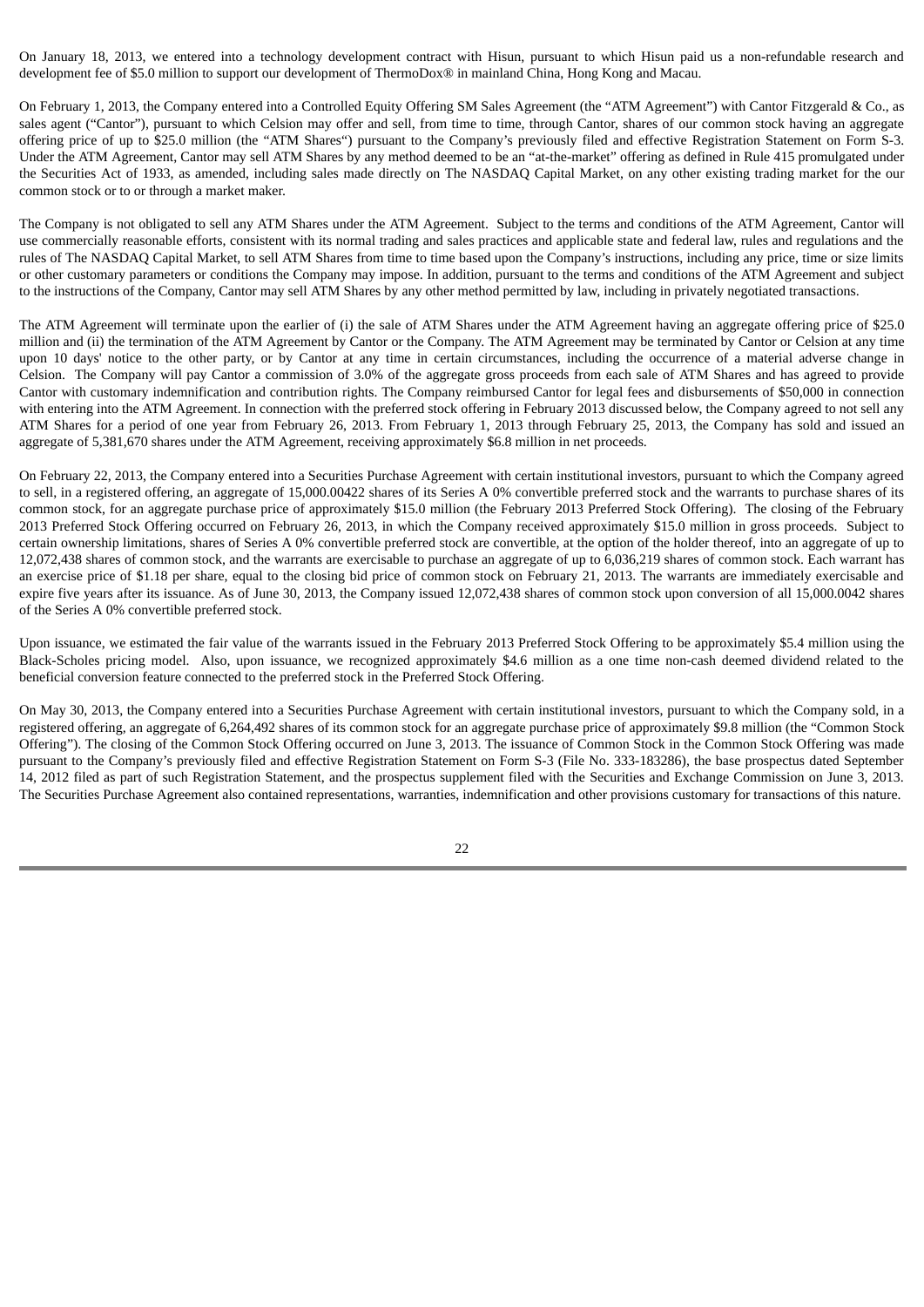On January 18, 2013, we entered into a technology development contract with Hisun, pursuant to which Hisun paid us a non-refundable research and development fee of $5.0 million to support our development of ThermoDox® in mainland China, Hong Kong and Macau.

On February 1, 2013, the Company entered into a Controlled Equity Offering SM Sales Agreement (the "ATM Agreement") with Cantor Fitzgerald & Co., as sales agent ("Cantor"), pursuant to which Celsion may offer and sell, from time to time, through Cantor, shares of our common stock having an aggregate offering price of up to $25.0 million (the "ATM Shares") pursuant to the Company's previously filed and effective Registration Statement on Form S-3. Under the ATM Agreement, Cantor may sell ATM Shares by any method deemed to be an "at-the-market" offering as defined in Rule 415 promulgated under the Securities Act of 1933, as amended, including sales made directly on The NASDAQ Capital Market, on any other existing trading market for the our common stock or to or through a market maker.

The Company is not obligated to sell any ATM Shares under the ATM Agreement. Subject to the terms and conditions of the ATM Agreement, Cantor will use commercially reasonable efforts, consistent with its normal trading and sales practices and applicable state and federal law, rules and regulations and the rules of The NASDAQ Capital Market, to sell ATM Shares from time to time based upon the Company's instructions, including any price, time or size limits or other customary parameters or conditions the Company may impose. In addition, pursuant to the terms and conditions of the ATM Agreement and subject to the instructions of the Company, Cantor may sell ATM Shares by any other method permitted by law, including in privately negotiated transactions.

The ATM Agreement will terminate upon the earlier of (i) the sale of ATM Shares under the ATM Agreement having an aggregate offering price of $25.0 million and (ii) the termination of the ATM Agreement by Cantor or the Company. The ATM Agreement may be terminated by Cantor or Celsion at any time upon 10 days' notice to the other party, or by Cantor at any time in certain circumstances, including the occurrence of a material adverse change in Celsion. The Company will pay Cantor a commission of 3.0% of the aggregate gross proceeds from each sale of ATM Shares and has agreed to provide Cantor with customary indemnification and contribution rights. The Company reimbursed Cantor for legal fees and disbursements of $50,000 in connection with entering into the ATM Agreement. In connection with the preferred stock offering in February 2013 discussed below, the Company agreed to not sell any ATM Shares for a period of one year from February 26, 2013. From February 1, 2013 through February 25, 2013, the Company has sold and issued an aggregate of 5,381,670 shares under the ATM Agreement, receiving approximately $6.8 million in net proceeds.

On February 22, 2013, the Company entered into a Securities Purchase Agreement with certain institutional investors, pursuant to which the Company agreed to sell, in a registered offering, an aggregate of 15,000.00422 shares of its Series A 0% convertible preferred stock and the warrants to purchase shares of its common stock, for an aggregate purchase price of approximately $15.0 million (the February 2013 Preferred Stock Offering). The closing of the February 2013 Preferred Stock Offering occurred on February 26, 2013, in which the Company received approximately $15.0 million in gross proceeds. Subject to certain ownership limitations, shares of Series A 0% convertible preferred stock are convertible, at the option of the holder thereof, into an aggregate of up to 12,072,438 shares of common stock, and the warrants are exercisable to purchase an aggregate of up to 6,036,219 shares of common stock. Each warrant has an exercise price of $1.18 per share, equal to the closing bid price of common stock on February 21, 2013. The warrants are immediately exercisable and expire five years after its issuance. As of June 30, 2013, the Company issued 12,072,438 shares of common stock upon conversion of all 15,000.0042 shares of the Series A 0% convertible preferred stock.

Upon issuance, we estimated the fair value of the warrants issued in the February 2013 Preferred Stock Offering to be approximately $5.4 million using the Black-Scholes pricing model. Also, upon issuance, we recognized approximately $4.6 million as a one time non-cash deemed dividend related to the beneficial conversion feature connected to the preferred stock in the Preferred Stock Offering.

On May 30, 2013, the Company entered into a Securities Purchase Agreement with certain institutional investors, pursuant to which the Company sold, in a registered offering, an aggregate of 6,264,492 shares of its common stock for an aggregate purchase price of approximately $9.8 million (the "Common Stock Offering"). The closing of the Common Stock Offering occurred on June 3, 2013. The issuance of Common Stock in the Common Stock Offering was made pursuant to the Company's previously filed and effective Registration Statement on Form S-3 (File No. 333-183286), the base prospectus dated September 14, 2012 filed as part of such Registration Statement, and the prospectus supplement filed with the Securities and Exchange Commission on June 3, 2013. The Securities Purchase Agreement also contained representations, warranties, indemnification and other provisions customary for transactions of this nature.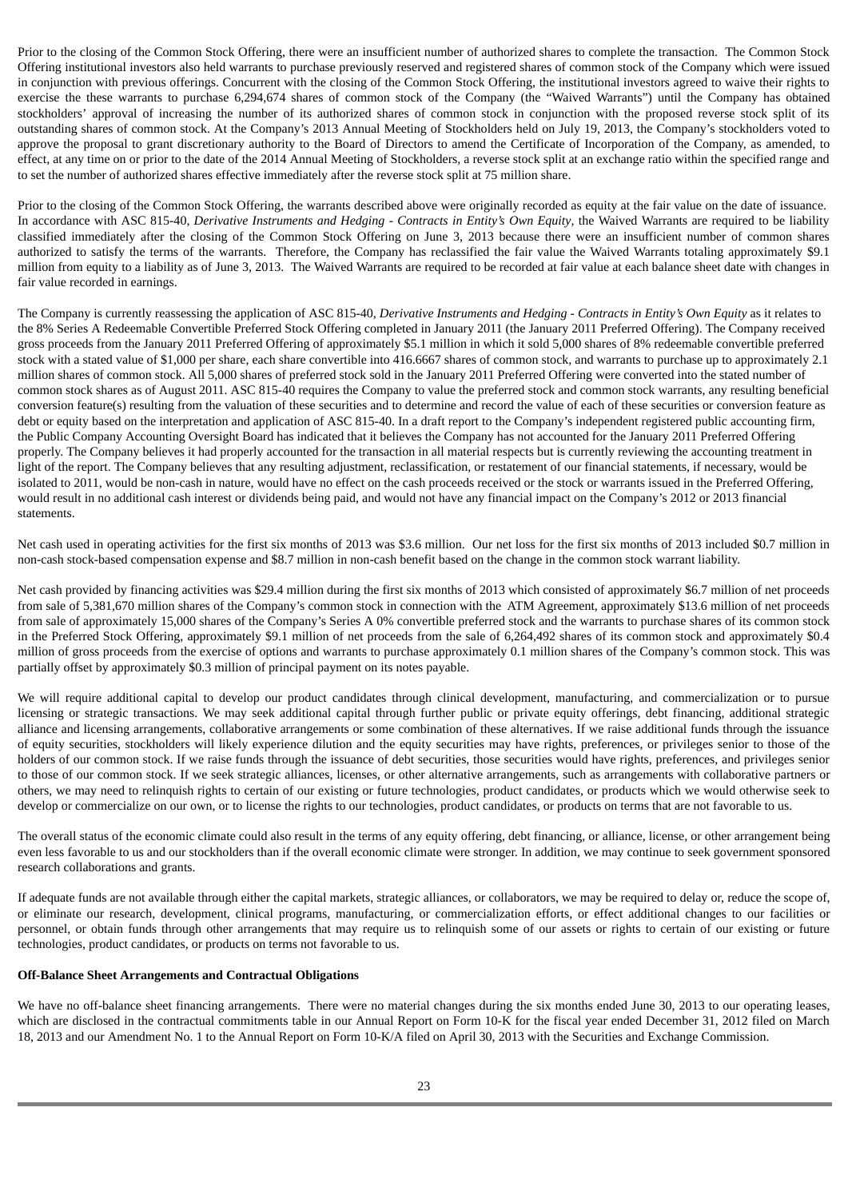Prior to the closing of the Common Stock Offering, there were an insufficient number of authorized shares to complete the transaction. The Common Stock Offering institutional investors also held warrants to purchase previously reserved and registered shares of common stock of the Company which were issued in conjunction with previous offerings. Concurrent with the closing of the Common Stock Offering, the institutional investors agreed to waive their rights to exercise the these warrants to purchase 6,294,674 shares of common stock of the Company (the "Waived Warrants") until the Company has obtained stockholders' approval of increasing the number of its authorized shares of common stock in conjunction with the proposed reverse stock split of its outstanding shares of common stock. At the Company's 2013 Annual Meeting of Stockholders held on July 19, 2013, the Company's stockholders voted to approve the proposal to grant discretionary authority to the Board of Directors to amend the Certificate of Incorporation of the Company, as amended, to effect, at any time on or prior to the date of the 2014 Annual Meeting of Stockholders, a reverse stock split at an exchange ratio within the specified range and to set the number of authorized shares effective immediately after the reverse stock split at 75 million share.

Prior to the closing of the Common Stock Offering, the warrants described above were originally recorded as equity at the fair value on the date of issuance. In accordance with ASC 815-40, *Derivative Instruments and Hedging - Contracts in Entity's Own Equity*, the Waived Warrants are required to be liability classified immediately after the closing of the Common Stock Offering on June 3, 2013 because there were an insufficient number of common shares authorized to satisfy the terms of the warrants. Therefore, the Company has reclassified the fair value the Waived Warrants totaling approximately $9.1 million from equity to a liability as of June 3, 2013. The Waived Warrants are required to be recorded at fair value at each balance sheet date with changes in fair value recorded in earnings.

The Company is currently reassessing the application of ASC 815-40, *Derivative Instruments and Hedging - Contracts in Entity's Own Equity* as it relates to the 8% Series A Redeemable Convertible Preferred Stock Offering completed in January 2011 (the January 2011 Preferred Offering). The Company received gross proceeds from the January 2011 Preferred Offering of approximately $5.1 million in which it sold 5,000 shares of 8% redeemable convertible preferred stock with a stated value of $1,000 per share, each share convertible into 416.6667 shares of common stock, and warrants to purchase up to approximately 2.1 million shares of common stock. All 5,000 shares of preferred stock sold in the January 2011 Preferred Offering were converted into the stated number of common stock shares as of August 2011. ASC 815-40 requires the Company to value the preferred stock and common stock warrants, any resulting beneficial conversion feature(s) resulting from the valuation of these securities and to determine and record the value of each of these securities or conversion feature as debt or equity based on the interpretation and application of ASC 815-40. In a draft report to the Company's independent registered public accounting firm, the Public Company Accounting Oversight Board has indicated that it believes the Company has not accounted for the January 2011 Preferred Offering properly. The Company believes it had properly accounted for the transaction in all material respects but is currently reviewing the accounting treatment in light of the report. The Company believes that any resulting adjustment, reclassification, or restatement of our financial statements, if necessary, would be isolated to 2011, would be non-cash in nature, would have no effect on the cash proceeds received or the stock or warrants issued in the Preferred Offering, would result in no additional cash interest or dividends being paid, and would not have any financial impact on the Company's 2012 or 2013 financial statements.

Net cash used in operating activities for the first six months of 2013 was $3.6 million. Our net loss for the first six months of 2013 included $0.7 million in non-cash stock-based compensation expense and $8.7 million in non-cash benefit based on the change in the common stock warrant liability.

Net cash provided by financing activities was $29.4 million during the first six months of 2013 which consisted of approximately $6.7 million of net proceeds from sale of 5,381,670 million shares of the Company's common stock in connection with the ATM Agreement, approximately $13.6 million of net proceeds from sale of approximately 15,000 shares of the Company's Series A 0% convertible preferred stock and the warrants to purchase shares of its common stock in the Preferred Stock Offering, approximately $9.1 million of net proceeds from the sale of 6,264,492 shares of its common stock and approximately $0.4 million of gross proceeds from the exercise of options and warrants to purchase approximately 0.1 million shares of the Company's common stock. This was partially offset by approximately $0.3 million of principal payment on its notes payable.

We will require additional capital to develop our product candidates through clinical development, manufacturing, and commercialization or to pursue licensing or strategic transactions. We may seek additional capital through further public or private equity offerings, debt financing, additional strategic alliance and licensing arrangements, collaborative arrangements or some combination of these alternatives. If we raise additional funds through the issuance of equity securities, stockholders will likely experience dilution and the equity securities may have rights, preferences, or privileges senior to those of the holders of our common stock. If we raise funds through the issuance of debt securities, those securities would have rights, preferences, and privileges senior to those of our common stock. If we seek strategic alliances, licenses, or other alternative arrangements, such as arrangements with collaborative partners or others, we may need to relinquish rights to certain of our existing or future technologies, product candidates, or products which we would otherwise seek to develop or commercialize on our own, or to license the rights to our technologies, product candidates, or products on terms that are not favorable to us.

The overall status of the economic climate could also result in the terms of any equity offering, debt financing, or alliance, license, or other arrangement being even less favorable to us and our stockholders than if the overall economic climate were stronger. In addition, we may continue to seek government sponsored research collaborations and grants.

If adequate funds are not available through either the capital markets, strategic alliances, or collaborators, we may be required to delay or, reduce the scope of, or eliminate our research, development, clinical programs, manufacturing, or commercialization efforts, or effect additional changes to our facilities or personnel, or obtain funds through other arrangements that may require us to relinquish some of our assets or rights to certain of our existing or future technologies, product candidates, or products on terms not favorable to us.

**Off-Balance Sheet Arrangements and Contractual Obligations**

We have no off-balance sheet financing arrangements. There were no material changes during the six months ended June 30, 2013 to our operating leases, which are disclosed in the contractual commitments table in our Annual Report on Form 10-K for the fiscal year ended December 31, 2012 filed on March 18, 2013 and our Amendment No. 1 to the Annual Report on Form 10-K/A filed on April 30, 2013 with the Securities and Exchange Commission.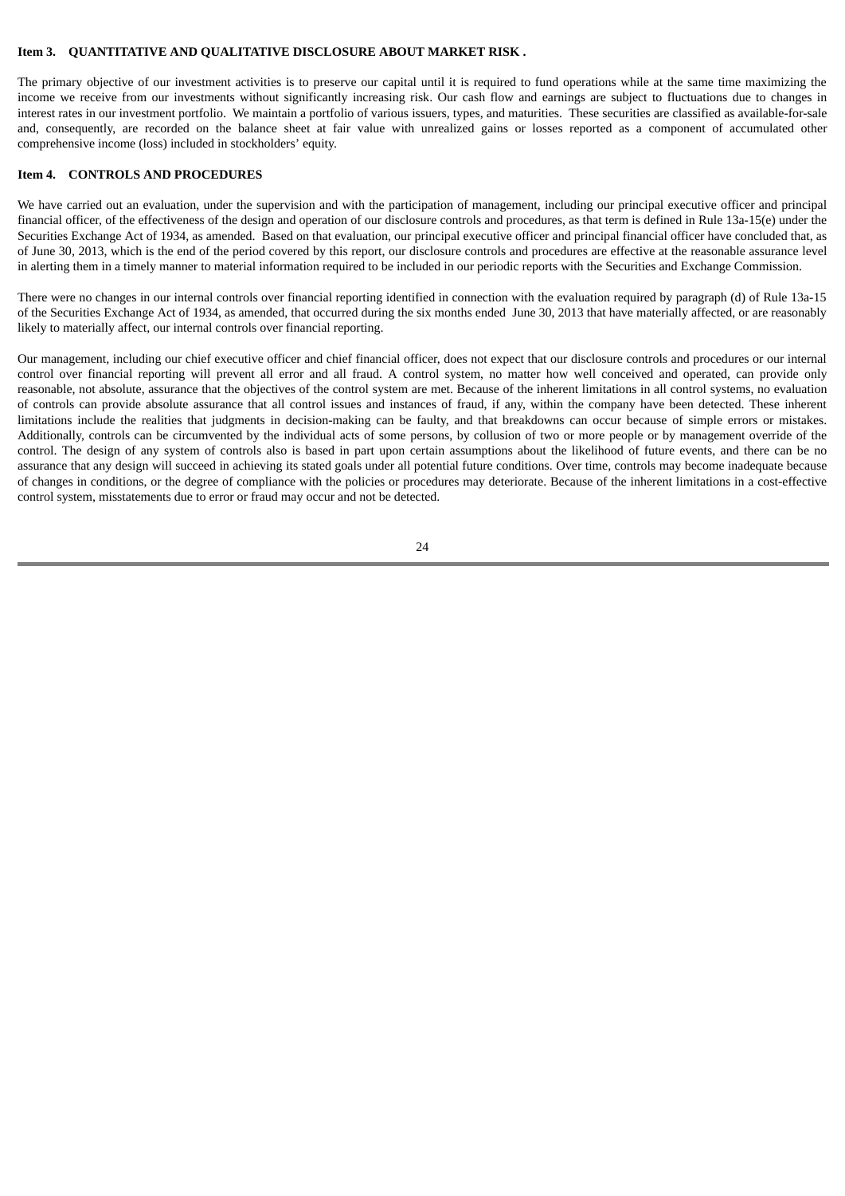**Item 3. QUANTITATIVE AND QUALITATIVE DISCLOSURE ABOUT MARKET RISK .**

The primary objective of our investment activities is to preserve our capital until it is required to fund operations while at the same time maximizing the income we receive from our investments without significantly increasing risk. Our cash flow and earnings are subject to fluctuations due to changes in interest rates in our investment portfolio. We maintain a portfolio of various issuers, types, and maturities. These securities are classified as available-for-sale and, consequently, are recorded on the balance sheet at fair value with unrealized gains or losses reported as a component of accumulated other comprehensive income (loss) included in stockholders' equity.

**Item 4. CONTROLS AND PROCEDURES**

We have carried out an evaluation, under the supervision and with the participation of management, including our principal executive officer and principal financial officer, of the effectiveness of the design and operation of our disclosure controls and procedures, as that term is defined in Rule 13a-15(e) under the Securities Exchange Act of 1934, as amended. Based on that evaluation, our principal executive officer and principal financial officer have concluded that, as of June 30, 2013, which is the end of the period covered by this report, our disclosure controls and procedures are effective at the reasonable assurance level in alerting them in a timely manner to material information required to be included in our periodic reports with the Securities and Exchange Commission.

There were no changes in our internal controls over financial reporting identified in connection with the evaluation required by paragraph (d) of Rule 13a-15 of the Securities Exchange Act of 1934, as amended, that occurred during the six months ended June 30, 2013 that have materially affected, or are reasonably likely to materially affect, our internal controls over financial reporting.

Our management, including our chief executive officer and chief financial officer, does not expect that our disclosure controls and procedures or our internal control over financial reporting will prevent all error and all fraud. A control system, no matter how well conceived and operated, can provide only reasonable, not absolute, assurance that the objectives of the control system are met. Because of the inherent limitations in all control systems, no evaluation of controls can provide absolute assurance that all control issues and instances of fraud, if any, within the company have been detected. These inherent limitations include the realities that judgments in decision-making can be faulty, and that breakdowns can occur because of simple errors or mistakes. Additionally, controls can be circumvented by the individual acts of some persons, by collusion of two or more people or by management override of the control. The design of any system of controls also is based in part upon certain assumptions about the likelihood of future events, and there can be no assurance that any design will succeed in achieving its stated goals under all potential future conditions. Over time, controls may become inadequate because of changes in conditions, or the degree of compliance with the policies or procedures may deteriorate. Because of the inherent limitations in a cost-effective control system, misstatements due to error or fraud may occur and not be detected.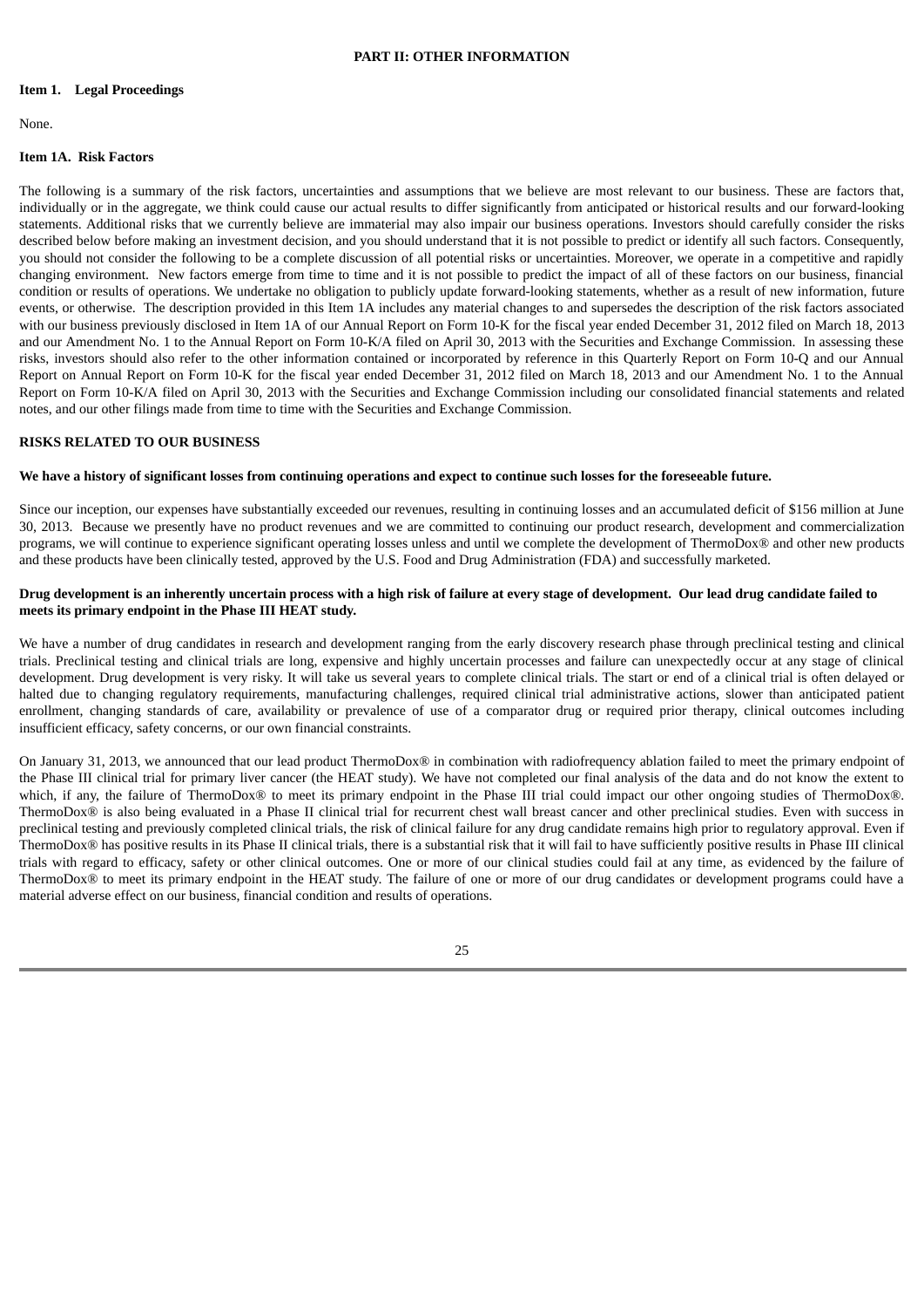## PART II: OTHER INFORMATION

### Item 1. Legal Proceedings

None.

### Item 1A. Risk Factors

The following is a summary of the risk factors, uncertainties and assumptions that we believe are most relevant to our business. These are factors that, individually or in the aggregate, we think could cause our actual results to differ significantly from anticipated or historical results and our forward-looking statements. Additional risks that we currently believe are immaterial may also impair our business operations. Investors should carefully consider the risks described below before making an investment decision, and you should understand that it is not possible to predict or identify all such factors. Consequently, you should not consider the following to be a complete discussion of all potential risks or uncertainties. Moreover, we operate in a competitive and rapidly changing environment. New factors emerge from time to time and it is not possible to predict the impact of all of these factors on our business, financial condition or results of operations. We undertake no obligation to publicly update forward-looking statements, whether as a result of new information, future events, or otherwise. The description provided in this Item 1A includes any material changes to and supersedes the description of the risk factors associated with our business previously disclosed in Item 1A of our Annual Report on Form 10-K for the fiscal year ended December 31, 2012 filed on March 18, 2013 and our Amendment No. 1 to the Annual Report on Form 10-K/A filed on April 30, 2013 with the Securities and Exchange Commission. In assessing these risks, investors should also refer to the other information contained or incorporated by reference in this Quarterly Report on Form 10-Q and our Annual Report on Annual Report on Form 10-K for the fiscal year ended December 31, 2012 filed on March 18, 2013 and our Amendment No. 1 to the Annual Report on Form 10-K/A filed on April 30, 2013 with the Securities and Exchange Commission including our consolidated financial statements and related notes, and our other filings made from time to time with the Securities and Exchange Commission.

### RISKS RELATED TO OUR BUSINESS

**We have a history of significant losses from continuing operations and expect to continue such losses for the foreseeable future.**

Since our inception, our expenses have substantially exceeded our revenues, resulting in continuing losses and an accumulated deficit of $156 million at June 30, 2013. Because we presently have no product revenues and we are committed to continuing our product research, development and commercialization programs, we will continue to experience significant operating losses unless and until we complete the development of ThermoDox® and other new products and these products have been clinically tested, approved by the U.S. Food and Drug Administration (FDA) and successfully marketed.

**Drug development is an inherently uncertain process with a high risk of failure at every stage of development. Our lead drug candidate failed to meets its primary endpoint in the Phase III HEAT study.**

We have a number of drug candidates in research and development ranging from the early discovery research phase through preclinical testing and clinical trials. Preclinical testing and clinical trials are long, expensive and highly uncertain processes and failure can unexpectedly occur at any stage of clinical development. Drug development is very risky. It will take us several years to complete clinical trials. The start or end of a clinical trial is often delayed or halted due to changing regulatory requirements, manufacturing challenges, required clinical trial administrative actions, slower than anticipated patient enrollment, changing standards of care, availability or prevalence of use of a comparator drug or required prior therapy, clinical outcomes including insufficient efficacy, safety concerns, or our own financial constraints.

On January 31, 2013, we announced that our lead product ThermoDox® in combination with radiofrequency ablation failed to meet the primary endpoint of the Phase III clinical trial for primary liver cancer (the HEAT study). We have not completed our final analysis of the data and do not know the extent to which, if any, the failure of ThermoDox® to meet its primary endpoint in the Phase III trial could impact our other ongoing studies of ThermoDox®. ThermoDox® is also being evaluated in a Phase II clinical trial for recurrent chest wall breast cancer and other preclinical studies. Even with success in preclinical testing and previously completed clinical trials, the risk of clinical failure for any drug candidate remains high prior to regulatory approval. Even if ThermoDox® has positive results in its Phase II clinical trials, there is a substantial risk that it will fail to have sufficiently positive results in Phase III clinical trials with regard to efficacy, safety or other clinical outcomes. One or more of our clinical studies could fail at any time, as evidenced by the failure of ThermoDox® to meet its primary endpoint in the HEAT study. The failure of one or more of our drug candidates or development programs could have a material adverse effect on our business, financial condition and results of operations.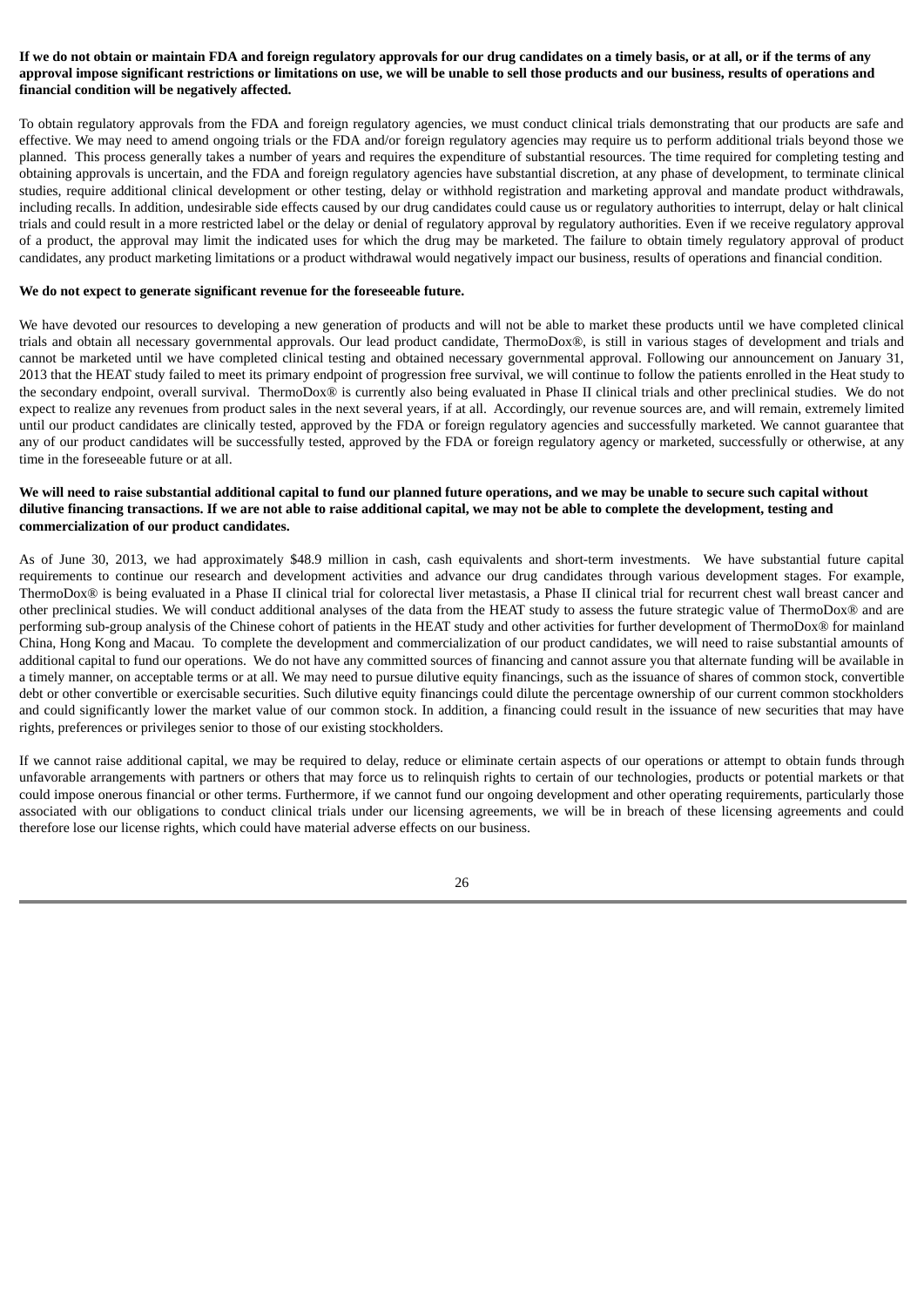**If we do not obtain or maintain FDA and foreign regulatory approvals for our drug candidates on a timely basis, or at all, or if the terms of any approval impose significant restrictions or limitations on use, we will be unable to sell those products and our business, results of operations and financial condition will be negatively affected.**

To obtain regulatory approvals from the FDA and foreign regulatory agencies, we must conduct clinical trials demonstrating that our products are safe and effective. We may need to amend ongoing trials or the FDA and/or foreign regulatory agencies may require us to perform additional trials beyond those we planned. This process generally takes a number of years and requires the expenditure of substantial resources. The time required for completing testing and obtaining approvals is uncertain, and the FDA and foreign regulatory agencies have substantial discretion, at any phase of development, to terminate clinical studies, require additional clinical development or other testing, delay or withhold registration and marketing approval and mandate product withdrawals, including recalls. In addition, undesirable side effects caused by our drug candidates could cause us or regulatory authorities to interrupt, delay or halt clinical trials and could result in a more restricted label or the delay or denial of regulatory approval by regulatory authorities. Even if we receive regulatory approval of a product, the approval may limit the indicated uses for which the drug may be marketed. The failure to obtain timely regulatory approval of product candidates, any product marketing limitations or a product withdrawal would negatively impact our business, results of operations and financial condition.

**We do not expect to generate significant revenue for the foreseeable future.**

We have devoted our resources to developing a new generation of products and will not be able to market these products until we have completed clinical trials and obtain all necessary governmental approvals. Our lead product candidate, ThermoDox®, is still in various stages of development and trials and cannot be marketed until we have completed clinical testing and obtained necessary governmental approval. Following our announcement on January 31, 2013 that the HEAT study failed to meet its primary endpoint of progression free survival, we will continue to follow the patients enrolled in the Heat study to the secondary endpoint, overall survival. ThermoDox® is currently also being evaluated in Phase II clinical trials and other preclinical studies. We do not expect to realize any revenues from product sales in the next several years, if at all. Accordingly, our revenue sources are, and will remain, extremely limited until our product candidates are clinically tested, approved by the FDA or foreign regulatory agencies and successfully marketed. We cannot guarantee that any of our product candidates will be successfully tested, approved by the FDA or foreign regulatory agency or marketed, successfully or otherwise, at any time in the foreseeable future or at all.

**We will need to raise substantial additional capital to fund our planned future operations, and we may be unable to secure such capital without dilutive financing transactions. If we are not able to raise additional capital, we may not be able to complete the development, testing and commercialization of our product candidates.**

As of June 30, 2013, we had approximately $48.9 million in cash, cash equivalents and short-term investments. We have substantial future capital requirements to continue our research and development activities and advance our drug candidates through various development stages. For example, ThermoDox® is being evaluated in a Phase II clinical trial for colorectal liver metastasis, a Phase II clinical trial for recurrent chest wall breast cancer and other preclinical studies. We will conduct additional analyses of the data from the HEAT study to assess the future strategic value of ThermoDox® and are performing sub-group analysis of the Chinese cohort of patients in the HEAT study and other activities for further development of ThermoDox® for mainland China, Hong Kong and Macau. To complete the development and commercialization of our product candidates, we will need to raise substantial amounts of additional capital to fund our operations. We do not have any committed sources of financing and cannot assure you that alternate funding will be available in a timely manner, on acceptable terms or at all. We may need to pursue dilutive equity financings, such as the issuance of shares of common stock, convertible debt or other convertible or exercisable securities. Such dilutive equity financings could dilute the percentage ownership of our current common stockholders and could significantly lower the market value of our common stock. In addition, a financing could result in the issuance of new securities that may have rights, preferences or privileges senior to those of our existing stockholders.

If we cannot raise additional capital, we may be required to delay, reduce or eliminate certain aspects of our operations or attempt to obtain funds through unfavorable arrangements with partners or others that may force us to relinquish rights to certain of our technologies, products or potential markets or that could impose onerous financial or other terms. Furthermore, if we cannot fund our ongoing development and other operating requirements, particularly those associated with our obligations to conduct clinical trials under our licensing agreements, we will be in breach of these licensing agreements and could therefore lose our license rights, which could have material adverse effects on our business.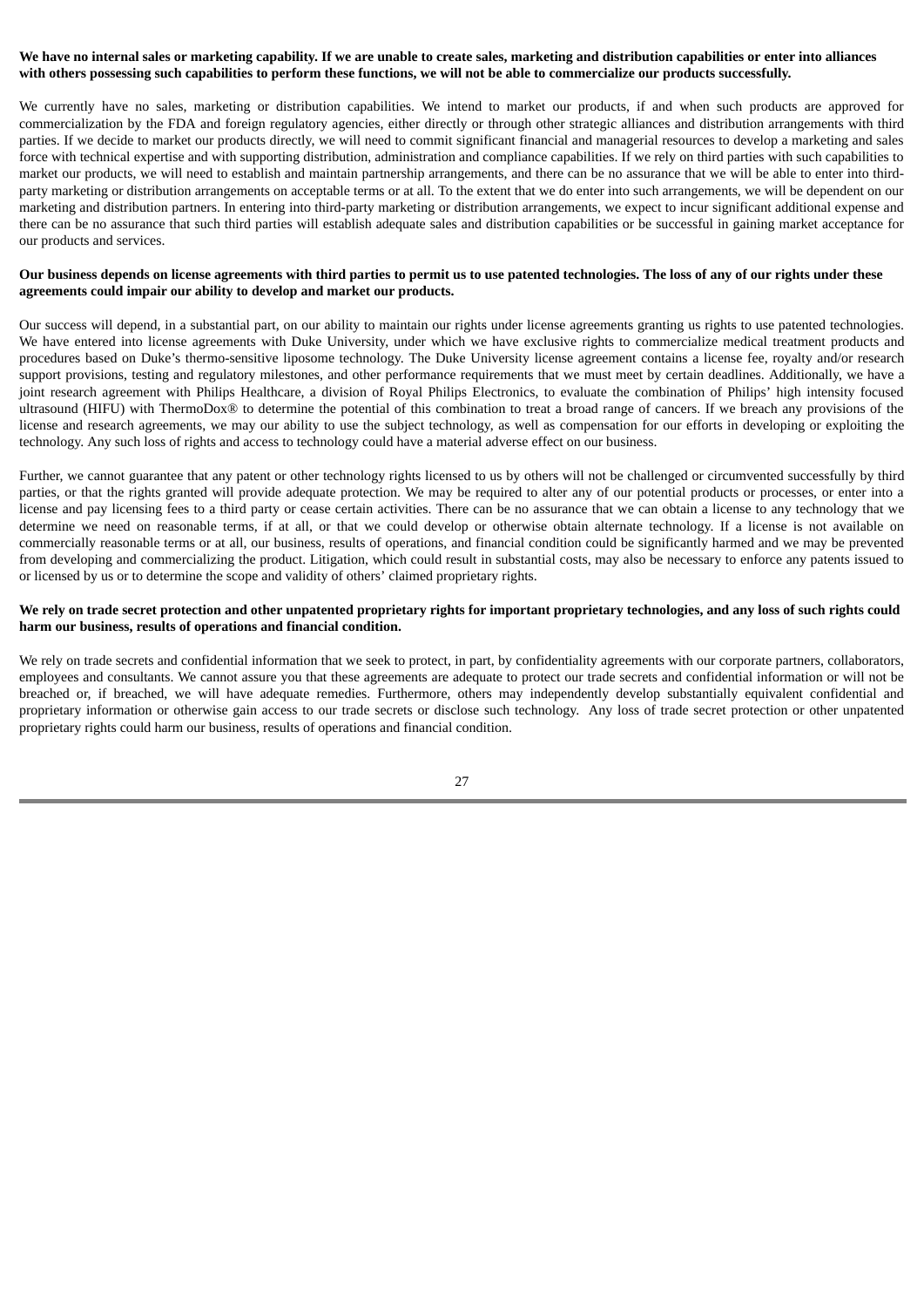**We have no internal sales or marketing capability. If we are unable to create sales, marketing and distribution capabilities or enter into alliances with others possessing such capabilities to perform these functions, we will not be able to commercialize our products successfully.**

We currently have no sales, marketing or distribution capabilities. We intend to market our products, if and when such products are approved for commercialization by the FDA and foreign regulatory agencies, either directly or through other strategic alliances and distribution arrangements with third parties. If we decide to market our products directly, we will need to commit significant financial and managerial resources to develop a marketing and sales force with technical expertise and with supporting distribution, administration and compliance capabilities. If we rely on third parties with such capabilities to market our products, we will need to establish and maintain partnership arrangements, and there can be no assurance that we will be able to enter into third-party marketing or distribution arrangements on acceptable terms or at all. To the extent that we do enter into such arrangements, we will be dependent on our marketing and distribution partners. In entering into third-party marketing or distribution arrangements, we expect to incur significant additional expense and there can be no assurance that such third parties will establish adequate sales and distribution capabilities or be successful in gaining market acceptance for our products and services.

**Our business depends on license agreements with third parties to permit us to use patented technologies. The loss of any of our rights under these agreements could impair our ability to develop and market our products.**

Our success will depend, in a substantial part, on our ability to maintain our rights under license agreements granting us rights to use patented technologies. We have entered into license agreements with Duke University, under which we have exclusive rights to commercialize medical treatment products and procedures based on Duke's thermo-sensitive liposome technology. The Duke University license agreement contains a license fee, royalty and/or research support provisions, testing and regulatory milestones, and other performance requirements that we must meet by certain deadlines. Additionally, we have a joint research agreement with Philips Healthcare, a division of Royal Philips Electronics, to evaluate the combination of Philips' high intensity focused ultrasound (HIFU) with ThermoDox® to determine the potential of this combination to treat a broad range of cancers. If we breach any provisions of the license and research agreements, we may our ability to use the subject technology, as well as compensation for our efforts in developing or exploiting the technology. Any such loss of rights and access to technology could have a material adverse effect on our business.

Further, we cannot guarantee that any patent or other technology rights licensed to us by others will not be challenged or circumvented successfully by third parties, or that the rights granted will provide adequate protection. We may be required to alter any of our potential products or processes, or enter into a license and pay licensing fees to a third party or cease certain activities. There can be no assurance that we can obtain a license to any technology that we determine we need on reasonable terms, if at all, or that we could develop or otherwise obtain alternate technology. If a license is not available on commercially reasonable terms or at all, our business, results of operations, and financial condition could be significantly harmed and we may be prevented from developing and commercializing the product. Litigation, which could result in substantial costs, may also be necessary to enforce any patents issued to or licensed by us or to determine the scope and validity of others' claimed proprietary rights.

**We rely on trade secret protection and other unpatented proprietary rights for important proprietary technologies, and any loss of such rights could harm our business, results of operations and financial condition.**

We rely on trade secrets and confidential information that we seek to protect, in part, by confidentiality agreements with our corporate partners, collaborators, employees and consultants. We cannot assure you that these agreements are adequate to protect our trade secrets and confidential information or will not be breached or, if breached, we will have adequate remedies. Furthermore, others may independently develop substantially equivalent confidential and proprietary information or otherwise gain access to our trade secrets or disclose such technology. Any loss of trade secret protection or other unpatented proprietary rights could harm our business, results of operations and financial condition.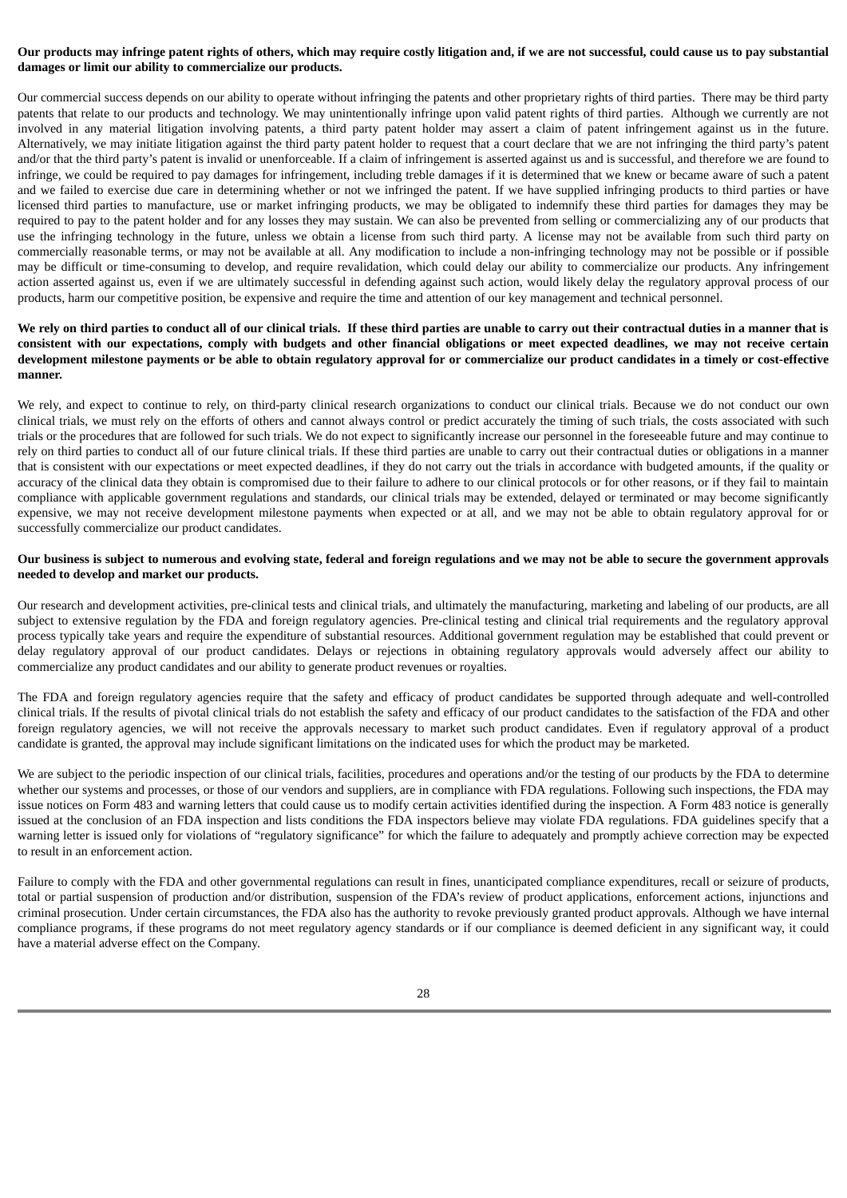**Our products may infringe patent rights of others, which may require costly litigation and, if we are not successful, could cause us to pay substantial damages or limit our ability to commercialize our products.**

Our commercial success depends on our ability to operate without infringing the patents and other proprietary rights of third parties. There may be third party patents that relate to our products and technology. We may unintentionally infringe upon valid patent rights of third parties. Although we currently are not involved in any material litigation involving patents, a third party patent holder may assert a claim of patent infringement against us in the future. Alternatively, we may initiate litigation against the third party patent holder to request that a court declare that we are not infringing the third party's patent and/or that the third party's patent is invalid or unenforceable. If a claim of infringement is asserted against us and is successful, and therefore we are found to infringe, we could be required to pay damages for infringement, including treble damages if it is determined that we knew or became aware of such a patent and we failed to exercise due care in determining whether or not we infringed the patent. If we have supplied infringing products to third parties or have licensed third parties to manufacture, use or market infringing products, we may be obligated to indemnify these third parties for damages they may be required to pay to the patent holder and for any losses they may sustain. We can also be prevented from selling or commercializing any of our products that use the infringing technology in the future, unless we obtain a license from such third party. A license may not be available from such third party on commercially reasonable terms, or may not be available at all. Any modification to include a non-infringing technology may not be possible or if possible may be difficult or time-consuming to develop, and require revalidation, which could delay our ability to commercialize our products. Any infringement action asserted against us, even if we are ultimately successful in defending against such action, would likely delay the regulatory approval process of our products, harm our competitive position, be expensive and require the time and attention of our key management and technical personnel.

**We rely on third parties to conduct all of our clinical trials. If these third parties are unable to carry out their contractual duties in a manner that is consistent with our expectations, comply with budgets and other financial obligations or meet expected deadlines, we may not receive certain development milestone payments or be able to obtain regulatory approval for or commercialize our product candidates in a timely or cost-effective manner.**

We rely, and expect to continue to rely, on third-party clinical research organizations to conduct our clinical trials. Because we do not conduct our own clinical trials, we must rely on the efforts of others and cannot always control or predict accurately the timing of such trials, the costs associated with such trials or the procedures that are followed for such trials. We do not expect to significantly increase our personnel in the foreseeable future and may continue to rely on third parties to conduct all of our future clinical trials. If these third parties are unable to carry out their contractual duties or obligations in a manner that is consistent with our expectations or meet expected deadlines, if they do not carry out the trials in accordance with budgeted amounts, if the quality or accuracy of the clinical data they obtain is compromised due to their failure to adhere to our clinical protocols or for other reasons, or if they fail to maintain compliance with applicable government regulations and standards, our clinical trials may be extended, delayed or terminated or may become significantly expensive, we may not receive development milestone payments when expected or at all, and we may not be able to obtain regulatory approval for or successfully commercialize our product candidates.

**Our business is subject to numerous and evolving state, federal and foreign regulations and we may not be able to secure the government approvals needed to develop and market our products.**

Our research and development activities, pre-clinical tests and clinical trials, and ultimately the manufacturing, marketing and labeling of our products, are all subject to extensive regulation by the FDA and foreign regulatory agencies. Pre-clinical testing and clinical trial requirements and the regulatory approval process typically take years and require the expenditure of substantial resources. Additional government regulation may be established that could prevent or delay regulatory approval of our product candidates. Delays or rejections in obtaining regulatory approvals would adversely affect our ability to commercialize any product candidates and our ability to generate product revenues or royalties.

The FDA and foreign regulatory agencies require that the safety and efficacy of product candidates be supported through adequate and well-controlled clinical trials. If the results of pivotal clinical trials do not establish the safety and efficacy of our product candidates to the satisfaction of the FDA and other foreign regulatory agencies, we will not receive the approvals necessary to market such product candidates. Even if regulatory approval of a product candidate is granted, the approval may include significant limitations on the indicated uses for which the product may be marketed.

We are subject to the periodic inspection of our clinical trials, facilities, procedures and operations and/or the testing of our products by the FDA to determine whether our systems and processes, or those of our vendors and suppliers, are in compliance with FDA regulations. Following such inspections, the FDA may issue notices on Form 483 and warning letters that could cause us to modify certain activities identified during the inspection. A Form 483 notice is generally issued at the conclusion of an FDA inspection and lists conditions the FDA inspectors believe may violate FDA regulations. FDA guidelines specify that a warning letter is issued only for violations of "regulatory significance" for which the failure to adequately and promptly achieve correction may be expected to result in an enforcement action.

Failure to comply with the FDA and other governmental regulations can result in fines, unanticipated compliance expenditures, recall or seizure of products, total or partial suspension of production and/or distribution, suspension of the FDA's review of product applications, enforcement actions, injunctions and criminal prosecution. Under certain circumstances, the FDA also has the authority to revoke previously granted product approvals. Although we have internal compliance programs, if these programs do not meet regulatory agency standards or if our compliance is deemed deficient in any significant way, it could have a material adverse effect on the Company.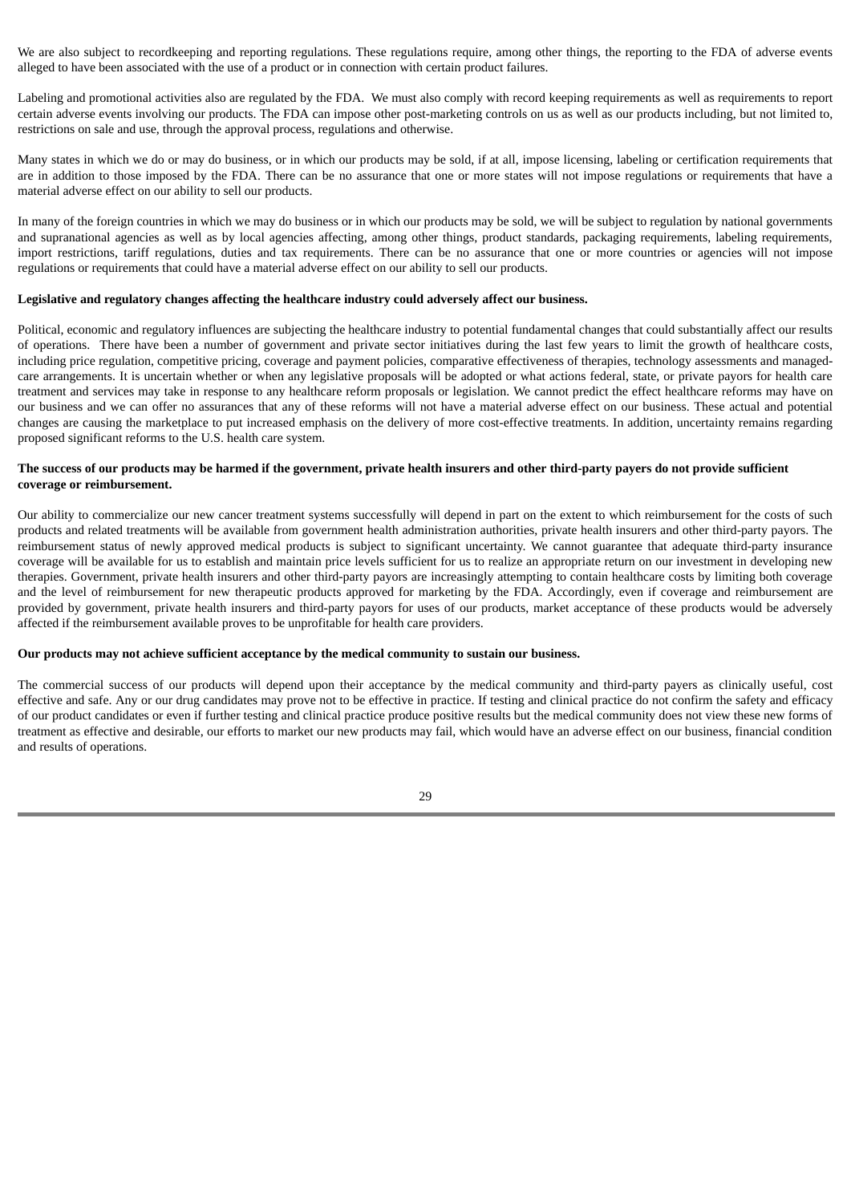We are also subject to recordkeeping and reporting regulations. These regulations require, among other things, the reporting to the FDA of adverse events alleged to have been associated with the use of a product or in connection with certain product failures.

Labeling and promotional activities also are regulated by the FDA. We must also comply with record keeping requirements as well as requirements to report certain adverse events involving our products. The FDA can impose other post-marketing controls on us as well as our products including, but not limited to, restrictions on sale and use, through the approval process, regulations and otherwise.

Many states in which we do or may do business, or in which our products may be sold, if at all, impose licensing, labeling or certification requirements that are in addition to those imposed by the FDA. There can be no assurance that one or more states will not impose regulations or requirements that have a material adverse effect on our ability to sell our products.

In many of the foreign countries in which we may do business or in which our products may be sold, we will be subject to regulation by national governments and supranational agencies as well as by local agencies affecting, among other things, product standards, packaging requirements, labeling requirements, import restrictions, tariff regulations, duties and tax requirements. There can be no assurance that one or more countries or agencies will not impose regulations or requirements that could have a material adverse effect on our ability to sell our products.

**Legislative and regulatory changes affecting the healthcare industry could adversely affect our business.**

Political, economic and regulatory influences are subjecting the healthcare industry to potential fundamental changes that could substantially affect our results of operations. There have been a number of government and private sector initiatives during the last few years to limit the growth of healthcare costs, including price regulation, competitive pricing, coverage and payment policies, comparative effectiveness of therapies, technology assessments and managed-care arrangements. It is uncertain whether or when any legislative proposals will be adopted or what actions federal, state, or private payors for health care treatment and services may take in response to any healthcare reform proposals or legislation. We cannot predict the effect healthcare reforms may have on our business and we can offer no assurances that any of these reforms will not have a material adverse effect on our business. These actual and potential changes are causing the marketplace to put increased emphasis on the delivery of more cost-effective treatments. In addition, uncertainty remains regarding proposed significant reforms to the U.S. health care system.

**The success of our products may be harmed if the government, private health insurers and other third-party payers do not provide sufficient coverage or reimbursement.**

Our ability to commercialize our new cancer treatment systems successfully will depend in part on the extent to which reimbursement for the costs of such products and related treatments will be available from government health administration authorities, private health insurers and other third-party payors. The reimbursement status of newly approved medical products is subject to significant uncertainty. We cannot guarantee that adequate third-party insurance coverage will be available for us to establish and maintain price levels sufficient for us to realize an appropriate return on our investment in developing new therapies. Government, private health insurers and other third-party payors are increasingly attempting to contain healthcare costs by limiting both coverage and the level of reimbursement for new therapeutic products approved for marketing by the FDA. Accordingly, even if coverage and reimbursement are provided by government, private health insurers and third-party payors for uses of our products, market acceptance of these products would be adversely affected if the reimbursement available proves to be unprofitable for health care providers.

**Our products may not achieve sufficient acceptance by the medical community to sustain our business.**

The commercial success of our products will depend upon their acceptance by the medical community and third-party payers as clinically useful, cost effective and safe. Any or our drug candidates may prove not to be effective in practice. If testing and clinical practice do not confirm the safety and efficacy of our product candidates or even if further testing and clinical practice produce positive results but the medical community does not view these new forms of treatment as effective and desirable, our efforts to market our new products may fail, which would have an adverse effect on our business, financial condition and results of operations.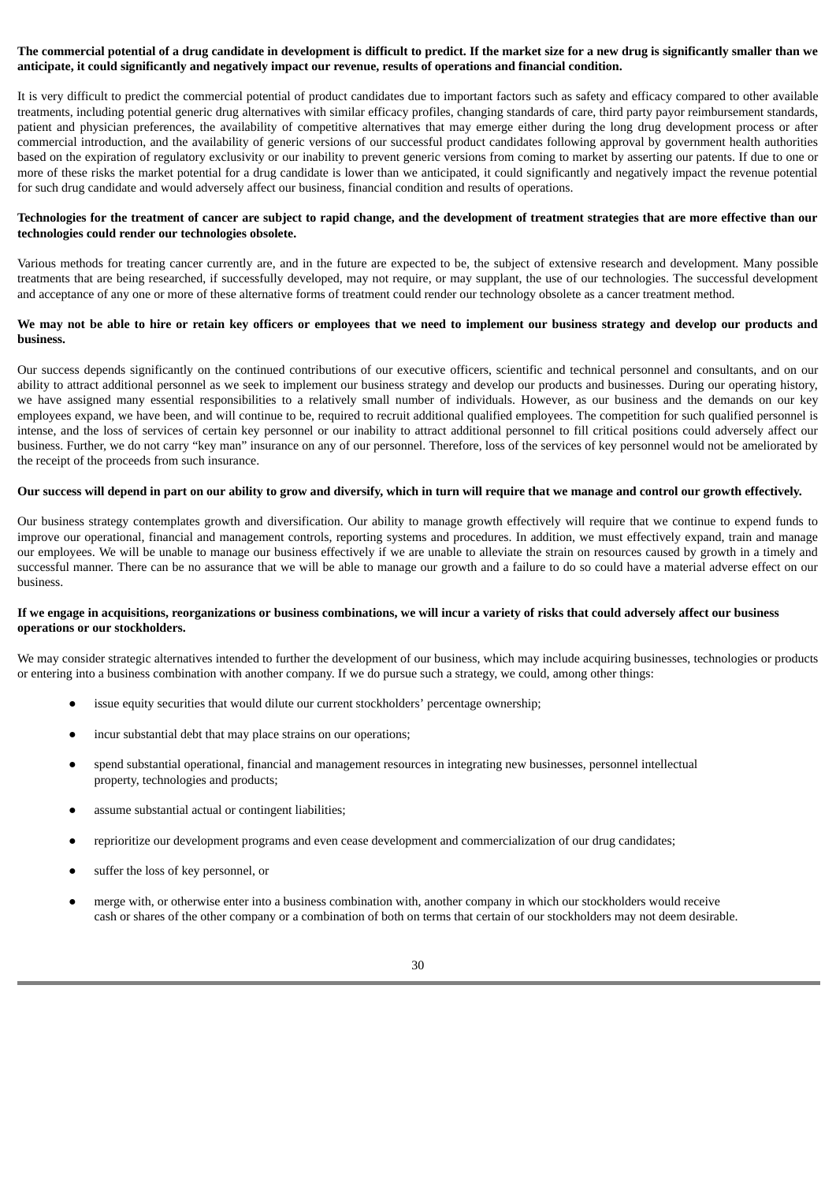**The commercial potential of a drug candidate in development is difficult to predict. If the market size for a new drug is significantly smaller than we anticipate, it could significantly and negatively impact our revenue, results of operations and financial condition.**

It is very difficult to predict the commercial potential of product candidates due to important factors such as safety and efficacy compared to other available treatments, including potential generic drug alternatives with similar efficacy profiles, changing standards of care, third party payor reimbursement standards, patient and physician preferences, the availability of competitive alternatives that may emerge either during the long drug development process or after commercial introduction, and the availability of generic versions of our successful product candidates following approval by government health authorities based on the expiration of regulatory exclusivity or our inability to prevent generic versions from coming to market by asserting our patents. If due to one or more of these risks the market potential for a drug candidate is lower than we anticipated, it could significantly and negatively impact the revenue potential for such drug candidate and would adversely affect our business, financial condition and results of operations.

**Technologies for the treatment of cancer are subject to rapid change, and the development of treatment strategies that are more effective than our technologies could render our technologies obsolete.**

Various methods for treating cancer currently are, and in the future are expected to be, the subject of extensive research and development. Many possible treatments that are being researched, if successfully developed, may not require, or may supplant, the use of our technologies. The successful development and acceptance of any one or more of these alternative forms of treatment could render our technology obsolete as a cancer treatment method.

**We may not be able to hire or retain key officers or employees that we need to implement our business strategy and develop our products and business.**

Our success depends significantly on the continued contributions of our executive officers, scientific and technical personnel and consultants, and on our ability to attract additional personnel as we seek to implement our business strategy and develop our products and businesses. During our operating history, we have assigned many essential responsibilities to a relatively small number of individuals. However, as our business and the demands on our key employees expand, we have been, and will continue to be, required to recruit additional qualified employees. The competition for such qualified personnel is intense, and the loss of services of certain key personnel or our inability to attract additional personnel to fill critical positions could adversely affect our business. Further, we do not carry "key man" insurance on any of our personnel. Therefore, loss of the services of key personnel would not be ameliorated by the receipt of the proceeds from such insurance.

**Our success will depend in part on our ability to grow and diversify, which in turn will require that we manage and control our growth effectively.**

Our business strategy contemplates growth and diversification. Our ability to manage growth effectively will require that we continue to expend funds to improve our operational, financial and management controls, reporting systems and procedures. In addition, we must effectively expand, train and manage our employees. We will be unable to manage our business effectively if we are unable to alleviate the strain on resources caused by growth in a timely and successful manner. There can be no assurance that we will be able to manage our growth and a failure to do so could have a material adverse effect on our business.

**If we engage in acquisitions, reorganizations or business combinations, we will incur a variety of risks that could adversely affect our business operations or our stockholders.**

We may consider strategic alternatives intended to further the development of our business, which may include acquiring businesses, technologies or products or entering into a business combination with another company. If we do pursue such a strategy, we could, among other things:

- issue equity securities that would dilute our current stockholders' percentage ownership;
- incur substantial debt that may place strains on our operations;
- spend substantial operational, financial and management resources in integrating new businesses, personnel intellectual property, technologies and products;
- assume substantial actual or contingent liabilities;
- reprioritize our development programs and even cease development and commercialization of our drug candidates;
- suffer the loss of key personnel, or
- merge with, or otherwise enter into a business combination with, another company in which our stockholders would receive cash or shares of the other company or a combination of both on terms that certain of our stockholders may not deem desirable.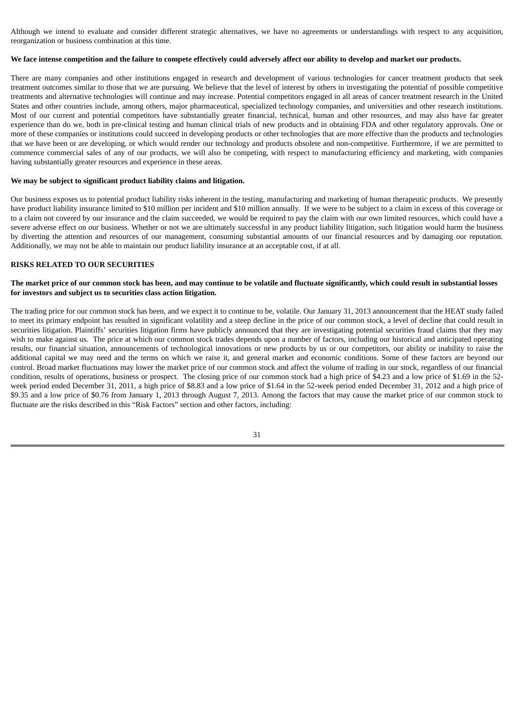Although we intend to evaluate and consider different strategic alternatives, we have no agreements or understandings with respect to any acquisition, reorganization or business combination at this time.

**We face intense competition and the failure to compete effectively could adversely affect our ability to develop and market our products.**

There are many companies and other institutions engaged in research and development of various technologies for cancer treatment products that seek treatment outcomes similar to those that we are pursuing. We believe that the level of interest by others in investigating the potential of possible competitive treatments and alternative technologies will continue and may increase. Potential competitors engaged in all areas of cancer treatment research in the United States and other countries include, among others, major pharmaceutical, specialized technology companies, and universities and other research institutions. Most of our current and potential competitors have substantially greater financial, technical, human and other resources, and may also have far greater experience than do we, both in pre-clinical testing and human clinical trials of new products and in obtaining FDA and other regulatory approvals. One or more of these companies or institutions could succeed in developing products or other technologies that are more effective than the products and technologies that we have been or are developing, or which would render our technology and products obsolete and non-competitive. Furthermore, if we are permitted to commence commercial sales of any of our products, we will also be competing, with respect to manufacturing efficiency and marketing, with companies having substantially greater resources and experience in these areas.

**We may be subject to significant product liability claims and litigation.**

Our business exposes us to potential product liability risks inherent in the testing, manufacturing and marketing of human therapeutic products. We presently have product liability insurance limited to $10 million per incident and $10 million annually. If we were to be subject to a claim in excess of this coverage or to a claim not covered by our insurance and the claim succeeded, we would be required to pay the claim with our own limited resources, which could have a severe adverse effect on our business. Whether or not we are ultimately successful in any product liability litigation, such litigation would harm the business by diverting the attention and resources of our management, consuming substantial amounts of our financial resources and by damaging our reputation. Additionally, we may not be able to maintain our product liability insurance at an acceptable cost, if at all.

**RISKS RELATED TO OUR SECURITIES**

**The market price of our common stock has been, and may continue to be volatile and fluctuate significantly, which could result in substantial losses for investors and subject us to securities class action litigation.**

The trading price for our common stock has been, and we expect it to continue to be, volatile. Our January 31, 2013 announcement that the HEAT study failed to meet its primary endpoint has resulted in significant volatility and a steep decline in the price of our common stock, a level of decline that could result in securities litigation. Plaintiffs' securities litigation firms have publicly announced that they are investigating potential securities fraud claims that they may wish to make against us. The price at which our common stock trades depends upon a number of factors, including our historical and anticipated operating results, our financial situation, announcements of technological innovations or new products by us or our competitors, our ability or inability to raise the additional capital we may need and the terms on which we raise it, and general market and economic conditions. Some of these factors are beyond our control. Broad market fluctuations may lower the market price of our common stock and affect the volume of trading in our stock, regardless of our financial condition, results of operations, business or prospect. The closing price of our common stock had a high price of $4.23 and a low price of $1.69 in the 52-week period ended December 31, 2011, a high price of $8.83 and a low price of $1.64 in the 52-week period ended December 31, 2012 and a high price of $9.35 and a low price of $0.76 from January 1, 2013 through August 7, 2013. Among the factors that may cause the market price of our common stock to fluctuate are the risks described in this "Risk Factors" section and other factors, including: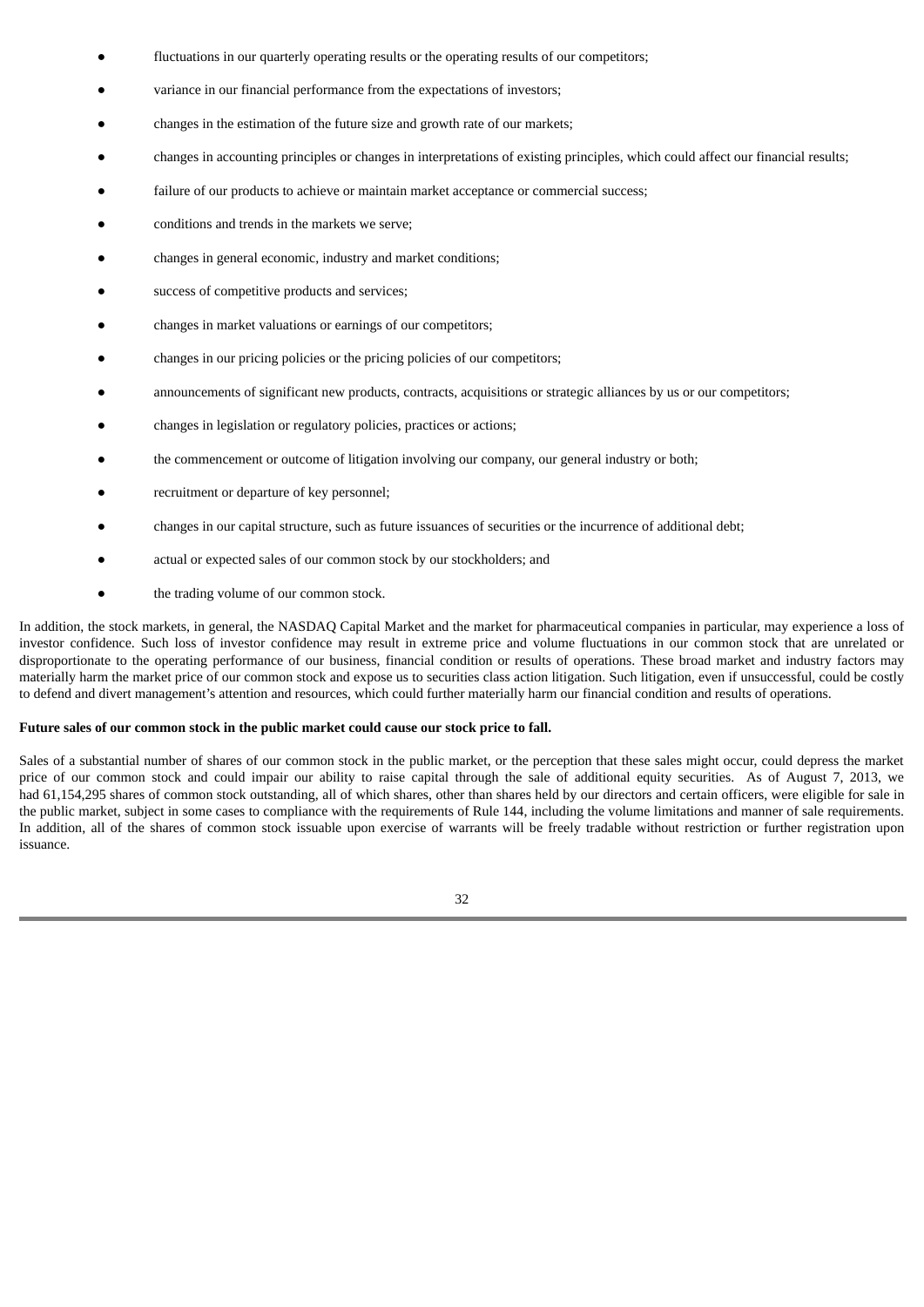- fluctuations in our quarterly operating results or the operating results of our competitors;
- variance in our financial performance from the expectations of investors;
- changes in the estimation of the future size and growth rate of our markets;
- changes in accounting principles or changes in interpretations of existing principles, which could affect our financial results;
- failure of our products to achieve or maintain market acceptance or commercial success;
- conditions and trends in the markets we serve;
- changes in general economic, industry and market conditions;
- success of competitive products and services;
- changes in market valuations or earnings of our competitors;
- changes in our pricing policies or the pricing policies of our competitors;
- announcements of significant new products, contracts, acquisitions or strategic alliances by us or our competitors;
- changes in legislation or regulatory policies, practices or actions;
- the commencement or outcome of litigation involving our company, our general industry or both;
- recruitment or departure of key personnel;
- changes in our capital structure, such as future issuances of securities or the incurrence of additional debt;
- actual or expected sales of our common stock by our stockholders; and
- the trading volume of our common stock.

In addition, the stock markets, in general, the NASDAQ Capital Market and the market for pharmaceutical companies in particular, may experience a loss of investor confidence. Such loss of investor confidence may result in extreme price and volume fluctuations in our common stock that are unrelated or disproportionate to the operating performance of our business, financial condition or results of operations. These broad market and industry factors may materially harm the market price of our common stock and expose us to securities class action litigation. Such litigation, even if unsuccessful, could be costly to defend and divert management's attention and resources, which could further materially harm our financial condition and results of operations.

**Future sales of our common stock in the public market could cause our stock price to fall.**

Sales of a substantial number of shares of our common stock in the public market, or the perception that these sales might occur, could depress the market price of our common stock and could impair our ability to raise capital through the sale of additional equity securities. As of August 7, 2013, we had 61,154,295 shares of common stock outstanding, all of which shares, other than shares held by our directors and certain officers, were eligible for sale in the public market, subject in some cases to compliance with the requirements of Rule 144, including the volume limitations and manner of sale requirements. In addition, all of the shares of common stock issuable upon exercise of warrants will be freely tradable without restriction or further registration upon issuance.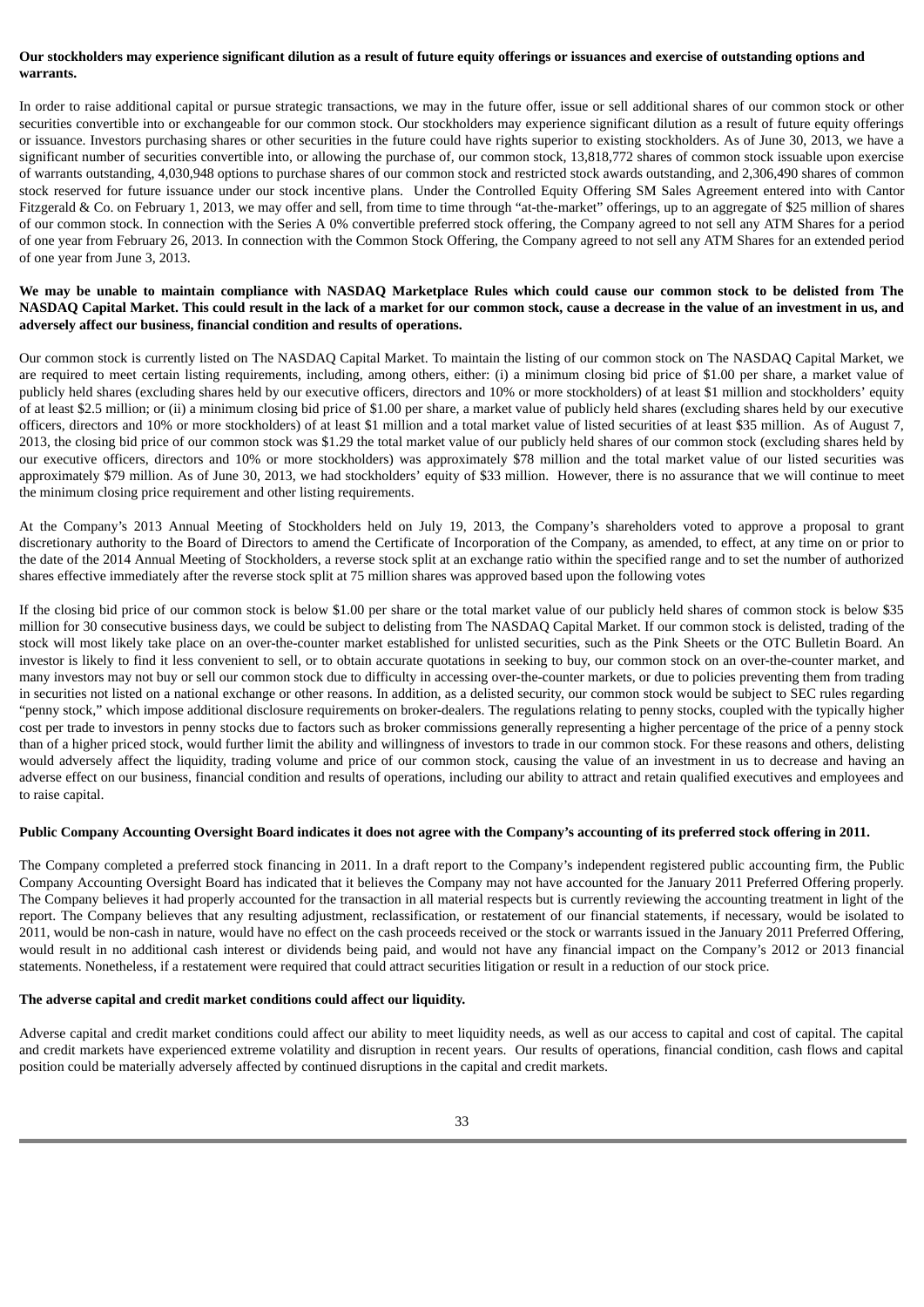**Our stockholders may experience significant dilution as a result of future equity offerings or issuances and exercise of outstanding options and warrants.**

In order to raise additional capital or pursue strategic transactions, we may in the future offer, issue or sell additional shares of our common stock or other securities convertible into or exchangeable for our common stock. Our stockholders may experience significant dilution as a result of future equity offerings or issuance. Investors purchasing shares or other securities in the future could have rights superior to existing stockholders. As of June 30, 2013, we have a significant number of securities convertible into, or allowing the purchase of, our common stock, 13,818,772 shares of common stock issuable upon exercise of warrants outstanding, 4,030,948 options to purchase shares of our common stock and restricted stock awards outstanding, and 2,306,490 shares of common stock reserved for future issuance under our stock incentive plans. Under the Controlled Equity Offering SM Sales Agreement entered into with Cantor Fitzgerald & Co. on February 1, 2013, we may offer and sell, from time to time through "at-the-market" offerings, up to an aggregate of $25 million of shares of our common stock. In connection with the Series A 0% convertible preferred stock offering, the Company agreed to not sell any ATM Shares for a period of one year from February 26, 2013. In connection with the Common Stock Offering, the Company agreed to not sell any ATM Shares for an extended period of one year from June 3, 2013.

**We may be unable to maintain compliance with NASDAQ Marketplace Rules which could cause our common stock to be delisted from The NASDAQ Capital Market. This could result in the lack of a market for our common stock, cause a decrease in the value of an investment in us, and adversely affect our business, financial condition and results of operations.**

Our common stock is currently listed on The NASDAQ Capital Market. To maintain the listing of our common stock on The NASDAQ Capital Market, we are required to meet certain listing requirements, including, among others, either: (i) a minimum closing bid price of $1.00 per share, a market value of publicly held shares (excluding shares held by our executive officers, directors and 10% or more stockholders) of at least $1 million and stockholders' equity of at least $2.5 million; or (ii) a minimum closing bid price of $1.00 per share, a market value of publicly held shares (excluding shares held by our executive officers, directors and 10% or more stockholders) of at least $1 million and a total market value of listed securities of at least $35 million. As of August 7, 2013, the closing bid price of our common stock was $1.29 the total market value of our publicly held shares of our common stock (excluding shares held by our executive officers, directors and 10% or more stockholders) was approximately $78 million and the total market value of our listed securities was approximately $79 million. As of June 30, 2013, we had stockholders' equity of $33 million. However, there is no assurance that we will continue to meet the minimum closing price requirement and other listing requirements.

At the Company's 2013 Annual Meeting of Stockholders held on July 19, 2013, the Company's shareholders voted to approve a proposal to grant discretionary authority to the Board of Directors to amend the Certificate of Incorporation of the Company, as amended, to effect, at any time on or prior to the date of the 2014 Annual Meeting of Stockholders, a reverse stock split at an exchange ratio within the specified range and to set the number of authorized shares effective immediately after the reverse stock split at 75 million shares was approved based upon the following votes

If the closing bid price of our common stock is below $1.00 per share or the total market value of our publicly held shares of common stock is below $35 million for 30 consecutive business days, we could be subject to delisting from The NASDAQ Capital Market. If our common stock is delisted, trading of the stock will most likely take place on an over-the-counter market established for unlisted securities, such as the Pink Sheets or the OTC Bulletin Board. An investor is likely to find it less convenient to sell, or to obtain accurate quotations in seeking to buy, our common stock on an over-the-counter market, and many investors may not buy or sell our common stock due to difficulty in accessing over-the-counter markets, or due to policies preventing them from trading in securities not listed on a national exchange or other reasons. In addition, as a delisted security, our common stock would be subject to SEC rules regarding "penny stock," which impose additional disclosure requirements on broker-dealers. The regulations relating to penny stocks, coupled with the typically higher cost per trade to investors in penny stocks due to factors such as broker commissions generally representing a higher percentage of the price of a penny stock than of a higher priced stock, would further limit the ability and willingness of investors to trade in our common stock. For these reasons and others, delisting would adversely affect the liquidity, trading volume and price of our common stock, causing the value of an investment in us to decrease and having an adverse effect on our business, financial condition and results of operations, including our ability to attract and retain qualified executives and employees and to raise capital.

**Public Company Accounting Oversight Board indicates it does not agree with the Company's accounting of its preferred stock offering in 2011.**

The Company completed a preferred stock financing in 2011. In a draft report to the Company's independent registered public accounting firm, the Public Company Accounting Oversight Board has indicated that it believes the Company may not have accounted for the January 2011 Preferred Offering properly. The Company believes it had properly accounted for the transaction in all material respects but is currently reviewing the accounting treatment in light of the report. The Company believes that any resulting adjustment, reclassification, or restatement of our financial statements, if necessary, would be isolated to 2011, would be non-cash in nature, would have no effect on the cash proceeds received or the stock or warrants issued in the January 2011 Preferred Offering, would result in no additional cash interest or dividends being paid, and would not have any financial impact on the Company's 2012 or 2013 financial statements. Nonetheless, if a restatement were required that could attract securities litigation or result in a reduction of our stock price.

**The adverse capital and credit market conditions could affect our liquidity.**

Adverse capital and credit market conditions could affect our ability to meet liquidity needs, as well as our access to capital and cost of capital. The capital and credit markets have experienced extreme volatility and disruption in recent years. Our results of operations, financial condition, cash flows and capital position could be materially adversely affected by continued disruptions in the capital and credit markets.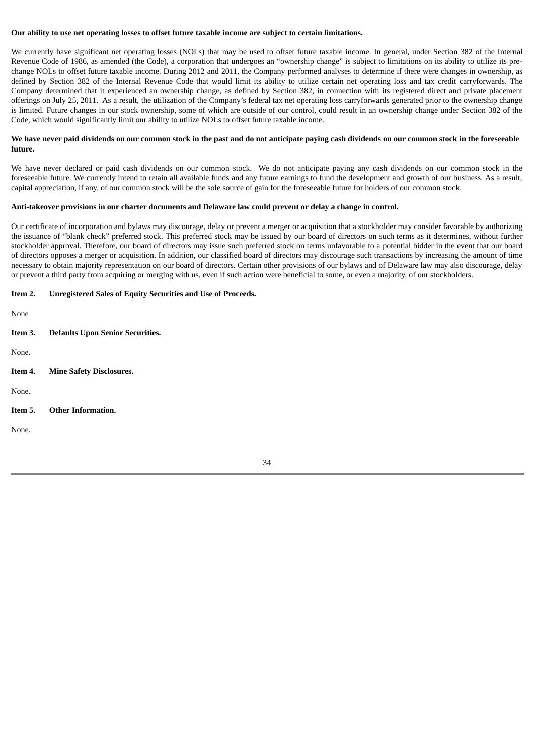**Our ability to use net operating losses to offset future taxable income are subject to certain limitations.**

We currently have significant net operating losses (NOLs) that may be used to offset future taxable income. In general, under Section 382 of the Internal Revenue Code of 1986, as amended (the Code), a corporation that undergoes an "ownership change" is subject to limitations on its ability to utilize its pre-change NOLs to offset future taxable income. During 2012 and 2011, the Company performed analyses to determine if there were changes in ownership, as defined by Section 382 of the Internal Revenue Code that would limit its ability to utilize certain net operating loss and tax credit carryforwards. The Company determined that it experienced an ownership change, as defined by Section 382, in connection with its registered direct and private placement offerings on July 25, 2011. As a result, the utilization of the Company's federal tax net operating loss carryforwards generated prior to the ownership change is limited. Future changes in our stock ownership, some of which are outside of our control, could result in an ownership change under Section 382 of the Code, which would significantly limit our ability to utilize NOLs to offset future taxable income.

**We have never paid dividends on our common stock in the past and do not anticipate paying cash dividends on our common stock in the foreseeable future.**

We have never declared or paid cash dividends on our common stock. We do not anticipate paying any cash dividends on our common stock in the foreseeable future. We currently intend to retain all available funds and any future earnings to fund the development and growth of our business. As a result, capital appreciation, if any, of our common stock will be the sole source of gain for the foreseeable future for holders of our common stock.

**Anti-takeover provisions in our charter documents and Delaware law could prevent or delay a change in control.**

Our certificate of incorporation and bylaws may discourage, delay or prevent a merger or acquisition that a stockholder may consider favorable by authorizing the issuance of "blank check" preferred stock. This preferred stock may be issued by our board of directors on such terms as it determines, without further stockholder approval. Therefore, our board of directors may issue such preferred stock on terms unfavorable to a potential bidder in the event that our board of directors opposes a merger or acquisition. In addition, our classified board of directors may discourage such transactions by increasing the amount of time necessary to obtain majority representation on our board of directors. Certain other provisions of our bylaws and of Delaware law may also discourage, delay or prevent a third party from acquiring or merging with us, even if such action were beneficial to some, or even a majority, of our stockholders.

## Item 2. Unregistered Sales of Equity Securities and Use of Proceeds.

None

## Item 3. Defaults Upon Senior Securities.

None.

## Item 4. Mine Safety Disclosures.

None.

## Item 5. Other Information.

None.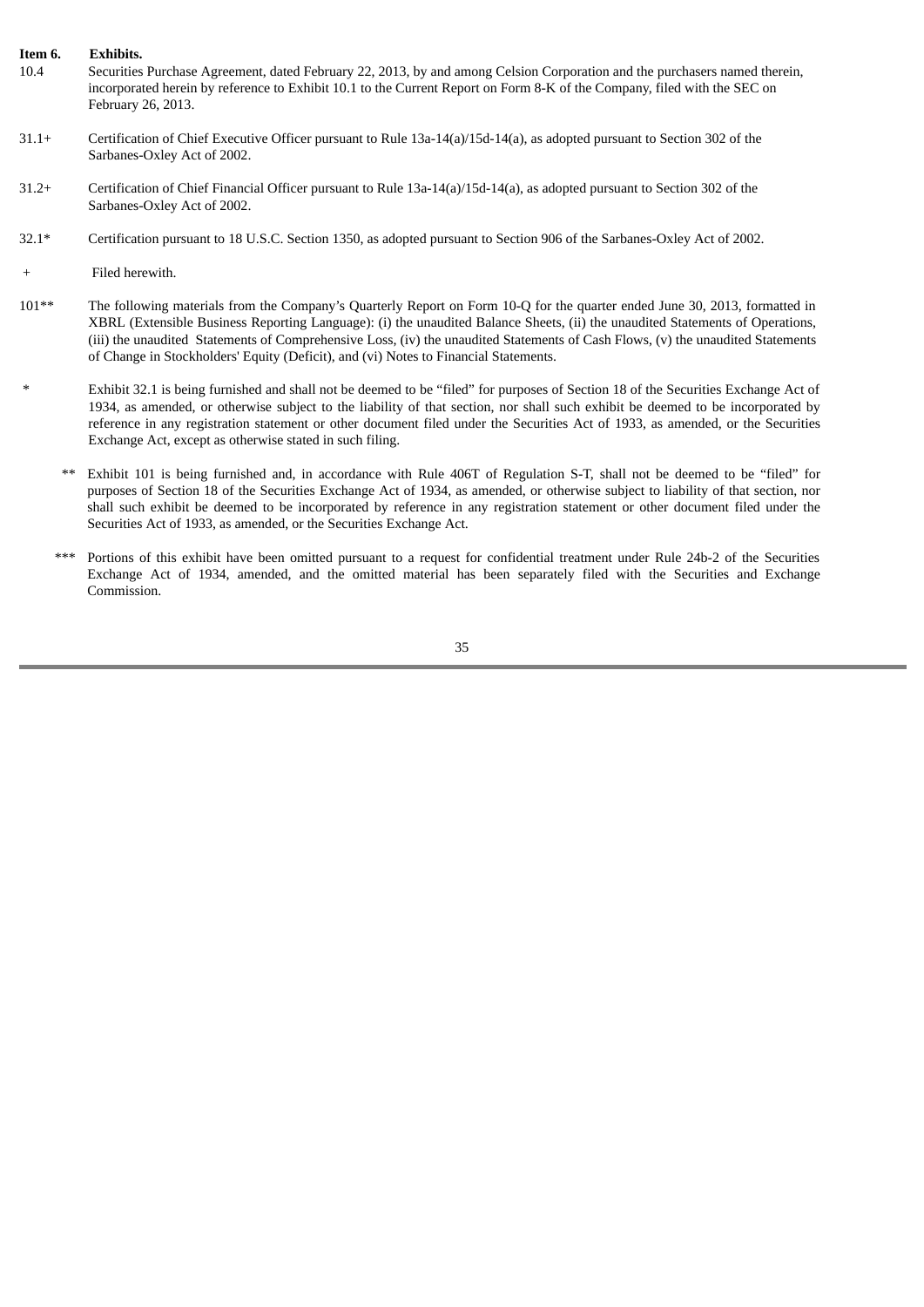**Item 6. Exhibits.**

10.4 Securities Purchase Agreement, dated February 22, 2013, by and among Celsion Corporation and the purchasers named therein, incorporated herein by reference to Exhibit 10.1 to the Current Report on Form 8-K of the Company, filed with the SEC on February 26, 2013.

31.1+ Certification of Chief Executive Officer pursuant to Rule 13a-14(a)/15d-14(a), as adopted pursuant to Section 302 of the Sarbanes-Oxley Act of 2002.

31.2+ Certification of Chief Financial Officer pursuant to Rule 13a-14(a)/15d-14(a), as adopted pursuant to Section 302 of the Sarbanes-Oxley Act of 2002.

32.1* Certification pursuant to 18 U.S.C. Section 1350, as adopted pursuant to Section 906 of the Sarbanes-Oxley Act of 2002.

\+ Filed herewith.

101** The following materials from the Company's Quarterly Report on Form 10-Q for the quarter ended June 30, 2013, formatted in XBRL (Extensible Business Reporting Language): (i) the unaudited Balance Sheets, (ii) the unaudited Statements of Operations, (iii) the unaudited Statements of Comprehensive Loss, (iv) the unaudited Statements of Cash Flows, (v) the unaudited Statements of Change in Stockholders' Equity (Deficit), and (vi) Notes to Financial Statements.

\* Exhibit 32.1 is being furnished and shall not be deemed to be "filed" for purposes of Section 18 of the Securities Exchange Act of 1934, as amended, or otherwise subject to the liability of that section, nor shall such exhibit be deemed to be incorporated by reference in any registration statement or other document filed under the Securities Act of 1933, as amended, or the Securities Exchange Act, except as otherwise stated in such filing.

** Exhibit 101 is being furnished and, in accordance with Rule 406T of Regulation S-T, shall not be deemed to be "filed" for purposes of Section 18 of the Securities Exchange Act of 1934, as amended, or otherwise subject to liability of that section, nor shall such exhibit be deemed to be incorporated by reference in any registration statement or other document filed under the Securities Act of 1933, as amended, or the Securities Exchange Act.

*** Portions of this exhibit have been omitted pursuant to a request for confidential treatment under Rule 24b-2 of the Securities Exchange Act of 1934, amended, and the omitted material has been separately filed with the Securities and Exchange Commission.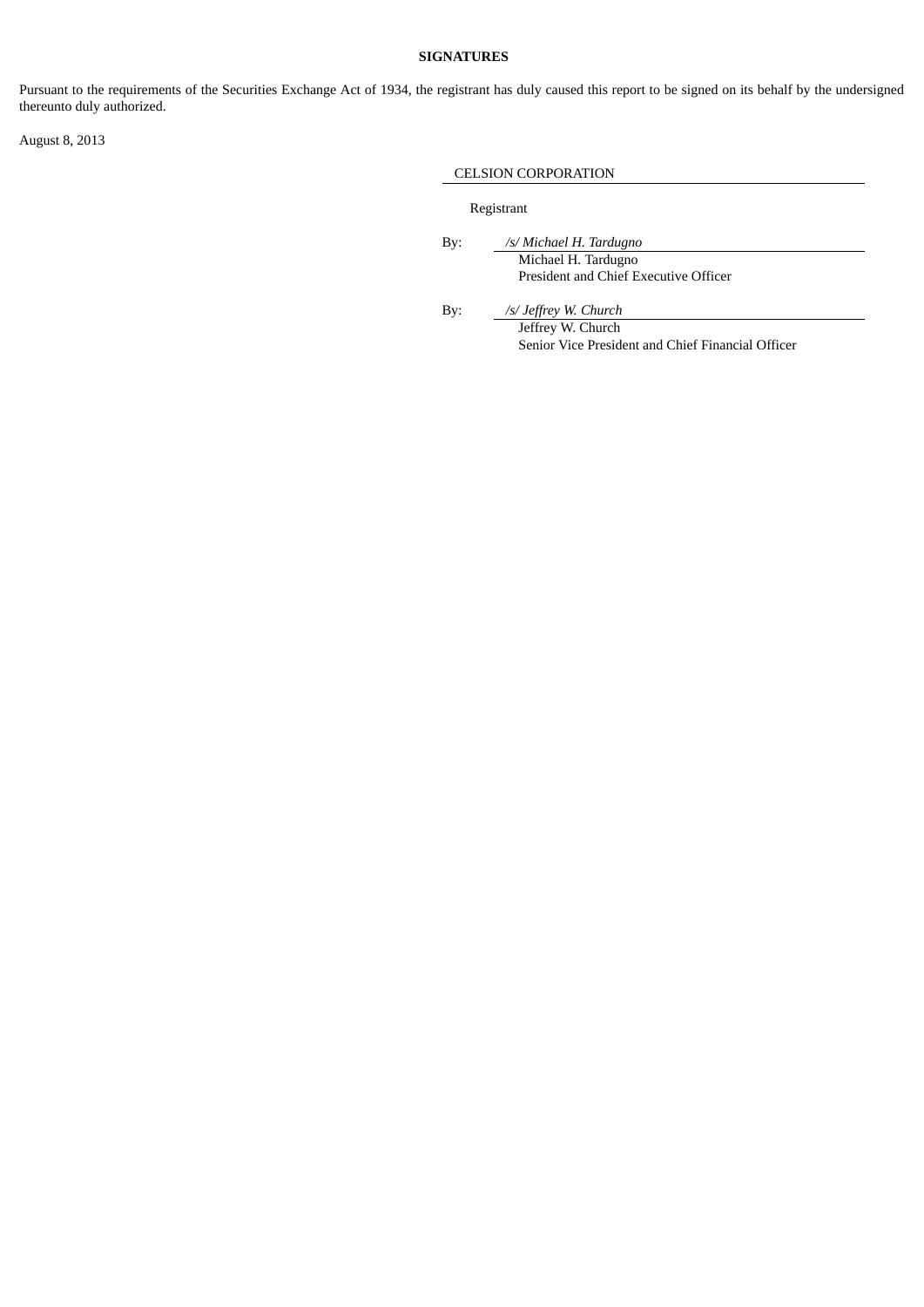**SIGNATURES**

Pursuant to the requirements of the Securities Exchange Act of 1934, the registrant has duly caused this report to be signed on its behalf by the undersigned thereunto duly authorized.

August 8, 2013

CELSION CORPORATION

Registrant

By: */s/ Michael H. Tardugno*
Michael H. Tardugno
President and Chief Executive Officer

By: */s/ Jeffrey W. Church*
Jeffrey W. Church
Senior Vice President and Chief Financial Officer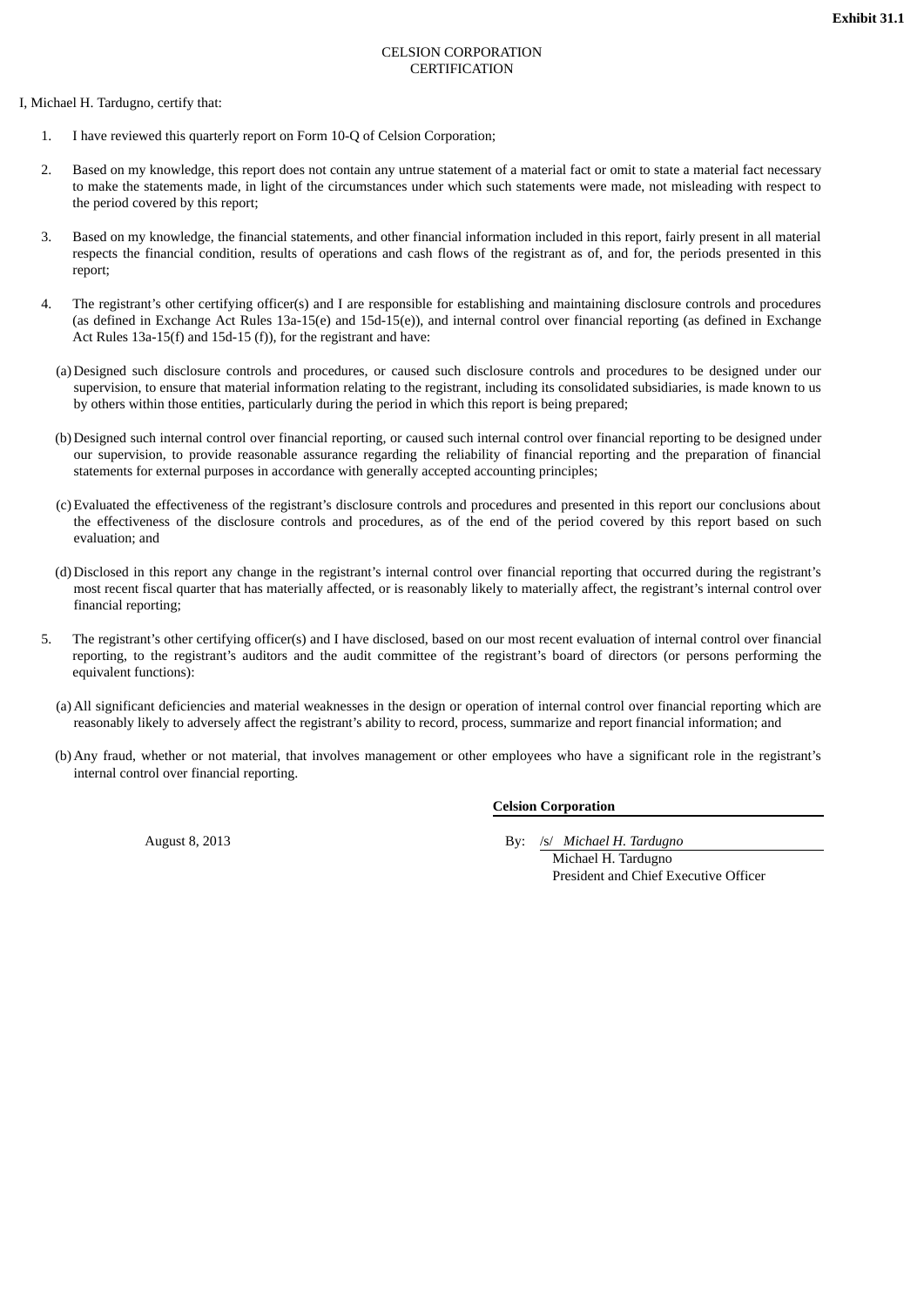**Exhibit 31.1**

CELSION CORPORATION
CERTIFICATION

I, Michael H. Tardugno, certify that:

1. I have reviewed this quarterly report on Form 10-Q of Celsion Corporation;

2. Based on my knowledge, this report does not contain any untrue statement of a material fact or omit to state a material fact necessary to make the statements made, in light of the circumstances under which such statements were made, not misleading with respect to the period covered by this report;

3. Based on my knowledge, the financial statements, and other financial information included in this report, fairly present in all material respects the financial condition, results of operations and cash flows of the registrant as of, and for, the periods presented in this report;

4. The registrant's other certifying officer(s) and I are responsible for establishing and maintaining disclosure controls and procedures (as defined in Exchange Act Rules 13a-15(e) and 15d-15(e)), and internal control over financial reporting (as defined in Exchange Act Rules 13a-15(f) and 15d-15 (f)), for the registrant and have:

   (a) Designed such disclosure controls and procedures, or caused such disclosure controls and procedures to be designed under our supervision, to ensure that material information relating to the registrant, including its consolidated subsidiaries, is made known to us by others within those entities, particularly during the period in which this report is being prepared;

   (b) Designed such internal control over financial reporting, or caused such internal control over financial reporting to be designed under our supervision, to provide reasonable assurance regarding the reliability of financial reporting and the preparation of financial statements for external purposes in accordance with generally accepted accounting principles;

   (c) Evaluated the effectiveness of the registrant's disclosure controls and procedures and presented in this report our conclusions about the effectiveness of the disclosure controls and procedures, as of the end of the period covered by this report based on such evaluation; and

   (d) Disclosed in this report any change in the registrant's internal control over financial reporting that occurred during the registrant's most recent fiscal quarter that has materially affected, or is reasonably likely to materially affect, the registrant's internal control over financial reporting;

5. The registrant's other certifying officer(s) and I have disclosed, based on our most recent evaluation of internal control over financial reporting, to the registrant's auditors and the audit committee of the registrant's board of directors (or persons performing the equivalent functions):

   (a) All significant deficiencies and material weaknesses in the design or operation of internal control over financial reporting which are reasonably likely to adversely affect the registrant's ability to record, process, summarize and report financial information; and

   (b) Any fraud, whether or not material, that involves management or other employees who have a significant role in the registrant's internal control over financial reporting.

**Celsion Corporation**

August 8, 2013

By: /s/ *Michael H. Tardugno*
Michael H. Tardugno
President and Chief Executive Officer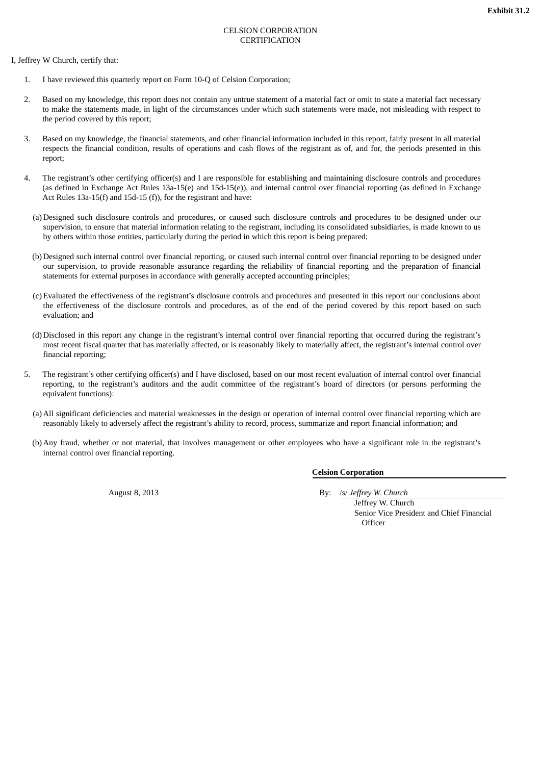**Exhibit 31.2**

CELSION CORPORATION
CERTIFICATION

I, Jeffrey W Church, certify that:

1. I have reviewed this quarterly report on Form 10-Q of Celsion Corporation;

2. Based on my knowledge, this report does not contain any untrue statement of a material fact or omit to state a material fact necessary to make the statements made, in light of the circumstances under which such statements were made, not misleading with respect to the period covered by this report;

3. Based on my knowledge, the financial statements, and other financial information included in this report, fairly present in all material respects the financial condition, results of operations and cash flows of the registrant as of, and for, the periods presented in this report;

4. The registrant's other certifying officer(s) and I are responsible for establishing and maintaining disclosure controls and procedures (as defined in Exchange Act Rules 13a-15(e) and 15d-15(e)), and internal control over financial reporting (as defined in Exchange Act Rules 13a-15(f) and 15d-15 (f)), for the registrant and have:

   (a) Designed such disclosure controls and procedures, or caused such disclosure controls and procedures to be designed under our supervision, to ensure that material information relating to the registrant, including its consolidated subsidiaries, is made known to us by others within those entities, particularly during the period in which this report is being prepared;

   (b) Designed such internal control over financial reporting, or caused such internal control over financial reporting to be designed under our supervision, to provide reasonable assurance regarding the reliability of financial reporting and the preparation of financial statements for external purposes in accordance with generally accepted accounting principles;

   (c) Evaluated the effectiveness of the registrant's disclosure controls and procedures and presented in this report our conclusions about the effectiveness of the disclosure controls and procedures, as of the end of the period covered by this report based on such evaluation; and

   (d) Disclosed in this report any change in the registrant's internal control over financial reporting that occurred during the registrant's most recent fiscal quarter that has materially affected, or is reasonably likely to materially affect, the registrant's internal control over financial reporting;

5. The registrant's other certifying officer(s) and I have disclosed, based on our most recent evaluation of internal control over financial reporting, to the registrant's auditors and the audit committee of the registrant's board of directors (or persons performing the equivalent functions):

   (a) All significant deficiencies and material weaknesses in the design or operation of internal control over financial reporting which are reasonably likely to adversely affect the registrant's ability to record, process, summarize and report financial information; and

   (b) Any fraud, whether or not material, that involves management or other employees who have a significant role in the registrant's internal control over financial reporting.

**Celsion Corporation**

August 8, 2013

By: /s/ *Jeffrey W. Church*
Jeffrey W. Church
Senior Vice President and Chief Financial Officer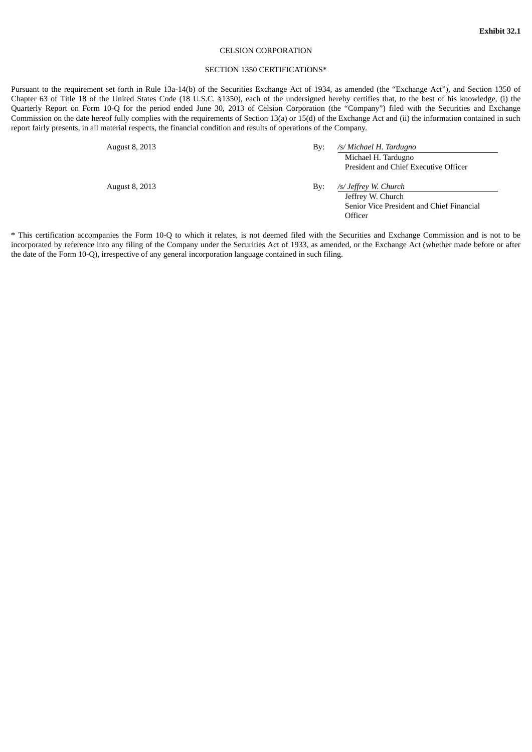**Exhibit 32.1**

CELSION CORPORATION

SECTION 1350 CERTIFICATIONS*

Pursuant to the requirement set forth in Rule 13a-14(b) of the Securities Exchange Act of 1934, as amended (the "Exchange Act"), and Section 1350 of Chapter 63 of Title 18 of the United States Code (18 U.S.C. §1350), each of the undersigned hereby certifies that, to the best of his knowledge, (i) the Quarterly Report on Form 10-Q for the period ended June 30, 2013 of Celsion Corporation (the "Company") filed with the Securities and Exchange Commission on the date hereof fully complies with the requirements of Section 13(a) or 15(d) of the Exchange Act and (ii) the information contained in such report fairly presents, in all material respects, the financial condition and results of operations of the Company.

| | | |
|---|---|---|
| August 8, 2013 | By: | */s/ Michael H. Tardugno* |
| | | Michael H. Tardugno<br>President and Chief Executive Officer |
| August 8, 2013 | By: | */s/ Jeffrey W. Church* |
| | | Jeffrey W. Church<br>Senior Vice President and Chief Financial Officer |

* This certification accompanies the Form 10-Q to which it relates, is not deemed filed with the Securities and Exchange Commission and is not to be incorporated by reference into any filing of the Company under the Securities Act of 1933, as amended, or the Exchange Act (whether made before or after the date of the Form 10-Q), irrespective of any general incorporation language contained in such filing.